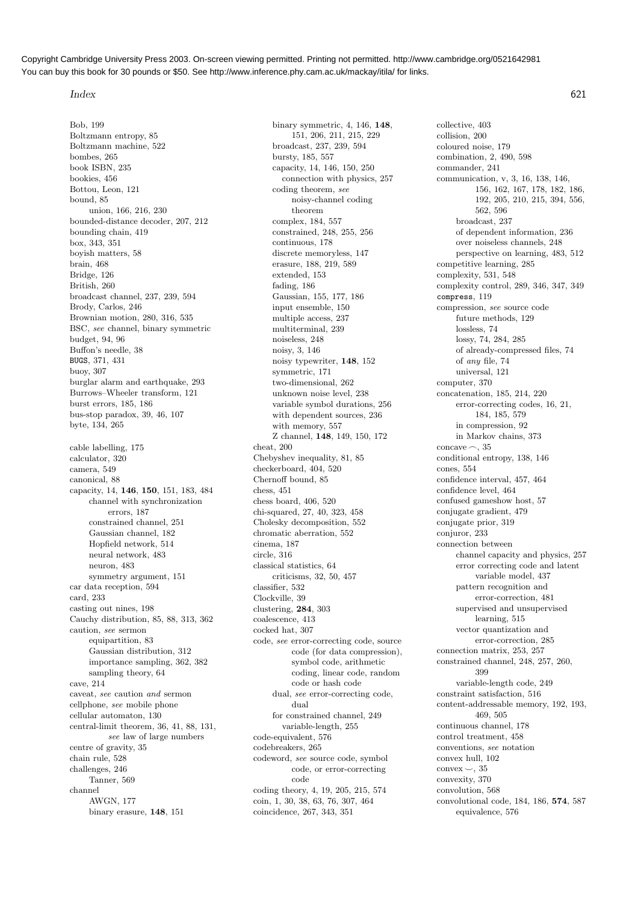Bob, 199
Boltzmann entropy, 85
Boltzmann machine, 522
bombes, 265
book ISBN, 235
bookies, 456
Bottou, Leon, 121
bound, 85
  union, 166, 216, 230
bounded-distance decoder, 207, 212
bounding chain, 419
box, 343, 351
boyish matters, 58
brain, 468
Bridge, 126
British, 260
broadcast channel, 237, 239, 594
Brody, Carlos, 246
Brownian motion, 280, 316, 535
BSC, *see* channel, binary symmetric
budget, 94, 96
Buffon's needle, 38
BUGS, 371, 431
buoy, 307
burglar alarm and earthquake, 293
Burrows–Wheeler transform, 121
burst errors, 185, 186
bus-stop paradox, 39, 46, 107
byte, 134, 265

cable labelling, 175
calculator, 320
camera, 549
canonical, 88
capacity, 14, **146**, **150**, 151, 183, 484
  channel with synchronization errors, 187
  constrained channel, 251
  Gaussian channel, 182
  Hopfield network, 514
  neural network, 483
  neuron, 483
  symmetry argument, 151
car data reception, 594
card, 233
casting out nines, 198
Cauchy distribution, 85, 88, 313, 362
caution, *see* sermon
  equipartition, 83
  Gaussian distribution, 312
  importance sampling, 362, 382
  sampling theory, 64
cave, 214
caveat, *see* caution *and* sermon
cellphone, *see* mobile phone
cellular automaton, 130
central-limit theorem, 36, 41, 88, 131, *see* law of large numbers
centre of gravity, 35
chain rule, 528
challenges, 246
  Tanner, 569
channel
  AWGN, 177
  binary erasure, **148**, 151
  binary symmetric, 4, 146, **148**, 151, 206, 211, 215, 229
  broadcast, 237, 239, 594
  bursty, 185, 557
  capacity, 14, 146, 150, 250
    connection with physics, 257
  coding theorem, *see* noisy-channel coding theorem
  complex, 184, 557
  constrained, 248, 255, 256
  continuous, 178
  discrete memoryless, 147
  erasure, 188, 219, 589
  extended, 153
  fading, 186
  Gaussian, 155, 177, 186
  input ensemble, 150
  multiple access, 237
  multiterminal, 239
  noiseless, 248
  noisy, 3, 146
  noisy typewriter, **148**, 152
  symmetric, 171
  two-dimensional, 262
  unknown noise level, 238
  variable symbol durations, 256
  with dependent sources, 236
  with memory, 557
  Z channel, **148**, 149, 150, 172
cheat, 200
Chebyshev inequality, 81, 85
checkerboard, 404, 520
Chernoff bound, 85
chess, 451
chess board, 406, 520
chi-squared, 27, 40, 323, 458
Cholesky decomposition, 552
chromatic aberration, 552
cinema, 187
circle, 316
classical statistics, 64
  criticisms, 32, 50, 457
classifier, 532
Clockville, 39
clustering, **284**, 303
coalescence, 413
cocked hat, 307
code, *see* error-correcting code, source code (for data compression), symbol code, arithmetic coding, linear code, random code or hash code
  dual, *see* error-correcting code, dual
  for constrained channel, 249
    variable-length, 255
code-equivalent, 576
codebreakers, 265
codeword, *see* source code, symbol code, or error-correcting code
coding theory, 4, 19, 205, 215, 574
coin, 1, 30, 38, 63, 76, 307, 464
coincidence, 267, 343, 351
collective, 403
collision, 200
coloured noise, 179
combination, 2, 490, 598
commander, 241
communication, v, 3, 16, 138, 146, 156, 162, 167, 178, 182, 186, 192, 205, 210, 215, 394, 556, 562, 596
  broadcast, 237
  of dependent information, 236
  over noiseless channels, 248
  perspective on learning, 483, 512
competitive learning, 285
complexity, 531, 548
complexity control, 289, 346, 347, 349
`compress`, 119
compression, *see* source code
  future methods, 129
  lossless, 74
  lossy, 74, 284, 285
  of already-compressed files, 74
  of *any* file, 74
  universal, 121
computer, 370
concatenation, 185, 214, 220
  error-correcting codes, 16, 21, 184, 185, 579
  in compression, 92
  in Markov chains, 373
concave $\frown$, 35
conditional entropy, 138, 146
cones, 554
confidence interval, 457, 464
confidence level, 464
confused gameshow host, 57
conjugate gradient, 479
conjugate prior, 319
conjuror, 233
connection between
  channel capacity and physics, 257
  error correcting code and latent variable model, 437
  pattern recognition and error-correction, 481
  supervised and unsupervised learning, 515
  vector quantization and error-correction, 285
connection matrix, 253, 257
constrained channel, 248, 257, 260, 399
  variable-length code, 249
constraint satisfaction, 516
content-addressable memory, 192, 193, 469, 505
continuous channel, 178
control treatment, 458
conventions, *see* notation
convex hull, 102
convex $\smile$, 35
convexity, 370
convolution, 568
convolutional code, 184, 186, **574**, 587
  equivalence, 576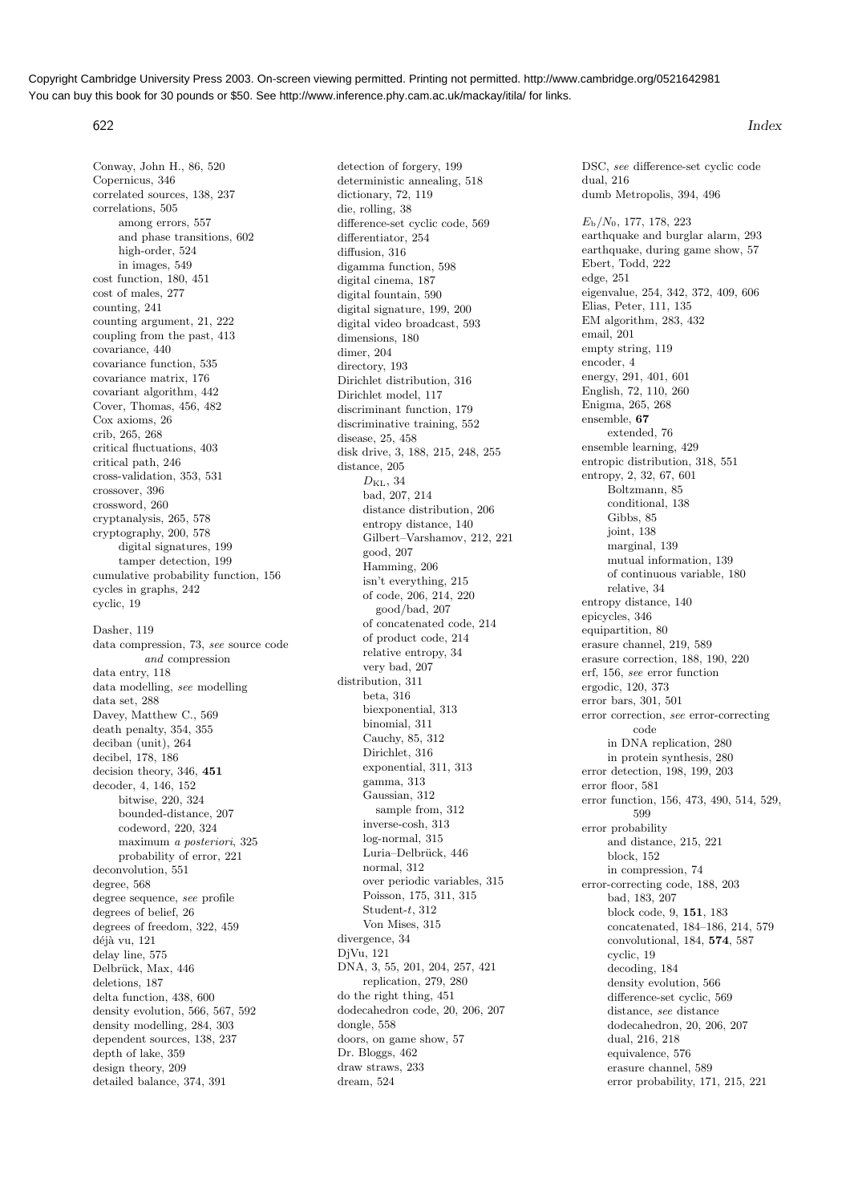Copyright Cambridge University Press 2003. On-screen viewing permitted. Printing not permitted. http://www.cambridge.org/0521642981
You can buy this book for 30 pounds or $50. See http://www.inference.phy.cam.ac.uk/mackay/itila/ for links.

Conway, John H., 86, 520
Copernicus, 346
correlated sources, 138, 237
correlations, 505
- among errors, 557
- and phase transitions, 602
- high-order, 524
- in images, 549

cost function, 180, 451
cost of males, 277
counting, 241
counting argument, 21, 222
coupling from the past, 413
covariance, 440
covariance function, 535
covariance matrix, 176
covariant algorithm, 442
Cover, Thomas, 456, 482
Cox axioms, 26
crib, 265, 268
critical fluctuations, 403
critical path, 246
cross-validation, 353, 531
crossover, 396
crossword, 260
cryptanalysis, 265, 578
cryptography, 200, 578
- digital signatures, 199
- tamper detection, 199

cumulative probability function, 156
cycles in graphs, 242
cyclic, 19

Dasher, 119
data compression, 73, *see* source code *and* compression
data entry, 118
data modelling, *see* modelling
data set, 288
Davey, Matthew C., 569
death penalty, 354, 355
deciban (unit), 264
decibel, 178, 186
decision theory, 346, **451**
decoder, 4, 146, 152
- bitwise, 220, 324
- bounded-distance, 207
- codeword, 220, 324
- maximum *a posteriori*, 325
- probability of error, 221

deconvolution, 551
degree, 568
degree sequence, *see* profile
degrees of belief, 26
degrees of freedom, 322, 459
déjà vu, 121
delay line, 575
Delbrück, Max, 446
deletions, 187
delta function, 438, 600
density evolution, 566, 567, 592
density modelling, 284, 303
dependent sources, 138, 237
depth of lake, 359
design theory, 209
detailed balance, 374, 391
detection of forgery, 199
deterministic annealing, 518
dictionary, 72, 119
die, rolling, 38
difference-set cyclic code, 569
differentiator, 254
diffusion, 316
digamma function, 598
digital cinema, 187
digital fountain, 590
digital signature, 199, 200
digital video broadcast, 593
dimensions, 180
dimer, 204
directory, 193
Dirichlet distribution, 316
Dirichlet model, 117
discriminant function, 179
discriminative training, 552
disease, 25, 458
disk drive, 3, 188, 215, 248, 255
distance, 205
- $D_{\rm KL}$, 34
- bad, 207, 214
- distance distribution, 206
- entropy distance, 140
- Gilbert–Varshamov, 212, 221
- good, 207
- Hamming, 206
- isn't everything, 215
- of code, 206, 214, 220
  - good/bad, 207
- of concatenated code, 214
- of product code, 214
- relative entropy, 34
- very bad, 207

distribution, 311
- beta, 316
- biexponential, 313
- binomial, 311
- Cauchy, 85, 312
- Dirichlet, 316
- exponential, 311, 313
- gamma, 313
- Gaussian, 312
  - sample from, 312
- inverse-cosh, 313
- log-normal, 315
- Luria–Delbrück, 446
- normal, 312
- over periodic variables, 315
- Poisson, 175, 311, 315
- Student-$t$, 312
- Von Mises, 315

divergence, 34
DjVu, 121
DNA, 3, 55, 201, 204, 257, 421
- replication, 279, 280

do the right thing, 451
dodecahedron code, 20, 206, 207
dongle, 558
doors, on game show, 57
Dr. Bloggs, 462
draw straws, 233
dream, 524
DSC, *see* difference-set cyclic code
dual, 216
dumb Metropolis, 394, 496

$E_{\rm b}/N_0$, 177, 178, 223
earthquake and burglar alarm, 293
earthquake, during game show, 57
Ebert, Todd, 222
edge, 251
eigenvalue, 254, 342, 372, 409, 606
Elias, Peter, 111, 135
EM algorithm, 283, 432
email, 201
empty string, 119
encoder, 4
energy, 291, 401, 601
English, 72, 110, 260
Enigma, 265, 268
ensemble, **67**
- extended, 76

ensemble learning, 429
entropic distribution, 318, 551
entropy, 2, 32, 67, 601
- Boltzmann, 85
- conditional, 138
- Gibbs, 85
- joint, 138
- marginal, 139
- mutual information, 139
- of continuous variable, 180
- relative, 34

entropy distance, 140
epicycles, 346
equipartition, 80
erasure channel, 219, 589
erasure correction, 188, 190, 220
erf, 156, *see* error function
ergodic, 120, 373
error bars, 301, 501
error correction, *see* error-correcting code
- in DNA replication, 280
- in protein synthesis, 280

error detection, 198, 199, 203
error floor, 581
error function, 156, 473, 490, 514, 529, 599
error probability
- and distance, 215, 221
- block, 152
- in compression, 74

error-correcting code, 188, 203
- bad, 183, 207
- block code, 9, **151**, 183
- concatenated, 184–186, 214, 579
- convolutional, 184, **574**, 587
- cyclic, 19
- decoding, 184
- density evolution, 566
- difference-set cyclic, 569
- distance, *see* distance
- dodecahedron, 20, 206, 207
- dual, 216, 218
- equivalence, 576
- erasure channel, 589
- error probability, 171, 215, 221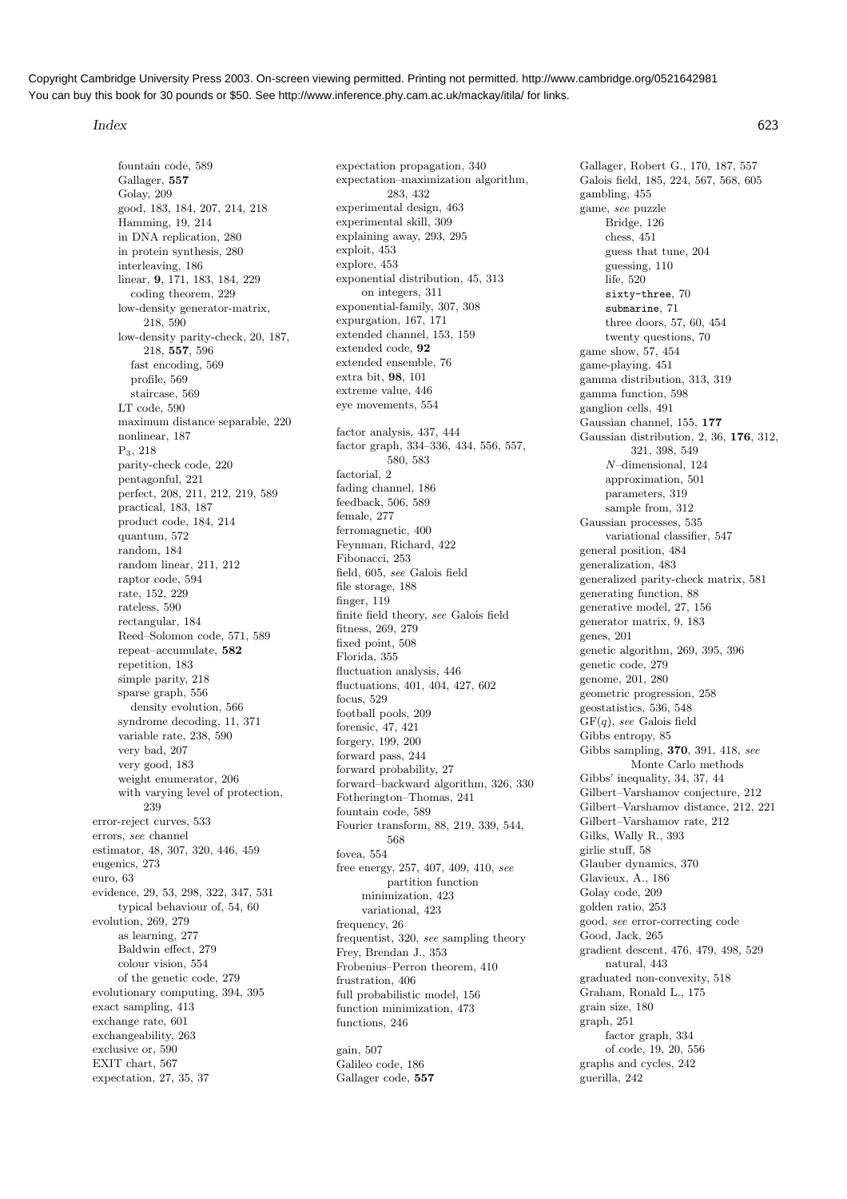fountain code, 589
Gallager, **557**
Golay, 209
good, 183, 184, 207, 214, 218
Hamming, 19, 214
in DNA replication, 280
in protein synthesis, 280
interleaving, 186
linear, **9**, 171, 183, 184, 229
coding theorem, 229
low-density generator-matrix, 218, 590
low-density parity-check, 20, 187, 218, **557**, 596
fast encoding, 569
profile, 569
staircase, 569
LT code, 590
maximum distance separable, 220
nonlinear, 187
$P_3$, 218
parity-check code, 220
pentagonful, 221
perfect, 208, 211, 212, 219, 589
practical, 183, 187
product code, 184, 214
quantum, 572
random, 184
random linear, 211, 212
raptor code, 594
rate, 152, 229
rateless, 590
rectangular, 184
Reed–Solomon code, 571, 589
repeat–accumulate, **582**
repetition, 183
simple parity, 218
sparse graph, 556
density evolution, 566
syndrome decoding, 11, 371
variable rate, 238, 590
very bad, 207
very good, 183
weight enumerator, 206
with varying level of protection, 239
error-reject curves, 533
errors, *see* channel
estimator, 48, 307, 320, 446, 459
eugenics, 273
euro, 63
evidence, 29, 53, 298, 322, 347, 531
typical behaviour of, 54, 60
evolution, 269, 279
as learning, 277
Baldwin effect, 279
colour vision, 554
of the genetic code, 279
evolutionary computing, 394, 395
exact sampling, 413
exchange rate, 601
exchangeability, 263
exclusive or, 590
EXIT chart, 567
expectation, 27, 35, 37
expectation propagation, 340
expectation–maximization algorithm, 283, 432
experimental design, 463
experimental skill, 309
explaining away, 293, 295
exploit, 453
explore, 453
exponential distribution, 45, 313
on integers, 311
exponential-family, 307, 308
expurgation, 167, 171
extended channel, 153, 159
extended code, **92**
extended ensemble, 76
extra bit, **98**, 101
extreme value, 446
eye movements, 554

factor analysis, 437, 444
factor graph, 334–336, 434, 556, 557, 580, 583
factorial, 2
fading channel, 186
feedback, 506, 589
female, 277
ferromagnetic, 400
Feynman, Richard, 422
Fibonacci, 253
field, 605, *see* Galois field
file storage, 188
finger, 119
finite field theory, *see* Galois field
fitness, 269, 279
fixed point, 508
Florida, 355
fluctuation analysis, 446
fluctuations, 401, 404, 427, 602
focus, 529
football pools, 209
forensic, 47, 421
forgery, 199, 200
forward pass, 244
forward probability, 27
forward–backward algorithm, 326, 330
Fotherington–Thomas, 241
fountain code, 589
Fourier transform, 88, 219, 339, 544, 568
fovea, 554
free energy, 257, 407, 409, 410, *see* partition function
minimization, 423
variational, 423
frequency, 26
frequentist, 320, *see* sampling theory
Frey, Brendan J., 353
Frobenius–Perron theorem, 410
frustration, 406
full probabilistic model, 156
function minimization, 473
functions, 246

gain, 507
Galileo code, 186
Gallager code, **557**
Gallager, Robert G., 170, 187, 557
Galois field, 185, 224, 567, 568, 605
gambling, 455
game, *see* puzzle
Bridge, 126
chess, 451
guess that tune, 204
guessing, 110
life, 520
`sixty-three`, 70
`submarine`, 71
three doors, 57, 60, 454
twenty questions, 70
game show, 57, 454
game-playing, 451
gamma distribution, 313, 319
gamma function, 598
ganglion cells, 491
Gaussian channel, 155, **177**
Gaussian distribution, 2, 36, **176**, 312, 321, 398, 549
$N$–dimensional, 124
approximation, 501
parameters, 319
sample from, 312
Gaussian processes, 535
variational classifier, 547
general position, 484
generalization, 483
generalized parity-check matrix, 581
generating function, 88
generative model, 27, 156
generator matrix, 9, 183
genes, 201
genetic algorithm, 269, 395, 396
genetic code, 279
genome, 201, 280
geometric progression, 258
geostatistics, 536, 548
GF($q$), *see* Galois field
Gibbs entropy, 85
Gibbs sampling, **370**, 391, 418, *see* Monte Carlo methods
Gibbs' inequality, 34, 37, 44
Gilbert–Varshamov conjecture, 212
Gilbert–Varshamov distance, 212, 221
Gilbert–Varshamov rate, 212
Gilks, Wally R., 393
girlie stuff, 58
Glauber dynamics, 370
Glavieux, A., 186
Golay code, 209
golden ratio, 253
good, *see* error-correcting code
Good, Jack, 265
gradient descent, 476, 479, 498, 529
natural, 443
graduated non-convexity, 518
Graham, Ronald L., 175
grain size, 180
graph, 251
factor graph, 334
of code, 19, 20, 556
graphs and cycles, 242
guerilla, 242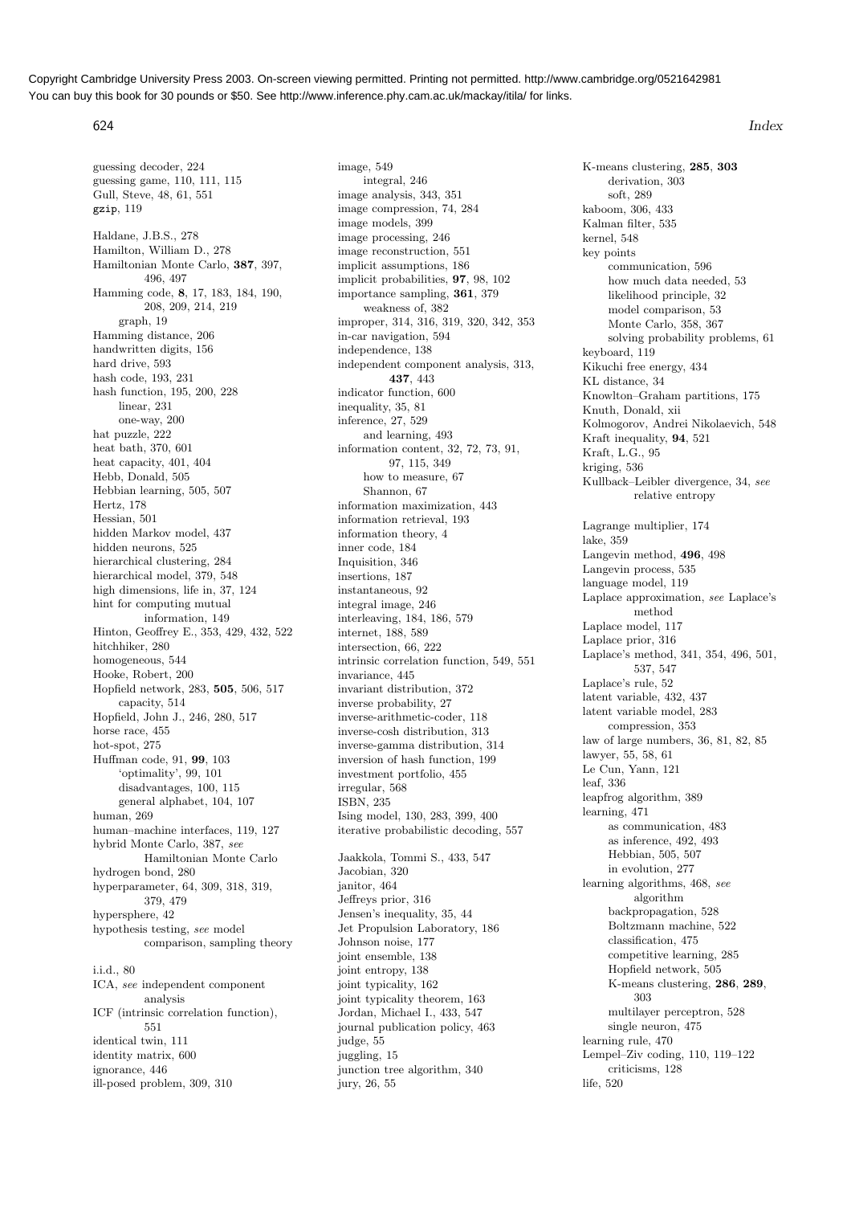guessing decoder, 224
guessing game, 110, 111, 115
Gull, Steve, 48, 61, 551
gzip, 119

Haldane, J.B.S., 278
Hamilton, William D., 278
Hamiltonian Monte Carlo, **387**, 397, 496, 497
Hamming code, **8**, 17, 183, 184, 190, 208, 209, 214, 219
 graph, 19
Hamming distance, 206
handwritten digits, 156
hard drive, 593
hash code, 193, 231
hash function, 195, 200, 228
 linear, 231
 one-way, 200
hat puzzle, 222
heat bath, 370, 601
heat capacity, 401, 404
Hebb, Donald, 505
Hebbian learning, 505, 507
Hertz, 178
Hessian, 501
hidden Markov model, 437
hidden neurons, 525
hierarchical clustering, 284
hierarchical model, 379, 548
high dimensions, life in, 37, 124
hint for computing mutual information, 149
Hinton, Geoffrey E., 353, 429, 432, 522
hitchhiker, 280
homogeneous, 544
Hooke, Robert, 200
Hopfield network, 283, **505**, 506, 517
 capacity, 514
Hopfield, John J., 246, 280, 517
horse race, 455
hot-spot, 275
Huffman code, 91, **99**, 103
 'optimality', 99, 101
 disadvantages, 100, 115
 general alphabet, 104, 107
human, 269
human–machine interfaces, 119, 127
hybrid Monte Carlo, 387, *see* Hamiltonian Monte Carlo
hydrogen bond, 280
hyperparameter, 64, 309, 318, 319, 379, 479
hypersphere, 42
hypothesis testing, *see* model comparison, sampling theory

i.i.d., 80
ICA, *see* independent component analysis
ICF (intrinsic correlation function), 551
identical twin, 111
identity matrix, 600
ignorance, 446
ill-posed problem, 309, 310
image, 549
 integral, 246
image analysis, 343, 351
image compression, 74, 284
image models, 399
image processing, 246
image reconstruction, 551
implicit assumptions, 186
implicit probabilities, **97**, 98, 102
importance sampling, **361**, 379
 weakness of, 382
improper, 314, 316, 319, 320, 342, 353
in-car navigation, 594
independence, 138
independent component analysis, 313, **437**, 443
indicator function, 600
inequality, 35, 81
inference, 27, 529
 and learning, 493
information content, 32, 72, 73, 91, 97, 115, 349
 how to measure, 67
 Shannon, 67
information maximization, 443
information retrieval, 193
information theory, 4
inner code, 184
Inquisition, 346
insertions, 187
instantaneous, 92
integral image, 246
interleaving, 184, 186, 579
internet, 188, 589
intersection, 66, 222
intrinsic correlation function, 549, 551
invariance, 445
invariant distribution, 372
inverse probability, 27
inverse-arithmetic-coder, 118
inverse-cosh distribution, 313
inverse-gamma distribution, 314
inversion of hash function, 199
investment portfolio, 455
irregular, 568
ISBN, 235
Ising model, 130, 283, 399, 400
iterative probabilistic decoding, 557

Jaakkola, Tommi S., 433, 547
Jacobian, 320
janitor, 464
Jeffreys prior, 316
Jensen's inequality, 35, 44
Jet Propulsion Laboratory, 186
Johnson noise, 177
joint ensemble, 138
joint entropy, 138
joint typicality, 162
joint typicality theorem, 163
Jordan, Michael I., 433, 547
journal publication policy, 463
judge, 55
juggling, 15
junction tree algorithm, 340
jury, 26, 55
K-means clustering, **285**, **303**
 derivation, 303
 soft, 289
kaboom, 306, 433
Kalman filter, 535
kernel, 548
key points
 communication, 596
 how much data needed, 53
 likelihood principle, 32
 model comparison, 53
 Monte Carlo, 358, 367
 solving probability problems, 61
keyboard, 119
Kikuchi free energy, 434
KL distance, 34
Knowlton–Graham partitions, 175
Knuth, Donald, xii
Kolmogorov, Andrei Nikolaevich, 548
Kraft inequality, **94**, 521
Kraft, L.G., 95
kriging, 536
Kullback–Leibler divergence, 34, *see* relative entropy

Lagrange multiplier, 174
lake, 359
Langevin method, **496**, 498
Langevin process, 535
language model, 119
Laplace approximation, *see* Laplace's method
Laplace model, 117
Laplace prior, 316
Laplace's method, 341, 354, 496, 501, 537, 547
Laplace's rule, 52
latent variable, 432, 437
latent variable model, 283
 compression, 353
law of large numbers, 36, 81, 82, 85
lawyer, 55, 58, 61
Le Cun, Yann, 121
leaf, 336
leapfrog algorithm, 389
learning, 471
 as communication, 483
 as inference, 492, 493
 Hebbian, 505, 507
 in evolution, 277
learning algorithms, 468, *see* algorithm
 backpropagation, 528
 Boltzmann machine, 522
 classification, 475
 competitive learning, 285
 Hopfield network, 505
 K-means clustering, **286**, **289**, 303
 multilayer perceptron, 528
 single neuron, 475
learning rule, 470
Lempel–Ziv coding, 110, 119–122
 criticisms, 128
life, 520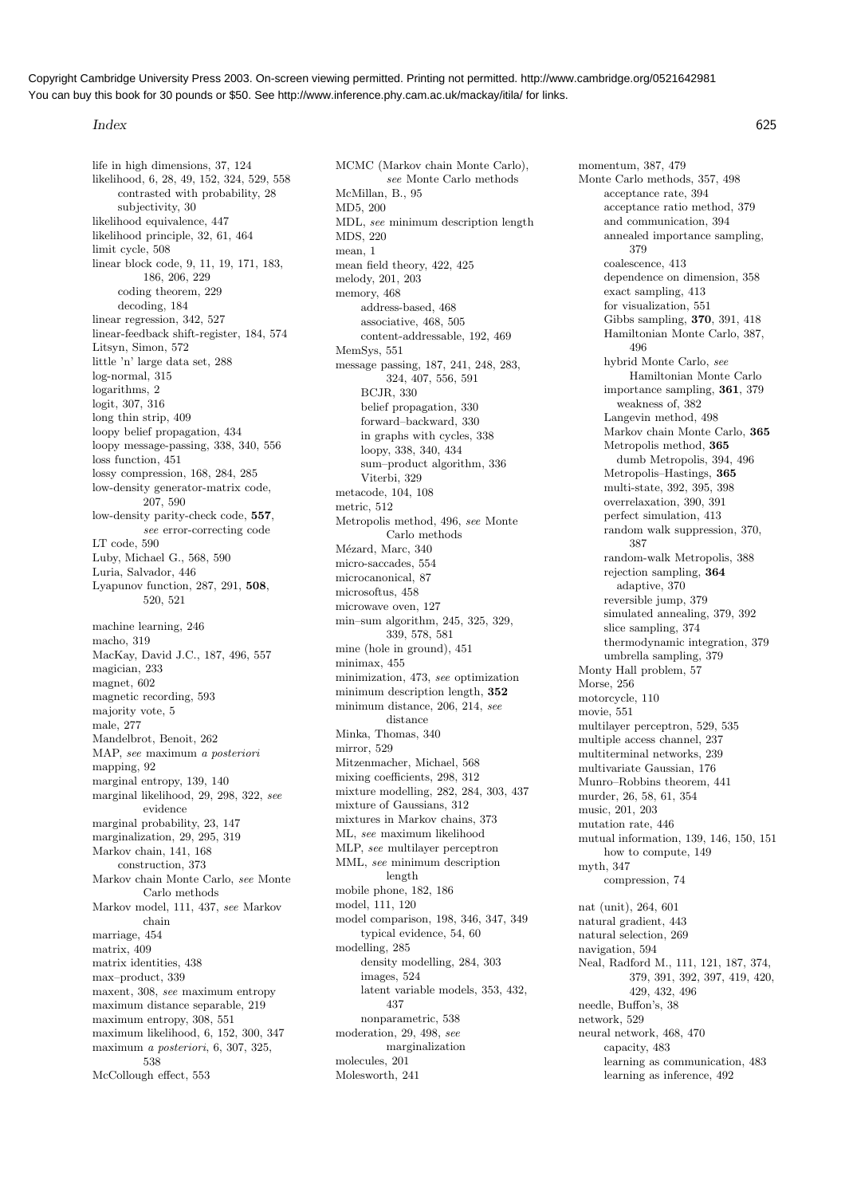life in high dimensions, 37, 124
likelihood, 6, 28, 49, 152, 324, 529, 558
- contrasted with probability, 28
- subjectivity, 30

likelihood equivalence, 447
likelihood principle, 32, 61, 464
limit cycle, 508
linear block code, 9, 11, 19, 171, 183, 186, 206, 229
- coding theorem, 229
- decoding, 184

linear regression, 342, 527
linear-feedback shift-register, 184, 574
Litsyn, Simon, 572
little 'n' large data set, 288
log-normal, 315
logarithms, 2
logit, 307, 316
long thin strip, 409
loopy belief propagation, 434
loopy message-passing, 338, 340, 556
loss function, 451
lossy compression, 168, 284, 285
low-density generator-matrix code, 207, 590
low-density parity-check code, **557**, *see* error-correcting code
LT code, 590
Luby, Michael G., 568, 590
Luria, Salvador, 446
Lyapunov function, 287, 291, **508**, 520, 521

machine learning, 246
macho, 319
MacKay, David J.C., 187, 496, 557
magician, 233
magnet, 602
magnetic recording, 593
majority vote, 5
male, 277
Mandelbrot, Benoit, 262
MAP, *see* maximum *a posteriori*
mapping, 92
marginal entropy, 139, 140
marginal likelihood, 29, 298, 322, *see* evidence
marginal probability, 23, 147
marginalization, 29, 295, 319
Markov chain, 141, 168
- construction, 373

Markov chain Monte Carlo, *see* Monte Carlo methods
Markov model, 111, 437, *see* Markov chain
marriage, 454
matrix, 409
matrix identities, 438
max–product, 339
maxent, 308, *see* maximum entropy
maximum distance separable, 219
maximum entropy, 308, 551
maximum likelihood, 6, 152, 300, 347
maximum *a posteriori*, 6, 307, 325, 538
McCollough effect, 553

MCMC (Markov chain Monte Carlo), *see* Monte Carlo methods
McMillan, B., 95
MD5, 200
MDL, *see* minimum description length
MDS, 220
mean, 1
mean field theory, 422, 425
melody, 201, 203
memory, 468
- address-based, 468
- associative, 468, 505
- content-addressable, 192, 469

MemSys, 551
message passing, 187, 241, 248, 283, 324, 407, 556, 591
- BCJR, 330
- belief propagation, 330
- forward–backward, 330
- in graphs with cycles, 338
- loopy, 338, 340, 434
- sum–product algorithm, 336
- Viterbi, 329

metacode, 104, 108
metric, 512
Metropolis method, 496, *see* Monte Carlo methods
Mézard, Marc, 340
micro-saccades, 554
microcanonical, 87
microsoftus, 458
microwave oven, 127
min–sum algorithm, 245, 325, 329, 339, 578, 581
mine (hole in ground), 451
minimax, 455
minimization, 473, *see* optimization
minimum description length, **352**
minimum distance, 206, 214, *see* distance
Minka, Thomas, 340
mirror, 529
Mitzenmacher, Michael, 568
mixing coefficients, 298, 312
mixture modelling, 282, 284, 303, 437
mixture of Gaussians, 312
mixtures in Markov chains, 373
ML, *see* maximum likelihood
MLP, *see* multilayer perceptron
MML, *see* minimum description length
mobile phone, 182, 186
model, 111, 120
model comparison, 198, 346, 347, 349
- typical evidence, 54, 60

modelling, 285
- density modelling, 284, 303
- images, 524
- latent variable models, 353, 432, 437
- nonparametric, 538

moderation, 29, 498, *see* marginalization
molecules, 201
Molesworth, 241

momentum, 387, 479
Monte Carlo methods, 357, 498
- acceptance rate, 394
- acceptance ratio method, 379
- and communication, 394
- annealed importance sampling, 379
- coalescence, 413
- dependence on dimension, 358
- exact sampling, 413
- for visualization, 551
- Gibbs sampling, **370**, 391, 418
- Hamiltonian Monte Carlo, 387, 496
- hybrid Monte Carlo, *see* Hamiltonian Monte Carlo
- importance sampling, **361**, 379
  - weakness of, 382
- Langevin method, 498
- Markov chain Monte Carlo, **365**
- Metropolis method, **365**
  - dumb Metropolis, 394, 496
- Metropolis–Hastings, **365**
- multi-state, 392, 395, 398
- overrelaxation, 390, 391
- perfect simulation, 413
- random walk suppression, 370, 387
- random-walk Metropolis, 388
- rejection sampling, **364**
  - adaptive, 370
- reversible jump, 379
- simulated annealing, 379, 392
- slice sampling, 374
- thermodynamic integration, 379
- umbrella sampling, 379

Monty Hall problem, 57
Morse, 256
motorcycle, 110
movie, 551
multilayer perceptron, 529, 535
multiple access channel, 237
multiterminal networks, 239
multivariate Gaussian, 176
Munro–Robbins theorem, 441
murder, 26, 58, 61, 354
music, 201, 203
mutation rate, 446
mutual information, 139, 146, 150, 151
- how to compute, 149

myth, 347
- compression, 74

nat (unit), 264, 601
natural gradient, 443
natural selection, 269
navigation, 594
Neal, Radford M., 111, 121, 187, 374, 379, 391, 392, 397, 419, 420, 429, 432, 496
needle, Buffon's, 38
network, 529
neural network, 468, 470
- capacity, 483
- learning as communication, 483
- learning as inference, 492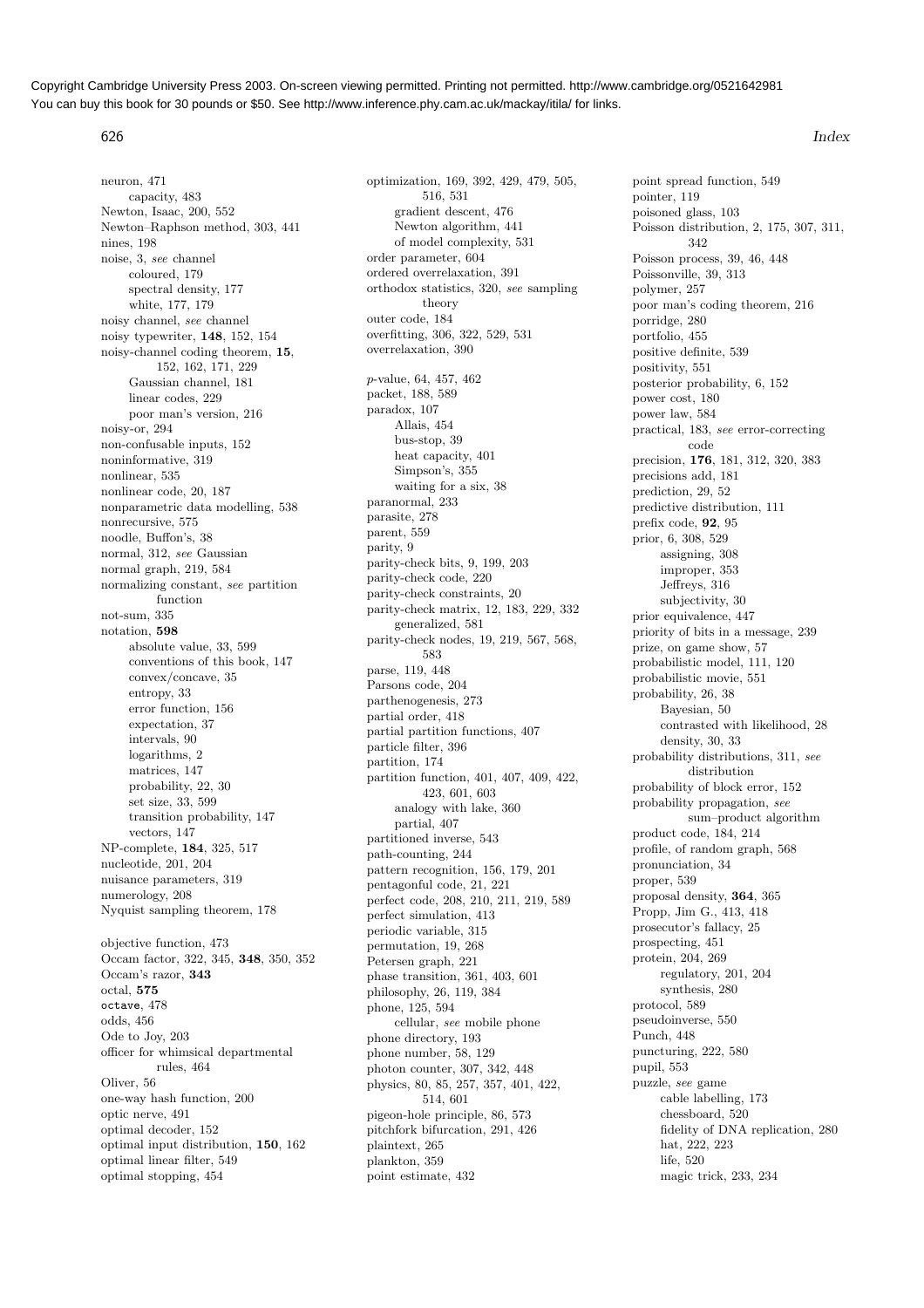neuron, 471
  capacity, 483
Newton, Isaac, 200, 552
Newton–Raphson method, 303, 441
nines, 198
noise, 3, *see* channel
  coloured, 179
  spectral density, 177
  white, 177, 179
noisy channel, *see* channel
noisy typewriter, **148**, 152, 154
noisy-channel coding theorem, **15**, 152, 162, 171, 229
  Gaussian channel, 181
  linear codes, 229
  poor man's version, 216
noisy-or, 294
non-confusable inputs, 152
noninformative, 319
nonlinear, 535
nonlinear code, 20, 187
nonparametric data modelling, 538
nonrecursive, 575
noodle, Buffon's, 38
normal, 312, *see* Gaussian
normal graph, 219, 584
normalizing constant, *see* partition function
not-sum, 335
notation, **598**
  absolute value, 33, 599
  conventions of this book, 147
  convex/concave, 35
  entropy, 33
  error function, 156
  expectation, 37
  intervals, 90
  logarithms, 2
  matrices, 147
  probability, 22, 30
  set size, 33, 599
  transition probability, 147
  vectors, 147
NP-complete, **184**, 325, 517
nucleotide, 201, 204
nuisance parameters, 319
numerology, 208
Nyquist sampling theorem, 178

objective function, 473
Occam factor, 322, 345, **348**, 350, 352
Occam's razor, **343**
octal, **575**
`octave`, 478
odds, 456
Ode to Joy, 203
officer for whimsical departmental rules, 464
Oliver, 56
one-way hash function, 200
optic nerve, 491
optimal decoder, 152
optimal input distribution, **150**, 162
optimal linear filter, 549
optimal stopping, 454
optimization, 169, 392, 429, 479, 505, 516, 531
  gradient descent, 476
  Newton algorithm, 441
  of model complexity, 531
order parameter, 604
ordered overrelaxation, 391
orthodox statistics, 320, *see* sampling theory
outer code, 184
overfitting, 306, 322, 529, 531
overrelaxation, 390

$p$-value, 64, 457, 462
packet, 188, 589
paradox, 107
  Allais, 454
  bus-stop, 39
  heat capacity, 401
  Simpson's, 355
  waiting for a six, 38
paranormal, 233
parasite, 278
parent, 559
parity, 9
parity-check bits, 9, 199, 203
parity-check code, 220
parity-check constraints, 20
parity-check matrix, 12, 183, 229, 332
  generalized, 581
parity-check nodes, 19, 219, 567, 568, 583
parse, 119, 448
Parsons code, 204
parthenogenesis, 273
partial order, 418
partial partition functions, 407
particle filter, 396
partition, 174
partition function, 401, 407, 409, 422, 423, 601, 603
  analogy with lake, 360
  partial, 407
partitioned inverse, 543
path-counting, 244
pattern recognition, 156, 179, 201
pentagonful code, 21, 221
perfect code, 208, 210, 211, 219, 589
perfect simulation, 413
periodic variable, 315
permutation, 19, 268
Petersen graph, 221
phase transition, 361, 403, 601
philosophy, 26, 119, 384
phone, 125, 594
  cellular, *see* mobile phone
phone directory, 193
phone number, 58, 129
photon counter, 307, 342, 448
physics, 80, 85, 257, 357, 401, 422, 514, 601
pigeon-hole principle, 86, 573
pitchfork bifurcation, 291, 426
plaintext, 265
plankton, 359
point estimate, 432
point spread function, 549
pointer, 119
poisoned glass, 103
Poisson distribution, 2, 175, 307, 311, 342
Poisson process, 39, 46, 448
Poissonville, 39, 313
polymer, 257
poor man's coding theorem, 216
porridge, 280
portfolio, 455
positive definite, 539
positivity, 551
posterior probability, 6, 152
power cost, 180
power law, 584
practical, 183, *see* error-correcting code
precision, **176**, 181, 312, 320, 383
precisions add, 181
prediction, 29, 52
predictive distribution, 111
prefix code, **92**, 95
prior, 6, 308, 529
  assigning, 308
  improper, 353
  Jeffreys, 316
  subjectivity, 30
prior equivalence, 447
priority of bits in a message, 239
prize, on game show, 57
probabilistic model, 111, 120
probabilistic movie, 551
probability, 26, 38
  Bayesian, 50
  contrasted with likelihood, 28
  density, 30, 33
probability distributions, 311, *see* distribution
probability of block error, 152
probability propagation, *see* sum–product algorithm
product code, 184, 214
profile, of random graph, 568
pronunciation, 34
proper, 539
proposal density, **364**, 365
Propp, Jim G., 413, 418
prosecutor's fallacy, 25
prospecting, 451
protein, 204, 269
  regulatory, 201, 204
  synthesis, 280
protocol, 589
pseudoinverse, 550
Punch, 448
puncturing, 222, 580
pupil, 553
puzzle, *see* game
  cable labelling, 173
  chessboard, 520
  fidelity of DNA replication, 280
  hat, 222, 223
  life, 520
  magic trick, 233, 234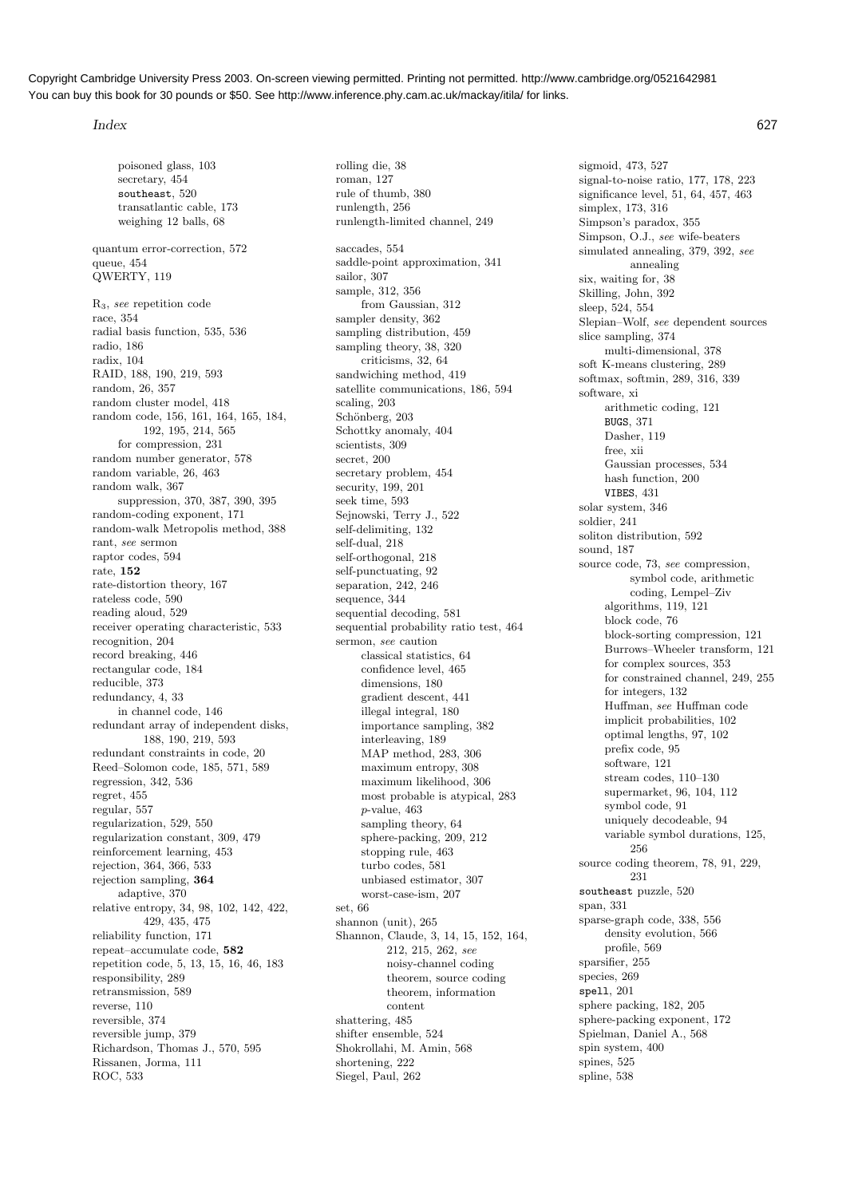poisoned glass, 103
secretary, 454
southeast, 520
transatlantic cable, 173
weighing 12 balls, 68

quantum error-correction, 572
queue, 454
QWERTY, 119

$R_3$, *see* repetition code
race, 354
radial basis function, 535, 536
radio, 186
radix, 104
RAID, 188, 190, 219, 593
random, 26, 357
random cluster model, 418
random code, 156, 161, 164, 165, 184, 192, 195, 214, 565
for compression, 231
random number generator, 578
random variable, 26, 463
random walk, 367
suppression, 370, 387, 390, 395
random-coding exponent, 171
random-walk Metropolis method, 388
rant, *see* sermon
raptor codes, 594
rate, **152**
rate-distortion theory, 167
rateless code, 590
reading aloud, 529
receiver operating characteristic, 533
recognition, 204
record breaking, 446
rectangular code, 184
reducible, 373
redundancy, 4, 33
in channel code, 146
redundant array of independent disks, 188, 190, 219, 593
redundant constraints in code, 20
Reed–Solomon code, 185, 571, 589
regression, 342, 536
regret, 455
regular, 557
regularization, 529, 550
regularization constant, 309, 479
reinforcement learning, 453
rejection, 364, 366, 533
rejection sampling, **364**
adaptive, 370
relative entropy, 34, 98, 102, 142, 422, 429, 435, 475
reliability function, 171
repeat–accumulate code, **582**
repetition code, 5, 13, 15, 16, 46, 183
responsibility, 289
retransmission, 589
reverse, 110
reversible, 374
reversible jump, 379
Richardson, Thomas J., 570, 595
Rissanen, Jorma, 111
ROC, 533

rolling die, 38
roman, 127
rule of thumb, 380
runlength, 256
runlength-limited channel, 249

saccades, 554
saddle-point approximation, 341
sailor, 307
sample, 312, 356
from Gaussian, 312
sampler density, 362
sampling distribution, 459
sampling theory, 38, 320
criticisms, 32, 64
sandwiching method, 419
satellite communications, 186, 594
scaling, 203
Schönberg, 203
Schottky anomaly, 404
scientists, 309
secret, 200
secretary problem, 454
security, 199, 201
seek time, 593
Sejnowski, Terry J., 522
self-delimiting, 132
self-dual, 218
self-orthogonal, 218
self-punctuating, 92
separation, 242, 246
sequence, 344
sequential decoding, 581
sequential probability ratio test, 464
sermon, *see* caution
classical statistics, 64
confidence level, 465
dimensions, 180
gradient descent, 441
illegal integral, 180
importance sampling, 382
interleaving, 189
MAP method, 283, 306
maximum entropy, 308
maximum likelihood, 306
most probable is atypical, 283
*p*-value, 463
sampling theory, 64
sphere-packing, 209, 212
stopping rule, 463
turbo codes, 581
unbiased estimator, 307
worst-case-ism, 207
set, 66
shannon (unit), 265
Shannon, Claude, 3, 14, 15, 152, 164, 212, 215, 262, *see* noisy-channel coding theorem, source coding theorem, information content
shattering, 485
shifter ensemble, 524
Shokrollahi, M. Amin, 568
shortening, 222
Siegel, Paul, 262

sigmoid, 473, 527
signal-to-noise ratio, 177, 178, 223
significance level, 51, 64, 457, 463
simplex, 173, 316
Simpson's paradox, 355
Simpson, O.J., *see* wife-beaters
simulated annealing, 379, 392, *see* annealing
six, waiting for, 38
Skilling, John, 392
sleep, 524, 554
Slepian–Wolf, *see* dependent sources
slice sampling, 374
multi-dimensional, 378
soft K-means clustering, 289
softmax, softmin, 289, 316, 339
software, xi
arithmetic coding, 121
BUGS, 371
Dasher, 119
free, xii
Gaussian processes, 534
hash function, 200
VIBES, 431
solar system, 346
soldier, 241
soliton distribution, 592
sound, 187
source code, 73, *see* compression, symbol code, arithmetic coding, Lempel–Ziv
algorithms, 119, 121
block code, 76
block-sorting compression, 121
Burrows–Wheeler transform, 121
for complex sources, 353
for constrained channel, 249, 255
for integers, 132
Huffman, *see* Huffman code
implicit probabilities, 102
optimal lengths, 97, 102
prefix code, 95
software, 121
stream codes, 110–130
supermarket, 96, 104, 112
symbol code, 91
uniquely decodeable, 94
variable symbol durations, 125, 256
source coding theorem, 78, 91, 229, 231
southeast puzzle, 520
span, 331
sparse-graph code, 338, 556
density evolution, 566
profile, 569
sparsifier, 255
species, 269
spell, 201
sphere packing, 182, 205
sphere-packing exponent, 172
Spielman, Daniel A., 568
spin system, 400
spines, 525
spline, 538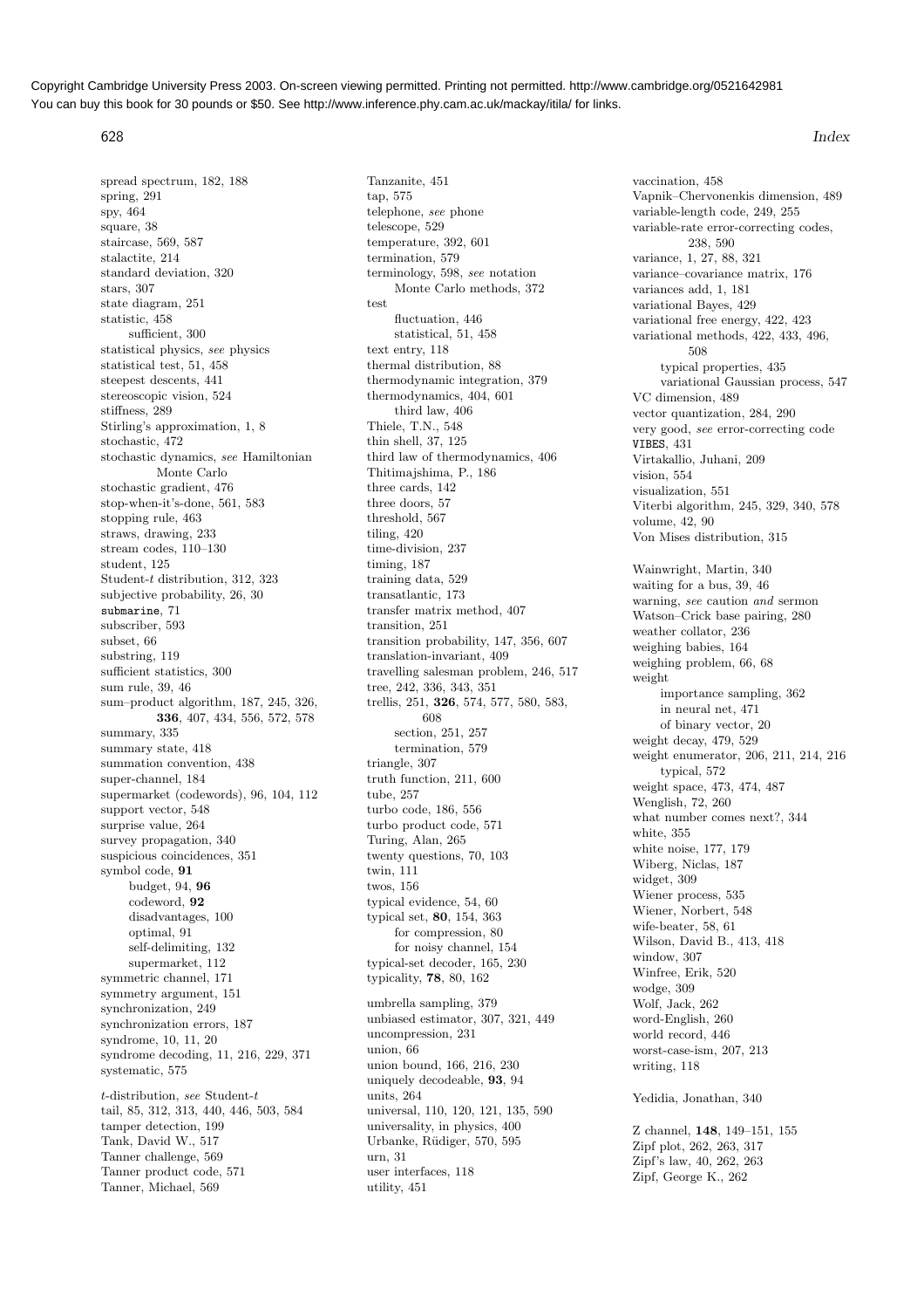spread spectrum, 182, 188
spring, 291
spy, 464
square, 38
staircase, 569, 587
stalactite, 214
standard deviation, 320
stars, 307
state diagram, 251
statistic, 458
  sufficient, 300
statistical physics, *see* physics
statistical test, 51, 458
steepest descents, 441
stereoscopic vision, 524
stiffness, 289
Stirling's approximation, 1, 8
stochastic, 472
stochastic dynamics, *see* Hamiltonian Monte Carlo
stochastic gradient, 476
stop-when-it's-done, 561, 583
stopping rule, 463
straws, drawing, 233
stream codes, 110–130
student, 125
Student-$t$ distribution, 312, 323
subjective probability, 26, 30
`submarine`, 71
subscriber, 593
subset, 66
substring, 119
sufficient statistics, 300
sum rule, 39, 46
sum–product algorithm, 187, 245, 326, **336**, 407, 434, 556, 572, 578
summary, 335
summary state, 418
summation convention, 438
super-channel, 184
supermarket (codewords), 96, 104, 112
support vector, 548
surprise value, 264
survey propagation, 340
suspicious coincidences, 351
symbol code, **91**
  budget, 94, **96**
  codeword, **92**
  disadvantages, 100
  optimal, 91
  self-delimiting, 132
  supermarket, 112
symmetric channel, 171
symmetry argument, 151
synchronization, 249
synchronization errors, 187
syndrome, 10, 11, 20
syndrome decoding, 11, 216, 229, 371
systematic, 575

$t$-distribution, *see* Student-$t$
tail, 85, 312, 313, 440, 446, 503, 584
tamper detection, 199
Tank, David W., 517
Tanner challenge, 569
Tanner product code, 571
Tanner, Michael, 569
Tanzanite, 451
tap, 575
telephone, *see* phone
telescope, 529
temperature, 392, 601
termination, 579
terminology, 598, *see* notation
  Monte Carlo methods, 372
test
  fluctuation, 446
  statistical, 51, 458
text entry, 118
thermal distribution, 88
thermodynamic integration, 379
thermodynamics, 404, 601
  third law, 406
Thiele, T.N., 548
thin shell, 37, 125
third law of thermodynamics, 406
Thitimajshima, P., 186
three cards, 142
three doors, 57
threshold, 567
tiling, 420
time-division, 237
timing, 187
training data, 529
transatlantic, 173
transfer matrix method, 407
transition, 251
transition probability, 147, 356, 607
translation-invariant, 409
travelling salesman problem, 246, 517
tree, 242, 336, 343, 351
trellis, 251, **326**, 574, 577, 580, 583, 608
  section, 251, 257
  termination, 579
triangle, 307
truth function, 211, 600
tube, 257
turbo code, 186, 556
turbo product code, 571
Turing, Alan, 265
twenty questions, 70, 103
twin, 111
twos, 156
typical evidence, 54, 60
typical set, **80**, 154, 363
  for compression, 80
  for noisy channel, 154
typical-set decoder, 165, 230
typicality, **78**, 80, 162

umbrella sampling, 379
unbiased estimator, 307, 321, 449
uncompression, 231
union, 66
union bound, 166, 216, 230
uniquely decodeable, **93**, 94
units, 264
universal, 110, 120, 121, 135, 590
universality, in physics, 400
Urbanke, Rüdiger, 570, 595
urn, 31
user interfaces, 118
utility, 451
vaccination, 458
Vapnik–Chervonenkis dimension, 489
variable-length code, 249, 255
variable-rate error-correcting codes, 238, 590
variance, 1, 27, 88, 321
variance–covariance matrix, 176
variances add, 1, 181
variational Bayes, 429
variational free energy, 422, 423
variational methods, 422, 433, 496, 508
  typical properties, 435
  variational Gaussian process, 547
VC dimension, 489
vector quantization, 284, 290
very good, *see* error-correcting code
`VIBES`, 431
Virtakallio, Juhani, 209
vision, 554
visualization, 551
Viterbi algorithm, 245, 329, 340, 578
volume, 42, 90
Von Mises distribution, 315

Wainwright, Martin, 340
waiting for a bus, 39, 46
warning, *see* caution *and* sermon
Watson–Crick base pairing, 280
weather collator, 236
weighing babies, 164
weighing problem, 66, 68
weight
  importance sampling, 362
  in neural net, 471
  of binary vector, 20
weight decay, 479, 529
weight enumerator, 206, 211, 214, 216
  typical, 572
weight space, 473, 474, 487
Wenglish, 72, 260
what number comes next?, 344
white, 355
white noise, 177, 179
Wiberg, Niclas, 187
widget, 309
Wiener process, 535
Wiener, Norbert, 548
wife-beater, 58, 61
Wilson, David B., 413, 418
window, 307
Winfree, Erik, 520
wodge, 309
Wolf, Jack, 262
word-English, 260
world record, 446
worst-case-ism, 207, 213
writing, 118

Yedidia, Jonathan, 340

Z channel, **148**, 149–151, 155
Zipf plot, 262, 263, 317
Zipf's law, 40, 262, 263
Zipf, George K., 262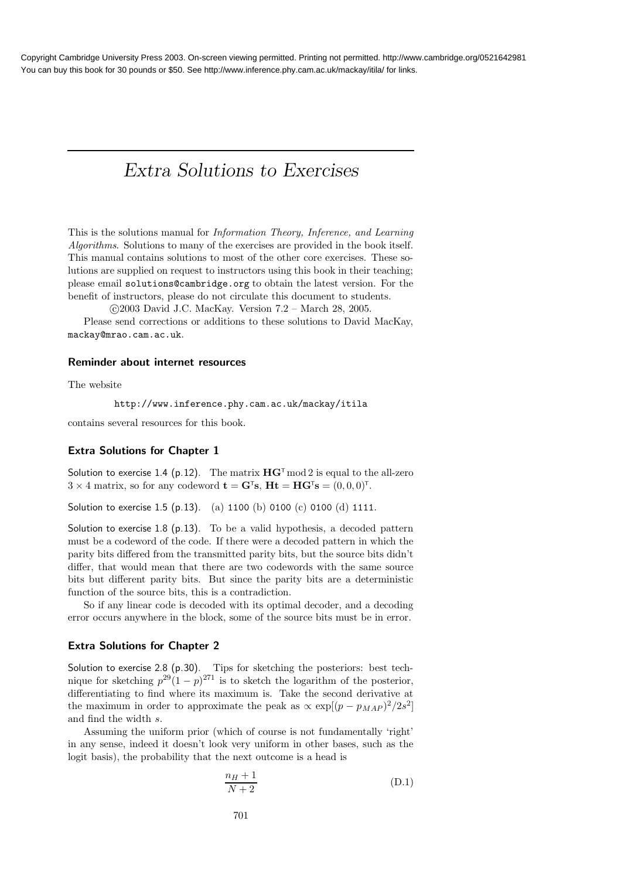Copyright Cambridge University Press 2003. On-screen viewing permitted. Printing not permitted. http://www.cambridge.org/0521642981
You can buy this book for 30 pounds or $50. See http://www.inference.phy.cam.ac.uk/mackay/itila/ for links.

# *Extra Solutions to Exercises*

This is the solutions manual for *Information Theory, Inference, and Learning Algorithms*. Solutions to many of the exercises are provided in the book itself. This manual contains solutions to most of the other core exercises. These solutions are supplied on request to instructors using this book in their teaching; please email `solutions@cambridge.org` to obtain the latest version. For the benefit of instructors, please do not circulate this document to students.

©2003 David J.C. MacKay. Version 7.2 – March 28, 2005.

Please send corrections or additions to these solutions to David MacKay, `mackay@mrao.cam.ac.uk`.

### Reminder about internet resources

The website

`http://www.inference.phy.cam.ac.uk/mackay/itila`

contains several resources for this book.

### Extra Solutions for Chapter 1

Solution to exercise 1.4 (p.12). The matrix $\mathbf{H}\mathbf{G}^{\mathsf{T}} \bmod 2$ is equal to the all-zero $3 \times 4$ matrix, so for any codeword $\mathbf{t} = \mathbf{G}^{\mathsf{T}}\mathbf{s}$, $\mathbf{H}\mathbf{t} = \mathbf{H}\mathbf{G}^{\mathsf{T}}\mathbf{s} = (0, 0, 0)^{\mathsf{T}}$.

Solution to exercise 1.5 (p.13). (a) `1100` (b) `0100` (c) `0100` (d) `1111`.

Solution to exercise 1.8 (p.13). To be a valid hypothesis, a decoded pattern must be a codeword of the code. If there were a decoded pattern in which the parity bits differed from the transmitted parity bits, but the source bits didn't differ, that would mean that there are two codewords with the same source bits but different parity bits. But since the parity bits are a deterministic function of the source bits, this is a contradiction.

So if any linear code is decoded with its optimal decoder, and a decoding error occurs anywhere in the block, some of the source bits must be in error.

### Extra Solutions for Chapter 2

Solution to exercise 2.8 (p.30). Tips for sketching the posteriors: best technique for sketching $p^{29}(1-p)^{271}$ is to sketch the logarithm of the posterior, differentiating to find where its maximum is. Take the second derivative at the maximum in order to approximate the peak as $\propto \exp[(p - p_{MAP})^2/2s^2]$ and find the width $s$.

Assuming the uniform prior (which of course is not fundamentally 'right' in any sense, indeed it doesn't look very uniform in other bases, such as the logit basis), the probability that the next outcome is a head is

$$\frac{n_H + 1}{N + 2} \tag{D.1}$$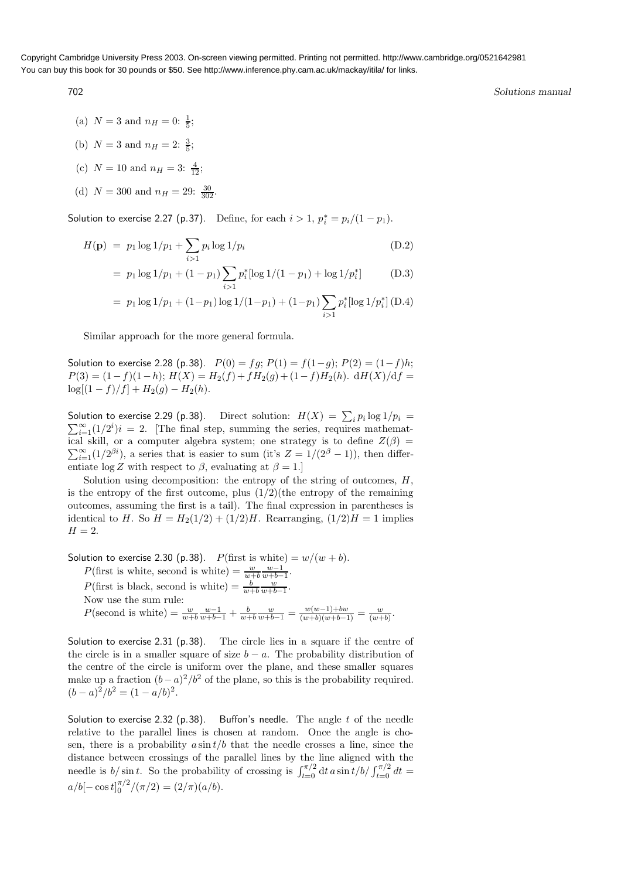(a) $N = 3$ and $n_H = 0$: $\frac{1}{5}$;

(b) $N = 3$ and $n_H = 2$: $\frac{3}{5}$;

(c) $N = 10$ and $n_H = 3$: $\frac{4}{12}$;

(d) $N = 300$ and $n_H = 29$: $\frac{30}{302}$.

Solution to exercise 2.27 (p.37). Define, for each $i > 1$, $p_i^* = p_i/(1 - p_1)$.

$$H(\mathbf{p}) = p_1 \log 1/p_1 + \sum_{i>1} p_i \log 1/p_i \tag{D.2}$$

$$= p_1 \log 1/p_1 + (1 - p_1) \sum_{i>1} p_i^* [\log 1/(1 - p_1) + \log 1/p_i^*] \tag{D.3}$$

$$= p_1 \log 1/p_1 + (1-p_1) \log 1/(1-p_1) + (1-p_1) \sum_{i>1} p_i^* [\log 1/p_i^*] \tag{D.4}$$

Similar approach for the more general formula.

Solution to exercise 2.28 (p.38). $P(0) = fg$; $P(1) = f(1-g)$; $P(2) = (1-f)h$; $P(3) = (1-f)(1-h)$; $H(X) = H_2(f) + fH_2(g) + (1-f)H_2(h)$. $\mathrm{d}H(X)/\mathrm{d}f = \log[(1-f)/f] + H_2(g) - H_2(h)$.

Solution to exercise 2.29 (p.38). Direct solution: $H(X) = \sum_i p_i \log 1/p_i = \sum_{i=1}^{\infty} (1/2^i) i = 2$. [The final step, summing the series, requires mathematical skill, or a computer algebra system; one strategy is to define $Z(\beta) = \sum_{i=1}^{\infty} (1/2^{\beta i})$, a series that is easier to sum (it's $Z = 1/(2^{\beta} - 1)$), then differentiate $\log Z$ with respect to $\beta$, evaluating at $\beta = 1$.]

Solution using decomposition: the entropy of the string of outcomes, $H$, is the entropy of the first outcome, plus $(1/2)$(the entropy of the remaining outcomes, assuming the first is a tail). The final expression in parentheses is identical to $H$. So $H = H_2(1/2) + (1/2)H$. Rearranging, $(1/2)H = 1$ implies $H = 2$.

Solution to exercise 2.30 (p.38). $P(\text{first is white}) = w/(w + b)$.

$P(\text{first is white, second is white}) = \frac{w}{w+b} \frac{w-1}{w+b-1}$.

$P(\text{first is black, second is white}) = \frac{b}{w+b} \frac{w}{w+b-1}$.

Now use the sum rule:

$P(\text{second is white}) = \frac{w}{w+b} \frac{w-1}{w+b-1} + \frac{b}{w+b} \frac{w}{w+b-1} = \frac{w(w-1)+bw}{(w+b)(w+b-1)} = \frac{w}{(w+b)}$.

Solution to exercise 2.31 (p.38). The circle lies in a square if the centre of the circle is in a smaller square of size $b - a$. The probability distribution of the centre of the circle is uniform over the plane, and these smaller squares make up a fraction $(b-a)^2/b^2$ of the plane, so this is the probability required. $(b-a)^2/b^2 = (1 - a/b)^2$.

Solution to exercise 2.32 (p.38). Buffon's needle. The angle $t$ of the needle relative to the parallel lines is chosen at random. Once the angle is chosen, there is a probability $a \sin t/b$ that the needle crosses a line, since the distance between crossings of the parallel lines by the line aligned with the needle is $b/\sin t$. So the probability of crossing is $\int_{t=0}^{\pi/2} \mathrm{d}t\, a \sin t/b / \int_{t=0}^{\pi/2} \mathrm{d}t = a/b[-\cos t]_0^{\pi/2}/(\pi/2) = (2/\pi)(a/b)$.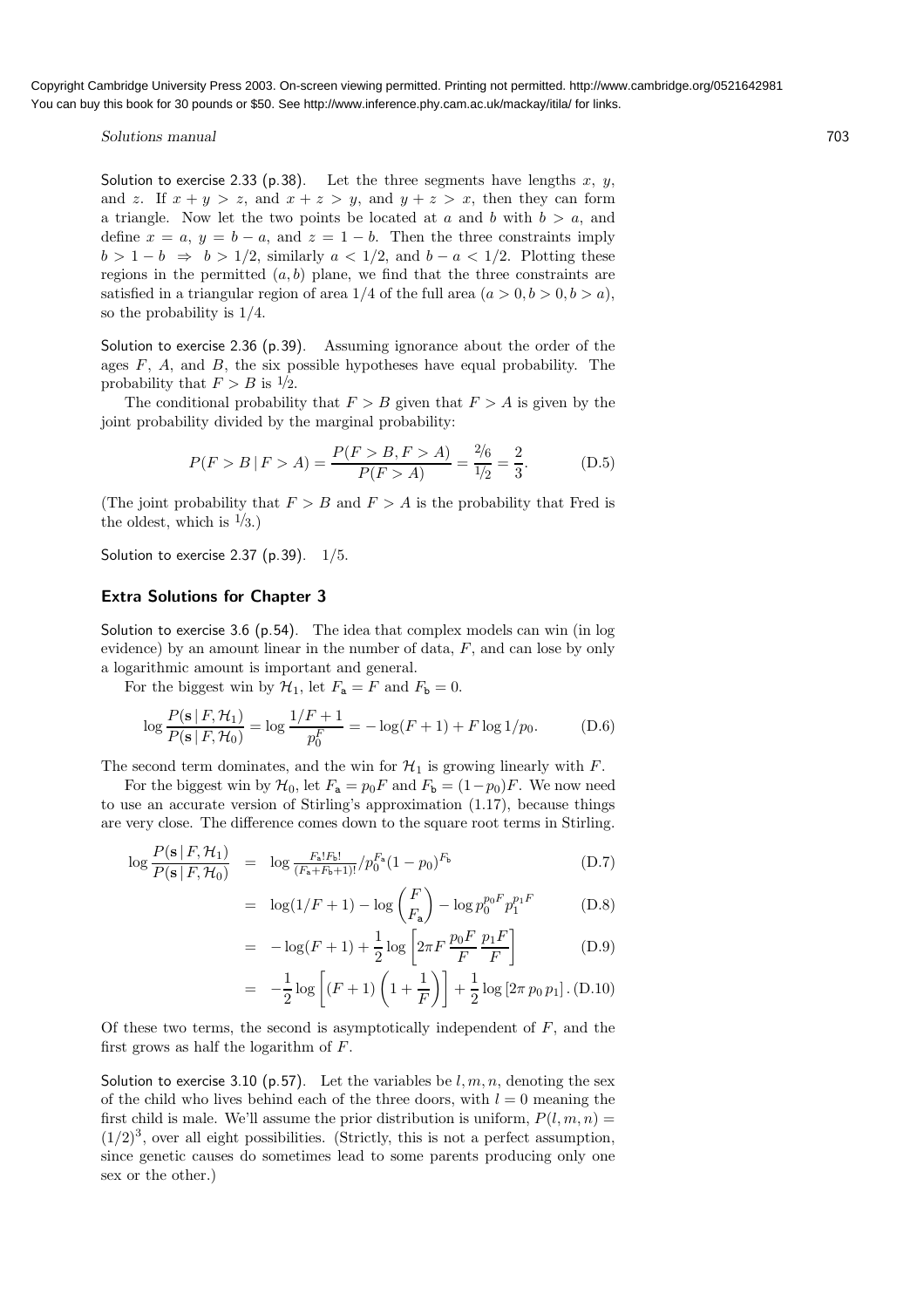Copyright Cambridge University Press 2003. On-screen viewing permitted. Printing not permitted. http://www.cambridge.org/0521642981
You can buy this book for 30 pounds or $50. See http://www.inference.phy.cam.ac.uk/mackay/itila/ for links.

Solution to exercise 2.33 (p.38). Let the three segments have lengths $x$, $y$, and $z$. If $x + y > z$, and $x + z > y$, and $y + z > x$, then they can form a triangle. Now let the two points be located at $a$ and $b$ with $b > a$, and define $x = a$, $y = b - a$, and $z = 1 - b$. Then the three constraints imply $b > 1 - b \ \Rightarrow \ b > 1/2$, similarly $a < 1/2$, and $b - a < 1/2$. Plotting these regions in the permitted $(a, b)$ plane, we find that the three constraints are satisfied in a triangular region of area $1/4$ of the full area $(a > 0, b > 0, b > a)$, so the probability is $1/4$.

Solution to exercise 2.36 (p.39). Assuming ignorance about the order of the ages $F$, $A$, and $B$, the six possible hypotheses have equal probability. The probability that $F > B$ is $^1\!/\!_2$.

The conditional probability that $F > B$ given that $F > A$ is given by the joint probability divided by the marginal probability:

$$P(F > B \,|\, F > A) = \frac{P(F > B, F > A)}{P(F > A)} = \frac{^2\!/\!_6}{^1\!/\!_2} = \frac{2}{3}. \tag{D.5}$$

(The joint probability that $F > B$ and $F > A$ is the probability that Fred is the oldest, which is $^1\!/\!_3$.)

Solution to exercise 2.37 (p.39). $1/5$.

## Extra Solutions for Chapter 3

Solution to exercise 3.6 (p.54). The idea that complex models can win (in log evidence) by an amount linear in the number of data, $F$, and can lose by only a logarithmic amount is important and general.

For the biggest win by $\mathcal{H}_1$, let $F_{\mathsf{a}} = F$ and $F_{\mathsf{b}} = 0$.

$$\log \frac{P(\mathbf{s} \,|\, F, \mathcal{H}_1)}{P(\mathbf{s} \,|\, F, \mathcal{H}_0)} = \log \frac{1/F + 1}{p_0^F} = -\log(F + 1) + F \log 1/p_0. \tag{D.6}$$

The second term dominates, and the win for $\mathcal{H}_1$ is growing linearly with $F$.

For the biggest win by $\mathcal{H}_0$, let $F_{\mathsf{a}} = p_0 F$ and $F_{\mathsf{b}} = (1 - p_0)F$. We now need to use an accurate version of Stirling's approximation (1.17), because things are very close. The difference comes down to the square root terms in Stirling.

$$\begin{aligned}
\log \frac{P(\mathbf{s} \,|\, F, \mathcal{H}_1)}{P(\mathbf{s} \,|\, F, \mathcal{H}_0)} &= \log \tfrac{F_{\mathsf{a}}!F_{\mathsf{b}}!}{(F_{\mathsf{a}}+F_{\mathsf{b}}+1)!} / p_0^{F_{\mathsf{a}}}(1 - p_0)^{F_{\mathsf{b}}} & \text{(D.7)}\\
&= \log(1/F + 1) - \log \binom{F}{F_{\mathsf{a}}} - \log p_0^{p_0 F} p_1^{p_1 F} & \text{(D.8)}\\
&= -\log(F + 1) + \frac{1}{2} \log \left[ 2\pi F \,\frac{p_0 F}{F}\, \frac{p_1 F}{F} \right] & \text{(D.9)}\\
&= -\frac{1}{2} \log \left[ (F + 1) \left( 1 + \frac{1}{F} \right) \right] + \frac{1}{2} \log \left[ 2\pi \, p_0 \, p_1 \right]. & \text{(D.10)}
\end{aligned}$$

Of these two terms, the second is asymptotically independent of $F$, and the first grows as half the logarithm of $F$.

Solution to exercise 3.10 (p.57). Let the variables be $l, m, n$, denoting the sex of the child who lives behind each of the three doors, with $l = 0$ meaning the first child is male. We'll assume the prior distribution is uniform, $P(l, m, n) = (1/2)^3$, over all eight possibilities. (Strictly, this is not a perfect assumption, since genetic causes do sometimes lead to some parents producing only one sex or the other.)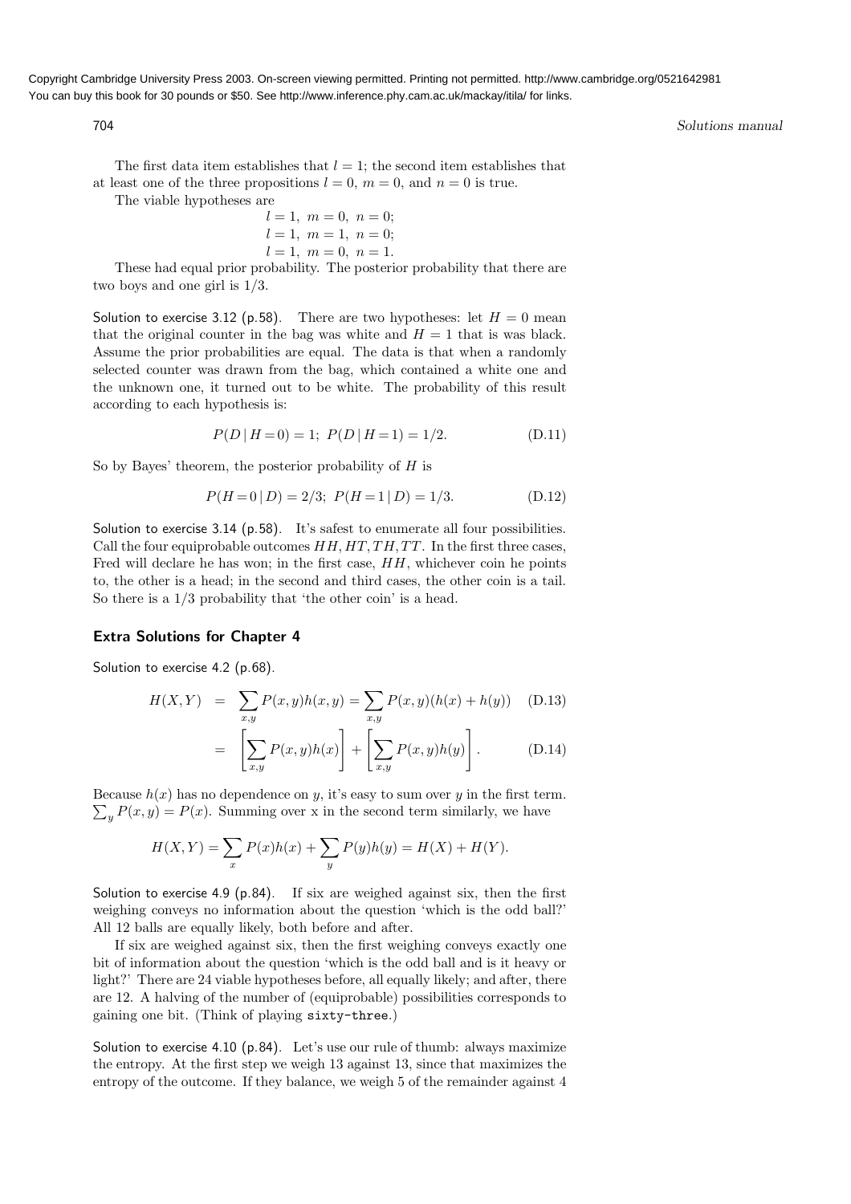The first data item establishes that $l = 1$; the second item establishes that at least one of the three propositions $l = 0$, $m = 0$, and $n = 0$ is true.

The viable hypotheses are

$$l = 1,\ m = 0,\ n = 0;$$
$$l = 1,\ m = 1,\ n = 0;$$
$$l = 1,\ m = 0,\ n = 1.$$

These had equal prior probability. The posterior probability that there are two boys and one girl is 1/3.

Solution to exercise 3.12 (p.58). There are two hypotheses: let $H = 0$ mean that the original counter in the bag was white and $H = 1$ that is was black. Assume the prior probabilities are equal. The data is that when a randomly selected counter was drawn from the bag, which contained a white one and the unknown one, it turned out to be white. The probability of this result according to each hypothesis is:

$$P(D \mid H=0) = 1;\ P(D \mid H=1) = 1/2. \tag{D.11}$$

So by Bayes' theorem, the posterior probability of $H$ is

$$P(H=0 \mid D) = 2/3;\ P(H=1 \mid D) = 1/3. \tag{D.12}$$

Solution to exercise 3.14 (p.58). It's safest to enumerate all four possibilities. Call the four equiprobable outcomes $HH, HT, TH, TT$. In the first three cases, Fred will declare he has won; in the first case, $HH$, whichever coin he points to, the other is a head; in the second and third cases, the other coin is a tail. So there is a 1/3 probability that 'the other coin' is a head.

### Extra Solutions for Chapter 4

Solution to exercise 4.2 (p.68).

$$H(X,Y) = \sum_{x,y} P(x,y)h(x,y) = \sum_{x,y} P(x,y)(h(x)+h(y)) \tag{D.13}$$

$$= \left[\sum_{x,y} P(x,y)h(x)\right] + \left[\sum_{x,y} P(x,y)h(y)\right]. \tag{D.14}$$

Because $h(x)$ has no dependence on $y$, it's easy to sum over $y$ in the first term. $\sum_y P(x,y) = P(x)$. Summing over x in the second term similarly, we have

$$H(X,Y) = \sum_x P(x)h(x) + \sum_y P(y)h(y) = H(X) + H(Y).$$

Solution to exercise 4.9 (p.84). If six are weighed against six, then the first weighing conveys no information about the question 'which is the odd ball?' All 12 balls are equally likely, both before and after.

If six are weighed against six, then the first weighing conveys exactly one bit of information about the question 'which is the odd ball and is it heavy or light?' There are 24 viable hypotheses before, all equally likely; and after, there are 12. A halving of the number of (equiprobable) possibilities corresponds to gaining one bit. (Think of playing `sixty-three`.)

Solution to exercise 4.10 (p.84). Let's use our rule of thumb: always maximize the entropy. At the first step we weigh 13 against 13, since that maximizes the entropy of the outcome. If they balance, we weigh 5 of the remainder against 4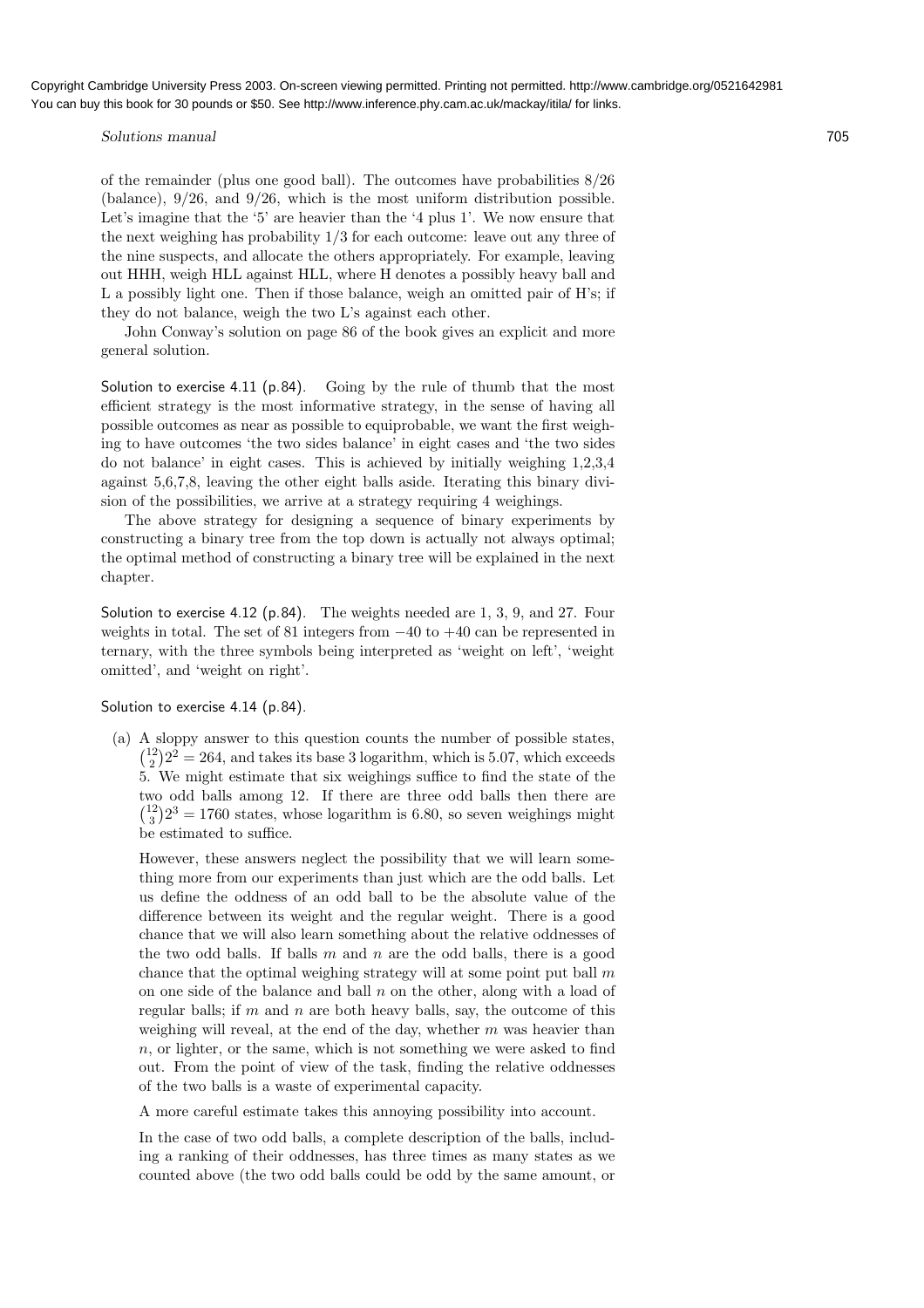of the remainder (plus one good ball). The outcomes have probabilities 8/26 (balance), 9/26, and 9/26, which is the most uniform distribution possible. Let's imagine that the '5' are heavier than the '4 plus 1'. We now ensure that the next weighing has probability 1/3 for each outcome: leave out any three of the nine suspects, and allocate the others appropriately. For example, leaving out HHH, weigh HLL against HLL, where H denotes a possibly heavy ball and L a possibly light one. Then if those balance, weigh an omitted pair of H's; if they do not balance, weigh the two L's against each other.

John Conway's solution on page 86 of the book gives an explicit and more general solution.

Solution to exercise 4.11 (p.84). Going by the rule of thumb that the most efficient strategy is the most informative strategy, in the sense of having all possible outcomes as near as possible to equiprobable, we want the first weighing to have outcomes 'the two sides balance' in eight cases and 'the two sides do not balance' in eight cases. This is achieved by initially weighing 1,2,3,4 against 5,6,7,8, leaving the other eight balls aside. Iterating this binary division of the possibilities, we arrive at a strategy requiring 4 weighings.

The above strategy for designing a sequence of binary experiments by constructing a binary tree from the top down is actually not always optimal; the optimal method of constructing a binary tree will be explained in the next chapter.

Solution to exercise 4.12 (p.84). The weights needed are 1, 3, 9, and 27. Four weights in total. The set of 81 integers from $-40$ to $+40$ can be represented in ternary, with the three symbols being interpreted as 'weight on left', 'weight omitted', and 'weight on right'.

Solution to exercise 4.14 (p.84).

(a) A sloppy answer to this question counts the number of possible states, $\binom{12}{2}2^2 = 264$, and takes its base 3 logarithm, which is 5.07, which exceeds 5. We might estimate that six weighings suffice to find the state of the two odd balls among 12. If there are three odd balls then there are $\binom{12}{3}2^3 = 1760$ states, whose logarithm is 6.80, so seven weighings might be estimated to suffice.

However, these answers neglect the possibility that we will learn something more from our experiments than just which are the odd balls. Let us define the oddness of an odd ball to be the absolute value of the difference between its weight and the regular weight. There is a good chance that we will also learn something about the relative oddnesses of the two odd balls. If balls $m$ and $n$ are the odd balls, there is a good chance that the optimal weighing strategy will at some point put ball $m$ on one side of the balance and ball $n$ on the other, along with a load of regular balls; if $m$ and $n$ are both heavy balls, say, the outcome of this weighing will reveal, at the end of the day, whether $m$ was heavier than $n$, or lighter, or the same, which is not something we were asked to find out. From the point of view of the task, finding the relative oddnesses of the two balls is a waste of experimental capacity.

A more careful estimate takes this annoying possibility into account.

In the case of two odd balls, a complete description of the balls, including a ranking of their oddnesses, has three times as many states as we counted above (the two odd balls could be odd by the same amount, or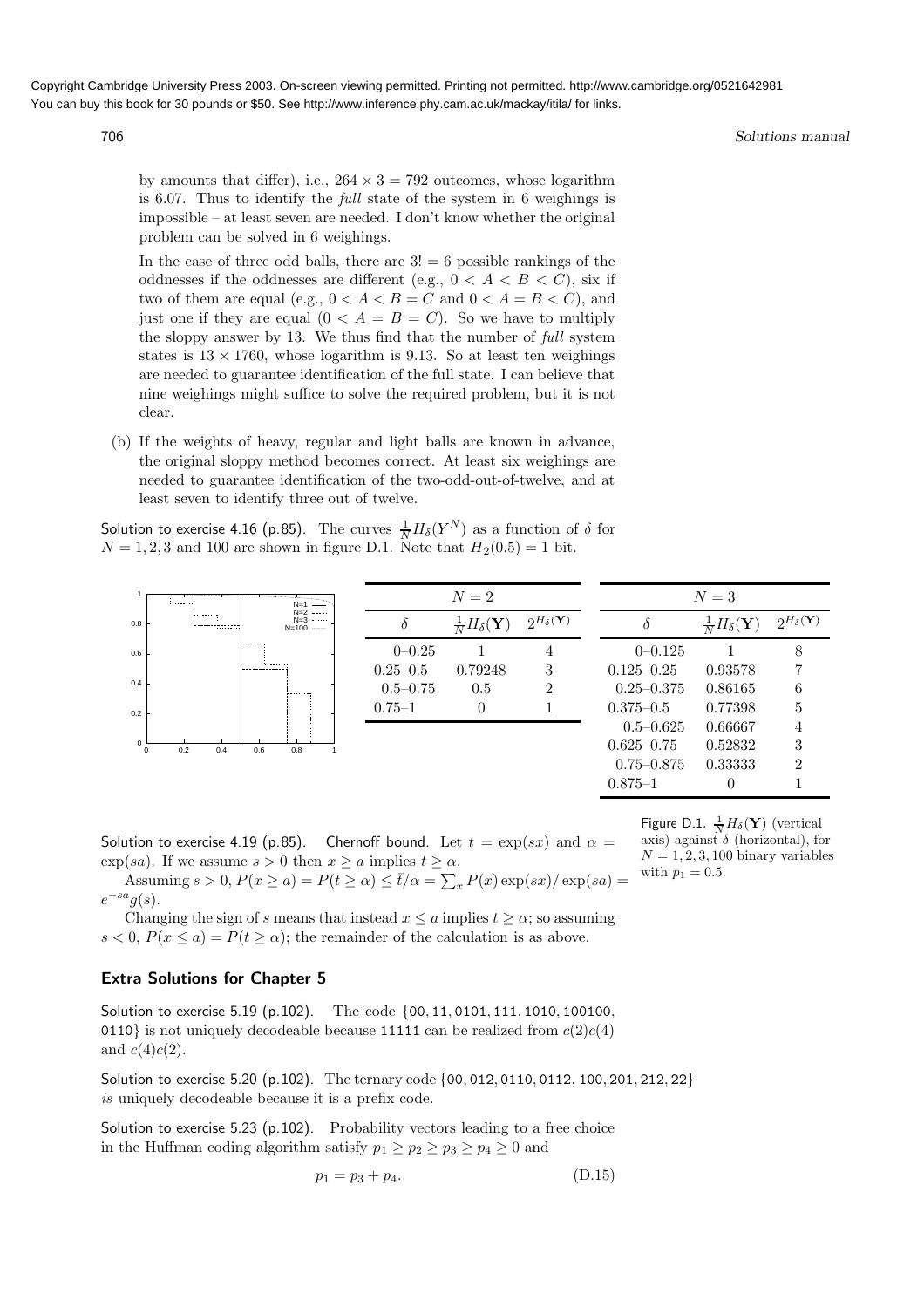by amounts that differ), i.e., $264 \times 3 = 792$ outcomes, whose logarithm is 6.07. Thus to identify the *full* state of the system in 6 weighings is impossible – at least seven are needed. I don't know whether the original problem can be solved in 6 weighings.

In the case of three odd balls, there are $3! = 6$ possible rankings of the oddnesses if the oddnesses are different (e.g., $0 < A < B < C$), six if two of them are equal (e.g., $0 < A < B = C$ and $0 < A = B < C$), and just one if they are equal ($0 < A = B = C$). So we have to multiply the sloppy answer by 13. We thus find that the number of *full* system states is $13 \times 1760$, whose logarithm is 9.13. So at least ten weighings are needed to guarantee identification of the full state. I can believe that nine weighings might suffice to solve the required problem, but it is not clear.

(b) If the weights of heavy, regular and light balls are known in advance, the original sloppy method becomes correct. At least six weighings are needed to guarantee identification of the two-odd-out-of-twelve, and at least seven to identify three out of twelve.

Solution to exercise 4.16 (p.85). The curves $\frac{1}{N} H_\delta(Y^N)$ as a function of $\delta$ for $N = 1, 2, 3$ and 100 are shown in figure D.1. Note that $H_2(0.5) = 1$ bit.

| $N=2$ | | |
|---|---|---|
| $\delta$ | $\frac{1}{N}H_\delta(\mathbf{Y})$ | $2^{H_\delta(\mathbf{Y})}$ |
| 0–0.25 | 1 | 4 |
| 0.25–0.5 | 0.79248 | 3 |
| 0.5–0.75 | 0.5 | 2 |
| 0.75–1 | 0 | 1 |

| $N=3$ | | |
|---|---|---|
| $\delta$ | $\frac{1}{N}H_\delta(\mathbf{Y})$ | $2^{H_\delta(\mathbf{Y})}$ |
| 0–0.125 | 1 | 8 |
| 0.125–0.25 | 0.93578 | 7 |
| 0.25–0.375 | 0.86165 | 6 |
| 0.375–0.5 | 0.77398 | 5 |
| 0.5–0.625 | 0.66667 | 4 |
| 0.625–0.75 | 0.52832 | 3 |
| 0.75–0.875 | 0.33333 | 2 |
| 0.875–1 | 0 | 1 |

Figure D.1. $\frac{1}{N}H_\delta(\mathbf{Y})$ (vertical axis) against $\delta$ (horizontal), for $N = 1, 2, 3, 100$ binary variables with $p_1 = 0.5$.

Solution to exercise 4.19 (p.85). **Chernoff bound**. Let $t = \exp(sx)$ and $\alpha = \exp(sa)$. If we assume $s > 0$ then $x \geq a$ implies $t \geq \alpha$.

Assuming $s > 0$, $P(x \geq a) = P(t \geq \alpha) \leq \bar{t}/\alpha = \sum_x P(x) \exp(sx)/\exp(sa) = e^{-sa} g(s)$.

Changing the sign of $s$ means that instead $x \leq a$ implies $t \geq \alpha$; so assuming $s < 0$, $P(x \leq a) = P(t \geq \alpha)$; the remainder of the calculation is as above.

## Extra Solutions for Chapter 5

Solution to exercise 5.19 (p.102). The code {00, 11, 0101, 111, 1010, 100100, 0110} is not uniquely decodeable because 11111 can be realized from $c(2)c(4)$ and $c(4)c(2)$.

Solution to exercise 5.20 (p.102). The ternary code {00, 012, 0110, 0112, 100, 201, 212, 22} *is* uniquely decodeable because it is a prefix code.

Solution to exercise 5.23 (p.102). Probability vectors leading to a free choice in the Huffman coding algorithm satisfy $p_1 \geq p_2 \geq p_3 \geq p_4 \geq 0$ and

$$p_1 = p_3 + p_4. \tag{D.15}$$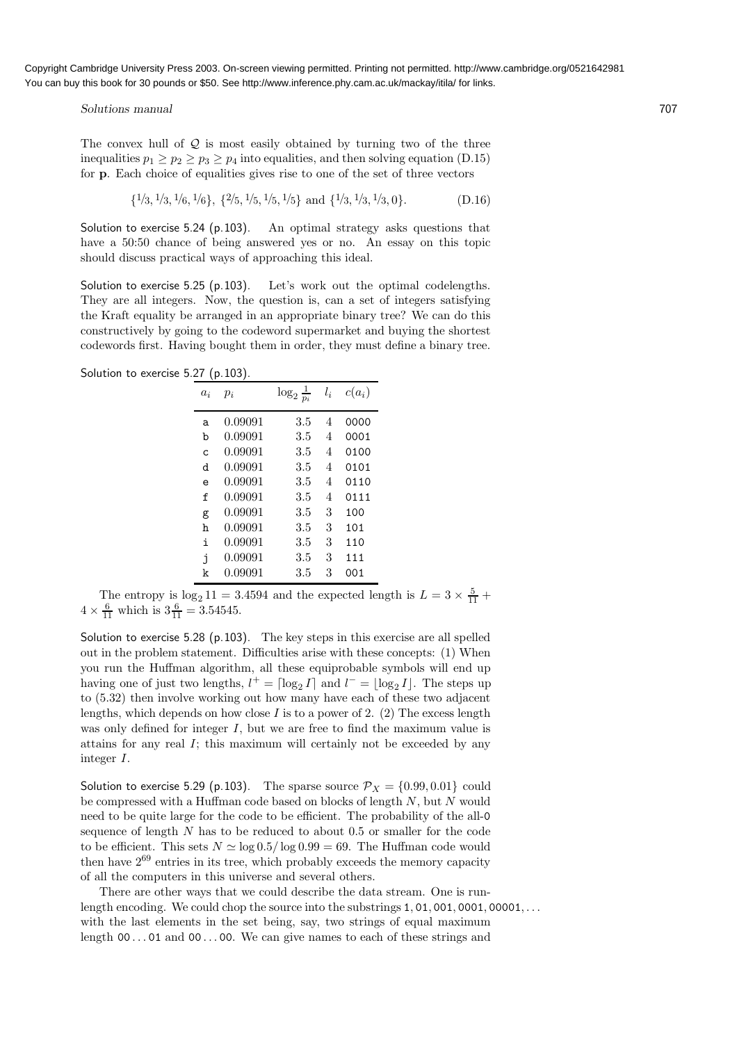The convex hull of $\mathcal{Q}$ is most easily obtained by turning two of the three inequalities $p_1 \geq p_2 \geq p_3 \geq p_4$ into equalities, and then solving equation (D.15) for $\mathbf{p}$. Each choice of equalities gives rise to one of the set of three vectors

$$\{^1\!/_3, ^1\!/_3, ^1\!/_6, ^1\!/_6\},\ \{^2\!/_5, ^1\!/_5, ^1\!/_5, ^1\!/_5\} \text{ and } \{^1\!/_3, ^1\!/_3, ^1\!/_3, 0\}. \tag{D.16}$$

Solution to exercise 5.24 (p.103). An optimal strategy asks questions that have a 50:50 chance of being answered yes or no. An essay on this topic should discuss practical ways of approaching this ideal.

Solution to exercise 5.25 (p.103). Let's work out the optimal codelengths. They are all integers. Now, the question is, can a set of integers satisfying the Kraft equality be arranged in an appropriate binary tree? We can do this constructively by going to the codeword supermarket and buying the shortest codewords first. Having bought them in order, they must define a binary tree.

Solution to exercise 5.27 (p.103).

| $a_i$ | $p_i$ | $\log_2 \frac{1}{p_i}$ | $l_i$ | $c(a_i)$ |
|---|---|---|---|---|
| a | 0.09091 | 3.5 | 4 | 0000 |
| b | 0.09091 | 3.5 | 4 | 0001 |
| c | 0.09091 | 3.5 | 4 | 0100 |
| d | 0.09091 | 3.5 | 4 | 0101 |
| e | 0.09091 | 3.5 | 4 | 0110 |
| f | 0.09091 | 3.5 | 4 | 0111 |
| g | 0.09091 | 3.5 | 3 | 100 |
| h | 0.09091 | 3.5 | 3 | 101 |
| i | 0.09091 | 3.5 | 3 | 110 |
| j | 0.09091 | 3.5 | 3 | 111 |
| k | 0.09091 | 3.5 | 3 | 001 |

The entropy is $\log_2 11 = 3.4594$ and the expected length is $L = 3 \times \frac{5}{11} + 4 \times \frac{6}{11}$ which is $3\frac{6}{11} = 3.54545$.

Solution to exercise 5.28 (p.103). The key steps in this exercise are all spelled out in the problem statement. Difficulties arise with these concepts: (1) When you run the Huffman algorithm, all these equiprobable symbols will end up having one of just two lengths, $l^+ = \lceil \log_2 I \rceil$ and $l^- = \lfloor \log_2 I \rfloor$. The steps up to (5.32) then involve working out how many have each of these two adjacent lengths, which depends on how close $I$ is to a power of 2. (2) The excess length was only defined for integer $I$, but we are free to find the maximum value is attains for any real $I$; this maximum will certainly not be exceeded by any integer $I$.

Solution to exercise 5.29 (p.103). The sparse source $\mathcal{P}_X = \{0.99, 0.01\}$ could be compressed with a Huffman code based on blocks of length $N$, but $N$ would need to be quite large for the code to be efficient. The probability of the all-0 sequence of length $N$ has to be reduced to about 0.5 or smaller for the code to be efficient. This sets $N \simeq \log 0.5 / \log 0.99 = 69$. The Huffman code would then have $2^{69}$ entries in its tree, which probably exceeds the memory capacity of all the computers in this universe and several others.

There are other ways that we could describe the data stream. One is run-length encoding. We could chop the source into the substrings 1, 01, 001, 0001, 00001, ... with the last elements in the set being, say, two strings of equal maximum length 00...01 and 00...00. We can give names to each of these strings and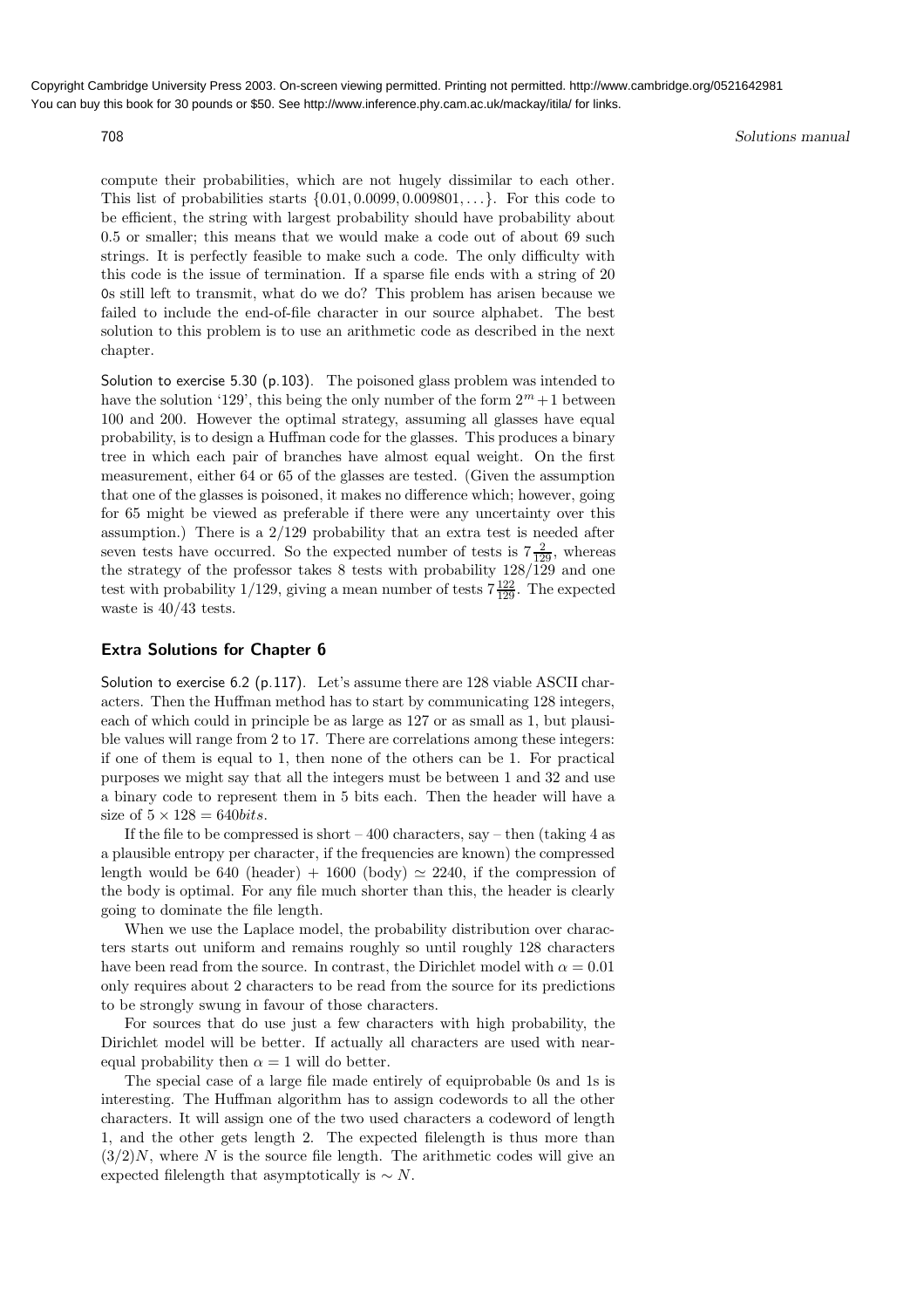compute their probabilities, which are not hugely dissimilar to each other. This list of probabilities starts $\{0.01, 0.0099, 0.009801, \ldots\}$. For this code to be efficient, the string with largest probability should have probability about 0.5 or smaller; this means that we would make a code out of about 69 such strings. It is perfectly feasible to make such a code. The only difficulty with this code is the issue of termination. If a sparse file ends with a string of 20 0s still left to transmit, what do we do? This problem has arisen because we failed to include the end-of-file character in our source alphabet. The best solution to this problem is to use an arithmetic code as described in the next chapter.

Solution to exercise 5.30 (p.103). The poisoned glass problem was intended to have the solution '129', this being the only number of the form $2^m + 1$ between 100 and 200. However the optimal strategy, assuming all glasses have equal probability, is to design a Huffman code for the glasses. This produces a binary tree in which each pair of branches have almost equal weight. On the first measurement, either 64 or 65 of the glasses are tested. (Given the assumption that one of the glasses is poisoned, it makes no difference which; however, going for 65 might be viewed as preferable if there were any uncertainty over this assumption.) There is a $2/129$ probability that an extra test is needed after seven tests have occurred. So the expected number of tests is $7\frac{2}{129}$, whereas the strategy of the professor takes 8 tests with probability $128/129$ and one test with probability $1/129$, giving a mean number of tests $7\frac{122}{129}$. The expected waste is $40/43$ tests.

## Extra Solutions for Chapter 6

Solution to exercise 6.2 (p.117). Let's assume there are 128 viable ASCII characters. Then the Huffman method has to start by communicating 128 integers, each of which could in principle be as large as 127 or as small as 1, but plausible values will range from 2 to 17. There are correlations among these integers: if one of them is equal to 1, then none of the others can be 1. For practical purposes we might say that all the integers must be between 1 and 32 and use a binary code to represent them in 5 bits each. Then the header will have a size of $5 \times 128 = 640 bits$.

If the file to be compressed is short – 400 characters, say – then (taking 4 as a plausible entropy per character, if the frequencies are known) the compressed length would be 640 (header) + 1600 (body) $\simeq$ 2240, if the compression of the body is optimal. For any file much shorter than this, the header is clearly going to dominate the file length.

When we use the Laplace model, the probability distribution over characters starts out uniform and remains roughly so until roughly 128 characters have been read from the source. In contrast, the Dirichlet model with $\alpha = 0.01$ only requires about 2 characters to be read from the source for its predictions to be strongly swung in favour of those characters.

For sources that do use just a few characters with high probability, the Dirichlet model will be better. If actually all characters are used with near-equal probability then $\alpha = 1$ will do better.

The special case of a large file made entirely of equiprobable 0s and 1s is interesting. The Huffman algorithm has to assign codewords to all the other characters. It will assign one of the two used characters a codeword of length 1, and the other gets length 2. The expected filelength is thus more than $(3/2)N$, where $N$ is the source file length. The arithmetic codes will give an expected filelength that asymptotically is $\sim N$.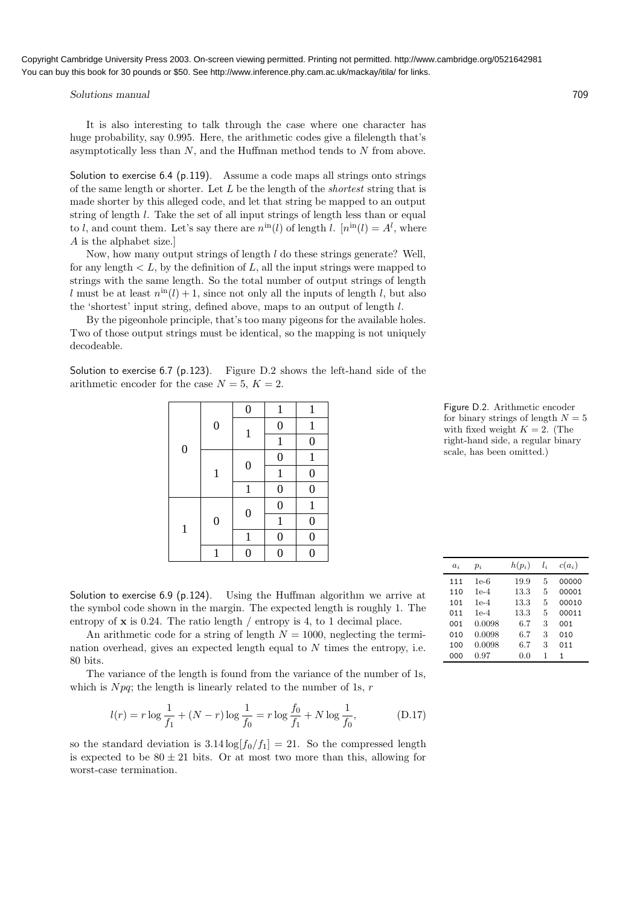It is also interesting to talk through the case where one character has huge probability, say 0.995. Here, the arithmetic codes give a filelength that's asymptotically less than $N$, and the Huffman method tends to $N$ from above.

**Solution to exercise 6.4 (p.119).** Assume a code maps all strings onto strings of the same length or shorter. Let $L$ be the length of the *shortest* string that is made shorter by this alleged code, and let that string be mapped to an output string of length $l$. Take the set of all input strings of length less than or equal to $l$, and count them. Let's say there are $n^{\text{in}}(l)$ of length $l$. [$n^{\text{in}}(l) = A^l$, where $A$ is the alphabet size.]

Now, how many output strings of length $l$ do these strings generate? Well, for any length $< L$, by the definition of $L$, all the input strings were mapped to strings with the same length. So the total number of output strings of length $l$ must be at least $n^{\text{in}}(l) + 1$, since not only all the inputs of length $l$, but also the 'shortest' input string, defined above, maps to an output of length $l$.

By the pigeonhole principle, that's too many pigeons for the available holes. Two of those output strings must be identical, so the mapping is not uniquely decodeable.

**Solution to exercise 6.7 (p.123).** Figure D.2 shows the left-hand side of the arithmetic encoder for the case $N = 5$, $K = 2$.

| | | | | |
|---|---|---|---|---|
| 0 | 0 | 0 | 1 | 1 |
| | | 1 | 0 | 1 |
| | | | 1 | 0 |
| | 1 | 0 | 0 | 1 |
| | | | 1 | 0 |
| | | 1 | 0 | 0 |
| 1 | 0 | 0 | 0 | 1 |
| | | | 1 | 0 |
| | | 1 | 0 | 0 |
| | 1 | 0 | 0 | 0 |

Figure D.2. Arithmetic encoder for binary strings of length $N = 5$ with fixed weight $K = 2$. (The right-hand side, a regular binary scale, has been omitted.)

**Solution to exercise 6.9 (p.124).** Using the Huffman algorithm we arrive at the symbol code shown in the margin. The expected length is roughly 1. The entropy of $\mathbf{x}$ is 0.24. The ratio length / entropy is 4, to 1 decimal place.

| $a_i$ | $p_i$ | $h(p_i)$ | $l_i$ | $c(a_i)$ |
|---|---|---|---|---|
| 111 | 1e-6 | 19.9 | 5 | 00000 |
| 110 | 1e-4 | 13.3 | 5 | 00001 |
| 101 | 1e-4 | 13.3 | 5 | 00010 |
| 011 | 1e-4 | 13.3 | 5 | 00011 |
| 001 | 0.0098 | 6.7 | 3 | 001 |
| 010 | 0.0098 | 6.7 | 3 | 010 |
| 100 | 0.0098 | 6.7 | 3 | 011 |
| 000 | 0.97 | 0.0 | 1 | 1 |

An arithmetic code for a string of length $N = 1000$, neglecting the termination overhead, gives an expected length equal to $N$ times the entropy, i.e. 80 bits.

The variance of the length is found from the variance of the number of 1s, which is $Npq$; the length is linearly related to the number of 1s, $r$

$$l(r) = r \log \frac{1}{f_1} + (N - r) \log \frac{1}{f_0} = r \log \frac{f_0}{f_1} + N \log \frac{1}{f_0}, \tag{D.17}$$

so the standard deviation is $3.14 \log[f_0/f_1] = 21$. So the compressed length is expected to be $80 \pm 21$ bits. Or at most two more than this, allowing for worst-case termination.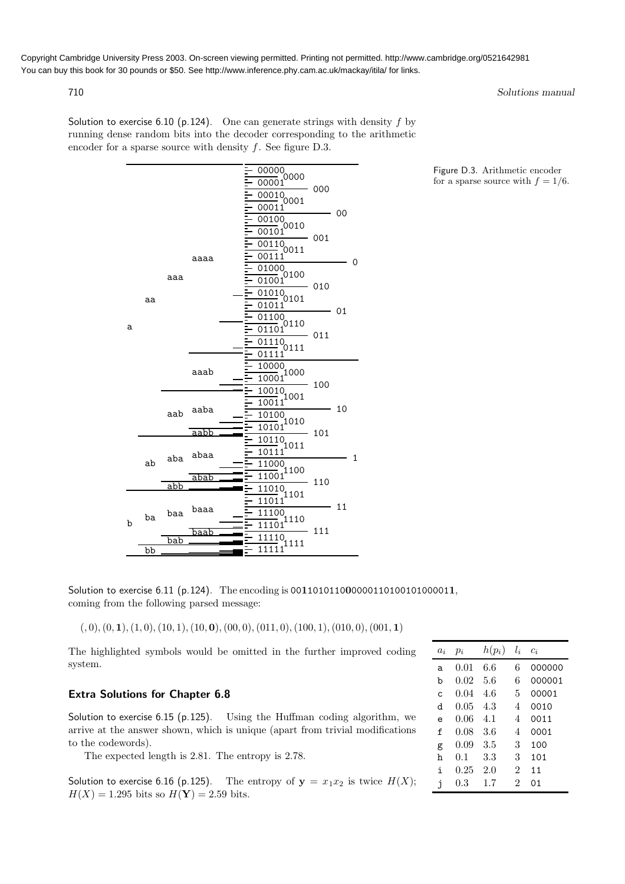Solution to exercise 6.10 (p.124). One can generate strings with density $f$ by running dense random bits into the decoder corresponding to the arithmetic encoder for a sparse source with density $f$. See figure D.3.

Figure D.3. Arithmetic encoder for a sparse source with $f = 1/6$.

Solution to exercise 6.11 (p.124). The encoding is 00**1**101011**0**0000110100101000011**1**, coming from the following parsed message:

$(, 0), (0, \mathbf{1}), (1, 0), (10, 1), (10, \mathbf{0}), (00, 0), (011, 0), (100, 1), (010, 0), (001, \mathbf{1})$

The highlighted symbols would be omitted in the further improved coding system.

### Extra Solutions for Chapter 6.8

Solution to exercise 6.15 (p.125). Using the Huffman coding algorithm, we arrive at the answer shown, which is unique (apart from trivial modifications to the codewords).

The expected length is 2.81. The entropy is 2.78.

| $a_i$ | $p_i$ | $h(p_i)$ | $l_i$ | $c_i$ |
|---|---|---|---|---|
| a | 0.01 | 6.6 | 6 | 000000 |
| b | 0.02 | 5.6 | 6 | 000001 |
| c | 0.04 | 4.6 | 5 | 00001 |
| d | 0.05 | 4.3 | 4 | 0010 |
| e | 0.06 | 4.1 | 4 | 0011 |
| f | 0.08 | 3.6 | 4 | 0001 |
| g | 0.09 | 3.5 | 3 | 100 |
| h | 0.1 | 3.3 | 3 | 101 |
| i | 0.25 | 2.0 | 2 | 11 |
| j | 0.3 | 1.7 | 2 | 01 |

Solution to exercise 6.16 (p.125). The entropy of $\mathbf{y} = x_1x_2$ is twice $H(X)$; $H(X) = 1.295$ bits so $H(\mathbf{Y}) = 2.59$ bits.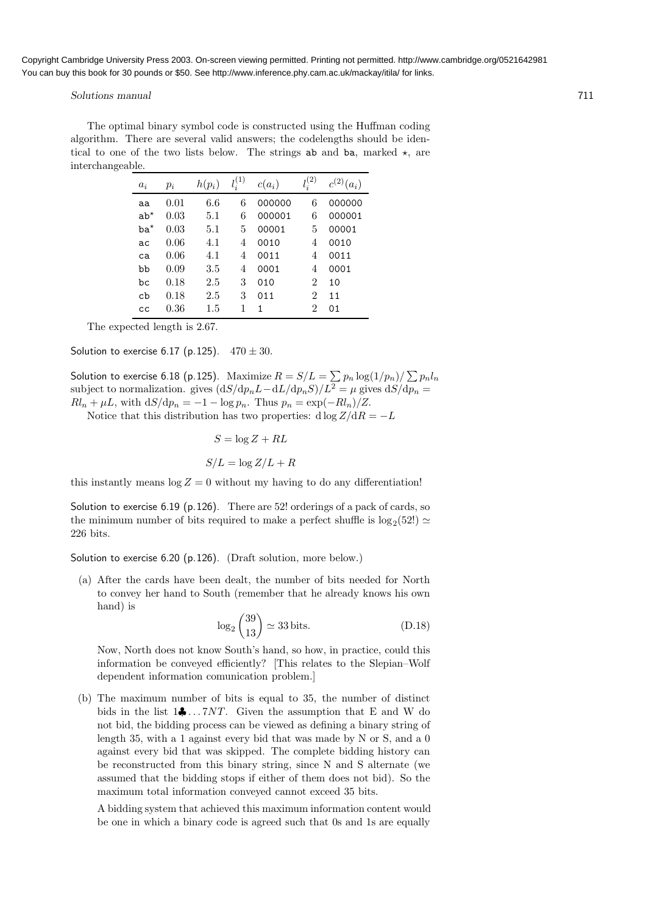The optimal binary symbol code is constructed using the Huffman coding algorithm. There are several valid answers; the codelengths should be identical to one of the two lists below. The strings ab and ba, marked $\star$, are interchangeable.

| $a_i$ | $p_i$ | $h(p_i)$ | $l_i^{(1)}$ | $c(a_i)$ | $l_i^{(2)}$ | $c^{(2)}(a_i)$ |
|---|---|---|---|---|---|---|
| aa | 0.01 | 6.6 | 6 | 000000 | 6 | 000000 |
| ab$^\star$ | 0.03 | 5.1 | 6 | 000001 | 6 | 000001 |
| ba$^\star$ | 0.03 | 5.1 | 5 | 00001 | 5 | 00001 |
| ac | 0.06 | 4.1 | 4 | 0010 | 4 | 0010 |
| ca | 0.06 | 4.1 | 4 | 0011 | 4 | 0011 |
| bb | 0.09 | 3.5 | 4 | 0001 | 4 | 0001 |
| bc | 0.18 | 2.5 | 3 | 010 | 2 | 10 |
| cb | 0.18 | 2.5 | 3 | 011 | 2 | 11 |
| cc | 0.36 | 1.5 | 1 | 1 | 2 | 01 |

The expected length is 2.67.

Solution to exercise 6.17 (p.125). $470 \pm 30$.

Solution to exercise 6.18 (p.125). Maximize $R = S/L = \sum p_n \log(1/p_n) / \sum p_n l_n$ subject to normalization. gives $(\mathrm{d}S/\mathrm{d}p_n L - \mathrm{d}L/\mathrm{d}p_n S)/L^2 = \mu$ gives $\mathrm{d}S/\mathrm{d}p_n = Rl_n + \mu L$, with $\mathrm{d}S/\mathrm{d}p_n = -1 - \log p_n$. Thus $p_n = \exp(-Rl_n)/Z$.

Notice that this distribution has two properties: $\mathrm{d}\log Z/\mathrm{d}R = -L$

$$S = \log Z + RL$$

$$S/L = \log Z/L + R$$

this instantly means $\log Z = 0$ without my having to do any differentiation!

Solution to exercise 6.19 (p.126). There are 52! orderings of a pack of cards, so the minimum number of bits required to make a perfect shuffle is $\log_2(52!) \simeq 226$ bits.

Solution to exercise 6.20 (p.126). (Draft solution, more below.)

(a) After the cards have been dealt, the number of bits needed for North to convey her hand to South (remember that he already knows his own hand) is

$$\log_2 \binom{39}{13} \simeq 33\,\text{bits}. \tag{D.18}$$

Now, North does not know South's hand, so how, in practice, could this information be conveyed efficiently? [This relates to the Slepian–Wolf dependent information comunication problem.]

(b) The maximum number of bits is equal to 35, the number of distinct bids in the list $1♣ \ldots 7NT$. Given the assumption that E and W do not bid, the bidding process can be viewed as defining a binary string of length 35, with a 1 against every bid that was made by N or S, and a 0 against every bid that was skipped. The complete bidding history can be reconstructed from this binary string, since N and S alternate (we assumed that the bidding stops if either of them does not bid). So the maximum total information conveyed cannot exceed 35 bits.

A bidding system that achieved this maximum information content would be one in which a binary code is agreed such that 0s and 1s are equally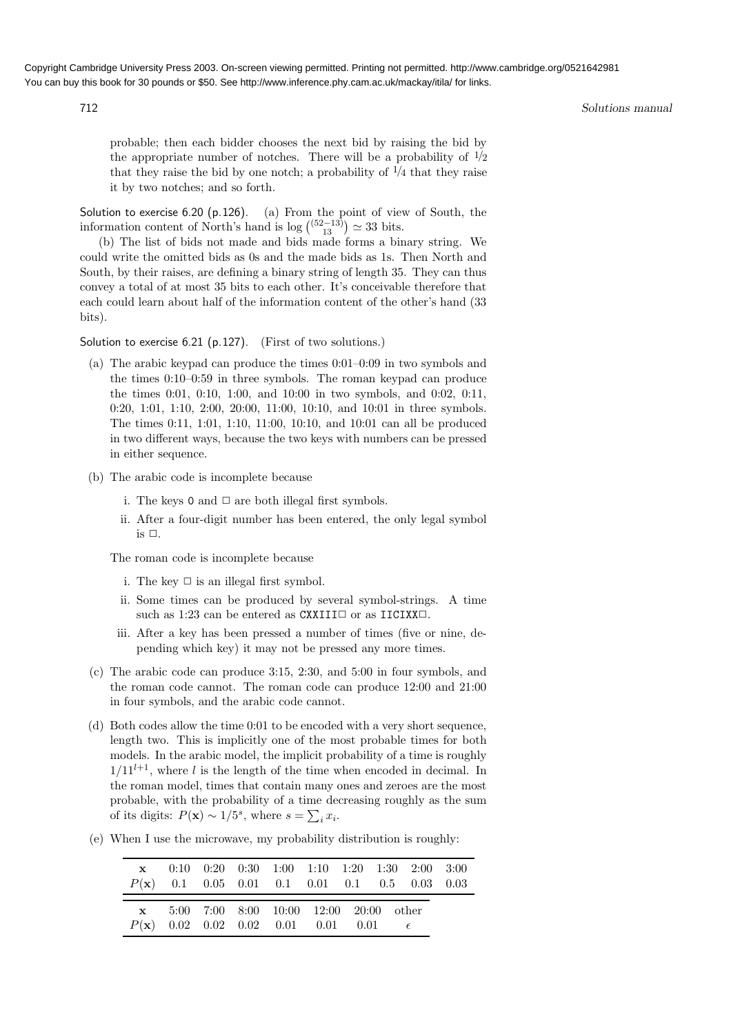probable; then each bidder chooses the next bid by raising the bid by the appropriate number of notches. There will be a probability of $1/2$ that they raise the bid by one notch; a probability of $1/4$ that they raise it by two notches; and so forth.

Solution to exercise 6.20 (p.126). (a) From the point of view of South, the information content of North's hand is $\log \binom{(52-13)}{13} \simeq 33$ bits.

(b) The list of bids not made and bids made forms a binary string. We could write the omitted bids as 0s and the made bids as 1s. Then North and South, by their raises, are defining a binary string of length 35. They can thus convey a total of at most 35 bits to each other. It's conceivable therefore that each could learn about half of the information content of the other's hand (33 bits).

Solution to exercise 6.21 (p.127). (First of two solutions.)

(a) The arabic keypad can produce the times 0:01–0:09 in two symbols and the times 0:10–0:59 in three symbols. The roman keypad can produce the times 0:01, 0:10, 1:00, and 10:00 in two symbols, and 0:02, 0:11, 0:20, 1:01, 1:10, 2:00, 20:00, 11:00, 10:10, and 10:01 in three symbols. The times 0:11, 1:01, 1:10, 11:00, 10:10, and 10:01 can all be produced in two different ways, because the two keys with numbers can be pressed in either sequence.

(b) The arabic code is incomplete because

i. The keys 0 and □ are both illegal first symbols.

ii. After a four-digit number has been entered, the only legal symbol is □.

The roman code is incomplete because

i. The key □ is an illegal first symbol.

ii. Some times can be produced by several symbol-strings. A time such as 1:23 can be entered as `CXXIII□` or as `IICIXX□`.

iii. After a key has been pressed a number of times (five or nine, depending which key) it may not be pressed any more times.

(c) The arabic code can produce 3:15, 2:30, and 5:00 in four symbols, and the roman code cannot. The roman code can produce 12:00 and 21:00 in four symbols, and the arabic code cannot.

(d) Both codes allow the time 0:01 to be encoded with a very short sequence, length two. This is implicitly one of the most probable times for both models. In the arabic model, the implicit probability of a time is roughly $1/11^{l+1}$, where $l$ is the length of the time when encoded in decimal. In the roman model, times that contain many ones and zeroes are the most probable, with the probability of a time decreasing roughly as the sum of its digits: $P(\mathbf{x}) \sim 1/5^s$, where $s = \sum_i x_i$.

(e) When I use the microwave, my probability distribution is roughly:

| $\mathbf{x}$ | 0:10 | 0:20 | 0:30 | 1:00 | 1:10 | 1:20 | 1:30 | 2:00 | 3:00 |
|---|---|---|---|---|---|---|---|---|---|
| $P(\mathbf{x})$ | 0.1 | 0.05 | 0.01 | 0.1 | 0.01 | 0.1 | 0.5 | 0.03 | 0.03 |

| $\mathbf{x}$ | 5:00 | 7:00 | 8:00 | 10:00 | 12:00 | 20:00 | other |
|---|---|---|---|---|---|---|---|
| $P(\mathbf{x})$ | 0.02 | 0.02 | 0.02 | 0.01 | 0.01 | 0.01 | $\epsilon$ |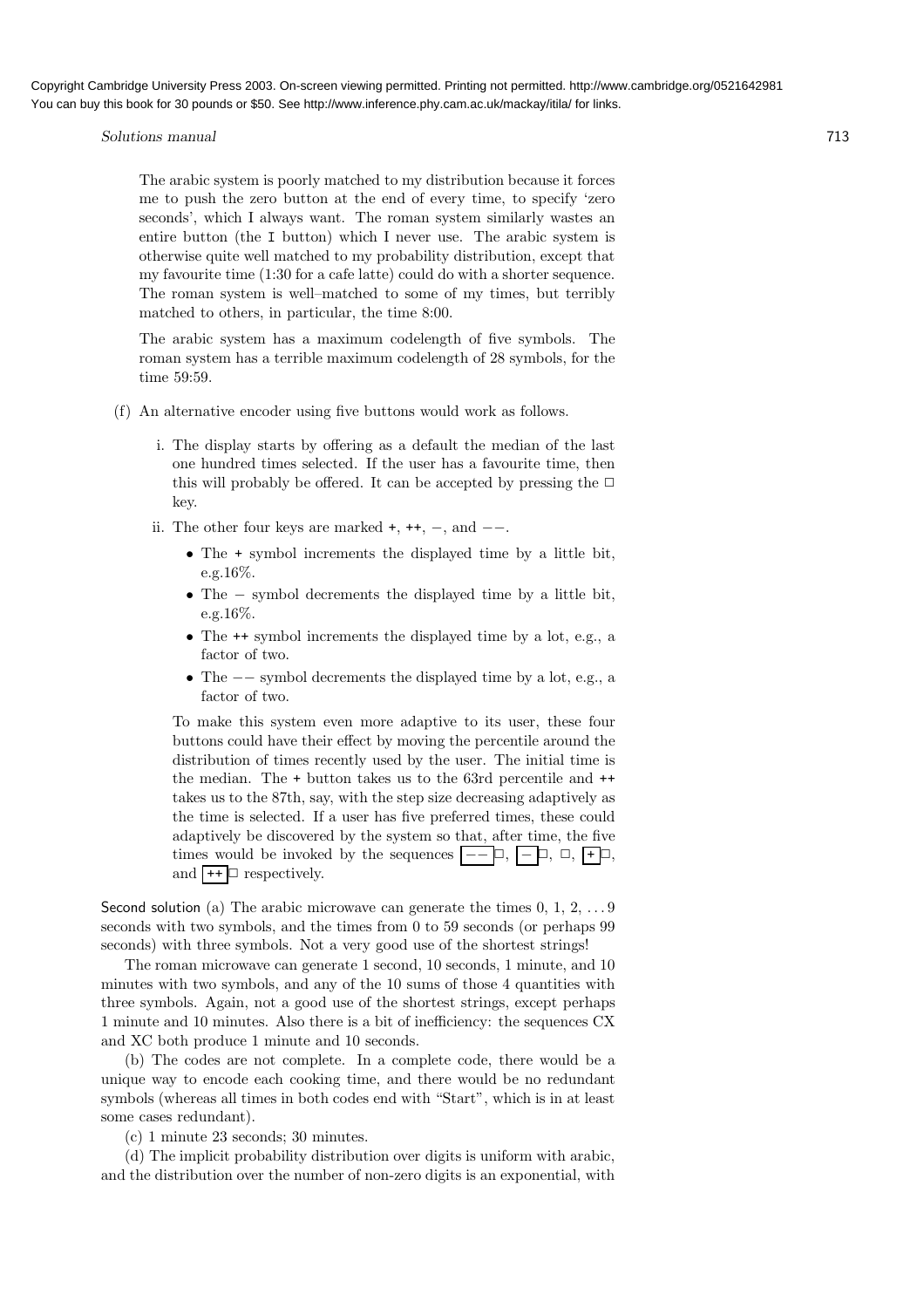The arabic system is poorly matched to my distribution because it forces me to push the zero button at the end of every time, to specify 'zero seconds', which I always want. The roman system similarly wastes an entire button (the I button) which I never use. The arabic system is otherwise quite well matched to my probability distribution, except that my favourite time (1:30 for a cafe latte) could do with a shorter sequence. The roman system is well–matched to some of my times, but terribly matched to others, in particular, the time 8:00.

The arabic system has a maximum codelength of five symbols. The roman system has a terrible maximum codelength of 28 symbols, for the time 59:59.

(f) An alternative encoder using five buttons would work as follows.

i. The display starts by offering as a default the median of the last one hundred times selected. If the user has a favourite time, then this will probably be offered. It can be accepted by pressing the □ key.

ii. The other four keys are marked +, ++, −, and −−.

- The + symbol increments the displayed time by a little bit, e.g.16%.
- The − symbol decrements the displayed time by a little bit, e.g.16%.
- The ++ symbol increments the displayed time by a lot, e.g., a factor of two.
- The −− symbol decrements the displayed time by a lot, e.g., a factor of two.

To make this system even more adaptive to its user, these four buttons could have their effect by moving the percentile around the distribution of times recently used by the user. The initial time is the median. The + button takes us to the 63rd percentile and ++ takes us to the 87th, say, with the step size decreasing adaptively as the time is selected. If a user has five preferred times, these could adaptively be discovered by the system so that, after time, the five times would be invoked by the sequences −−□, −□, □, +□, and ++□ respectively.

**Second solution** (a) The arabic microwave can generate the times 0, 1, 2, ... 9 seconds with two symbols, and the times from 0 to 59 seconds (or perhaps 99 seconds) with three symbols. Not a very good use of the shortest strings!

The roman microwave can generate 1 second, 10 seconds, 1 minute, and 10 minutes with two symbols, and any of the 10 sums of those 4 quantities with three symbols. Again, not a good use of the shortest strings, except perhaps 1 minute and 10 minutes. Also there is a bit of inefficiency: the sequences CX and XC both produce 1 minute and 10 seconds.

(b) The codes are not complete. In a complete code, there would be a unique way to encode each cooking time, and there would be no redundant symbols (whereas all times in both codes end with "Start", which is in at least some cases redundant).

(c) 1 minute 23 seconds; 30 minutes.

(d) The implicit probability distribution over digits is uniform with arabic, and the distribution over the number of non-zero digits is an exponential, with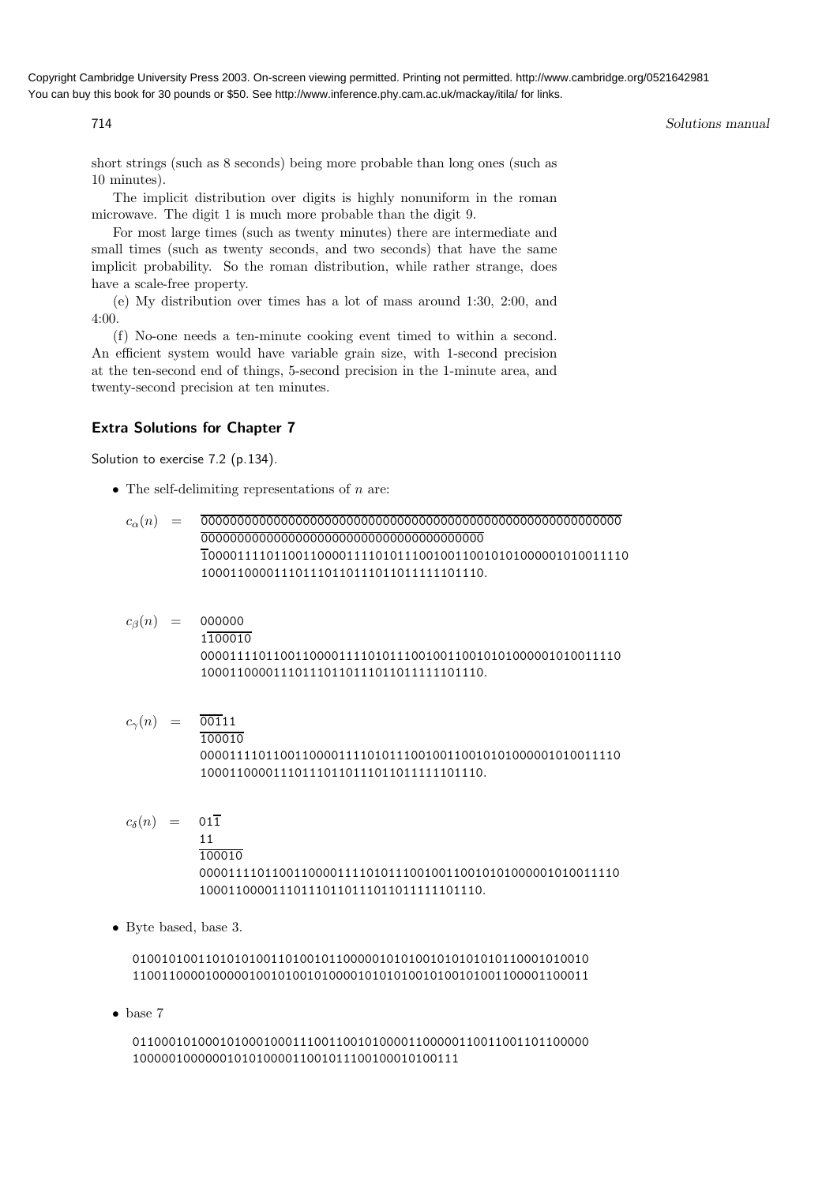short strings (such as 8 seconds) being more probable than long ones (such as 10 minutes).

The implicit distribution over digits is highly nonuniform in the roman microwave. The digit 1 is much more probable than the digit 9.

For most large times (such as twenty minutes) there are intermediate and small times (such as twenty seconds, and two seconds) that have the same implicit probability. So the roman distribution, while rather strange, does have a scale-free property.

(e) My distribution over times has a lot of mass around 1:30, 2:00, and 4:00.

(f) No-one needs a ten-minute cooking event timed to within a second. An efficient system would have variable grain size, with 1-second precision at the ten-second end of things, 5-second precision in the 1-minute area, and twenty-second precision at ten minutes.

### Extra Solutions for Chapter 7

Solution to exercise 7.2 (p.134).

- The self-delimiting representations of $n$ are:

$$
\begin{aligned}
c_{\alpha}(n) \;=\;& \overline{\texttt{0000000000000000000000000000000000000000000000000000000000}}\\
& \overline{\texttt{0000000000000000000000000000000000000000}}\\
& \overline{\texttt{1}}\texttt{0000111101100110000111101011100100110010101000001010011110}\\
& \texttt{1000110000111011101101110110111111101110.}
\end{aligned}
$$

$$
\begin{aligned}
c_{\beta}(n) \;=\;& \texttt{000000}\\
& \texttt{1}\overline{\texttt{100010}}\\
& \texttt{0000111101100110000111101011100100110010101000001010011110}\\
& \texttt{1000110000111011101101110110111111101110.}
\end{aligned}
$$

$$
\begin{aligned}
c_{\gamma}(n) \;=\;& \overline{\texttt{001}}\texttt{11}\\
& \overline{\texttt{100010}}\\
& \texttt{0000111101100110000111101011100100110010101000001010011110}\\
& \texttt{1000110000111011101101110110111111101110.}
\end{aligned}
$$

$$
\begin{aligned}
c_{\delta}(n) \;=\;& \texttt{01}\overline{\texttt{1}}\\
& \texttt{11}\\
& \overline{\texttt{100010}}\\
& \texttt{0000111101100110000111101011100100110010101000001010011110}\\
& \texttt{1000110000111011101101110110111111101110.}
\end{aligned}
$$

- Byte based, base 3.

```
010010100110101010011010010110000010101001010101010110001010010
1100110000100000100101001010000101010100101001010011000011100011
```

- base 7

```
011000101000101000100011100110010100001100000110011001101100000
10000010000001010100001100101110010001010011 1
```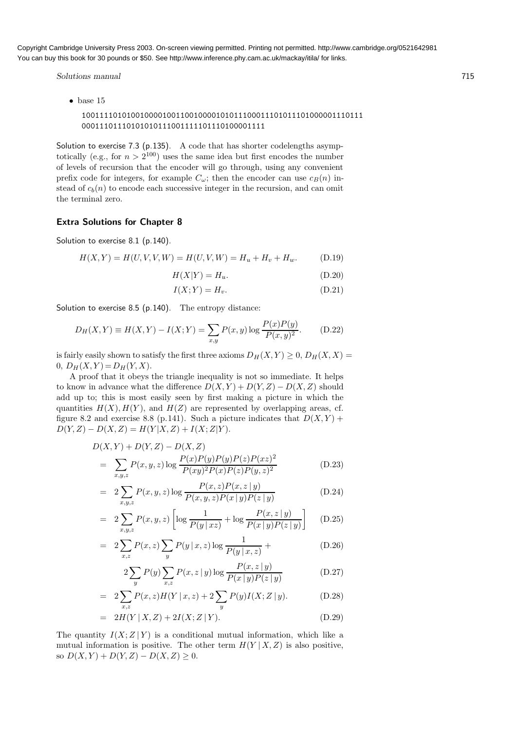Copyright Cambridge University Press 2003. On-screen viewing permitted. Printing not permitted. http://www.cambridge.org/0521642981
You can buy this book for 30 pounds or $50. See http://www.inference.phy.cam.ac.uk/mackay/itila/ for links.

- base 15

```
1001111010100100001001100100001010111000111010111010000011101110
00011101110101010111001111101110100001111
```

Solution to exercise 7.3 (p.135). A code that has shorter codelengths asymptotically (e.g., for $n > 2^{100}$) uses the same idea but first encodes the number of levels of recursion that the encoder will go through, using any convenient prefix code for integers, for example $C_\omega$; then the encoder can use $c_B(n)$ instead of $c_b(n)$ to encode each successive integer in the recursion, and can omit the terminal zero.

## Extra Solutions for Chapter 8

Solution to exercise 8.1 (p.140).

$$H(X,Y) = H(U,V,V,W) = H(U,V,W) = H_u + H_v + H_w. \tag{D.19}$$

$$H(X|Y) = H_u. \tag{D.20}$$

$$I(X;Y) = H_v. \tag{D.21}$$

Solution to exercise 8.5 (p.140). The entropy distance:

$$D_H(X,Y) \equiv H(X,Y) - I(X;Y) = \sum_{x,y} P(x,y) \log \frac{P(x)P(y)}{P(x,y)^2}. \tag{D.22}$$

is fairly easily shown to satisfy the first three axioms $D_H(X,Y) \geq 0$, $D_H(X,X) = 0$, $D_H(X,Y) = D_H(Y,X)$.

A proof that it obeys the triangle inequality is not so immediate. It helps to know in advance what the difference $D(X,Y) + D(Y,Z) - D(X,Z)$ should add up to; this is most easily seen by first making a picture in which the quantities $H(X)$, $H(Y)$, and $H(Z)$ are represented by overlapping areas, cf. figure 8.2 and exercise 8.8 (p.141). Such a picture indicates that $D(X,Y) + D(Y,Z) - D(X,Z) = H(Y|X,Z) + I(X;Z|Y)$.

$$\begin{aligned}
&D(X,Y) + D(Y,Z) - D(X,Z) \\
&= \sum_{x,y,z} P(x,y,z) \log \frac{P(x)P(y)P(y)P(z)P(xz)^2}{P(xy)^2 P(x)P(z)P(y,z)^2} && \text{(D.23)} \\
&= 2\sum_{x,y,z} P(x,y,z) \log \frac{P(x,z)P(x,z\,|\,y)}{P(x,y,z)P(x\,|\,y)P(z\,|\,y)} && \text{(D.24)} \\
&= 2\sum_{x,y,z} P(x,y,z) \left[\log \frac{1}{P(y\,|\,xz)} + \log \frac{P(x,z\,|\,y)}{P(x\,|\,y)P(z\,|\,y)}\right] && \text{(D.25)} \\
&= 2\sum_{x,z} P(x,z) \sum_y P(y\,|\,x,z) \log \frac{1}{P(y\,|\,x,z)} + && \text{(D.26)} \\
&\quad\; 2\sum_y P(y) \sum_{x,z} P(x,z\,|\,y) \log \frac{P(x,z\,|\,y)}{P(x\,|\,y)P(z\,|\,y)} && \text{(D.27)} \\
&= 2\sum_{x,z} P(x,z) H(Y\,|\,x,z) + 2\sum_y P(y) I(X;Z\,|\,y). && \text{(D.28)} \\
&= 2H(Y\,|\,X,Z) + 2I(X;Z\,|\,Y). && \text{(D.29)}
\end{aligned}$$

The quantity $I(X;Z\,|\,Y)$ is a conditional mutual information, which like a mutual information is positive. The other term $H(Y\,|\,X,Z)$ is also positive, so $D(X,Y) + D(Y,Z) - D(X,Z) \geq 0$.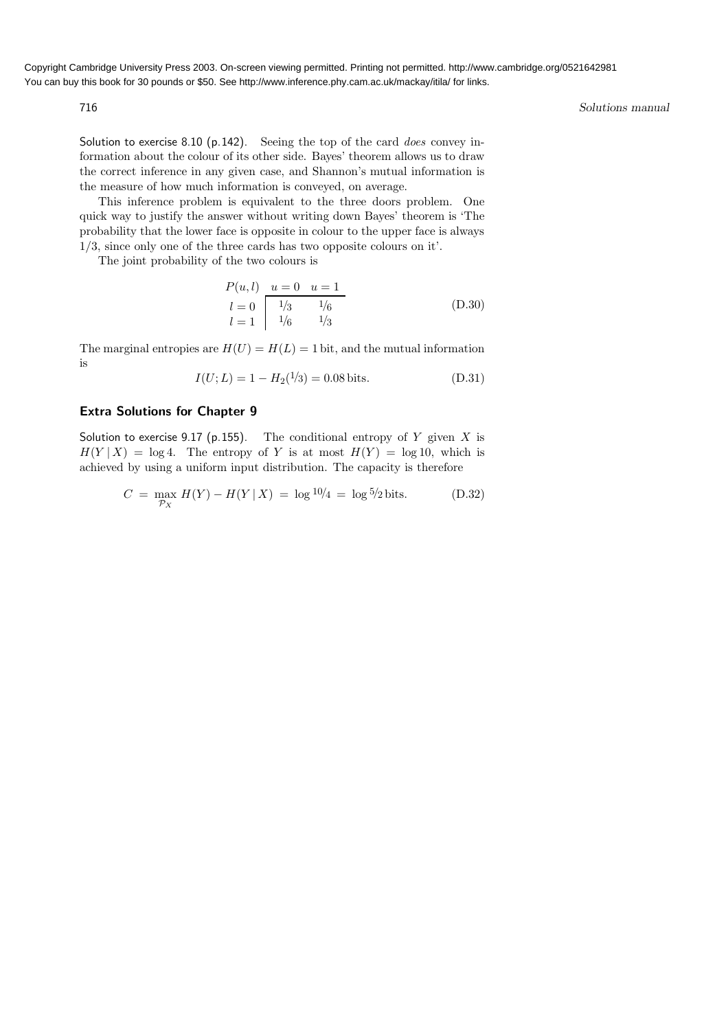Solution to exercise 8.10 (p.142). Seeing the top of the card *does* convey information about the colour of its other side. Bayes' theorem allows us to draw the correct inference in any given case, and Shannon's mutual information is the measure of how much information is conveyed, on average.

This inference problem is equivalent to the three doors problem. One quick way to justify the answer without writing down Bayes' theorem is 'The probability that the lower face is opposite in colour to the upper face is always 1/3, since only one of the three cards has two opposite colours on it'.

The joint probability of the two colours is

$$\begin{array}{c|cc} P(u,l) & u=0 & u=1 \\ \hline l=0 & 1/3 & 1/6 \\ l=1 & 1/6 & 1/3 \end{array} \tag{D.30}$$

The marginal entropies are $H(U) = H(L) = 1$ bit, and the mutual information is

$$I(U;L) = 1 - H_2(1/3) = 0.08 \text{ bits}. \tag{D.31}$$

## Extra Solutions for Chapter 9

Solution to exercise 9.17 (p.155). The conditional entropy of $Y$ given $X$ is $H(Y \mid X) = \log 4$. The entropy of $Y$ is at most $H(Y) = \log 10$, which is achieved by using a uniform input distribution. The capacity is therefore

$$C = \max_{\mathcal{P}_X} H(Y) - H(Y \mid X) = \log 10/4 = \log 5/2 \text{ bits}. \tag{D.32}$$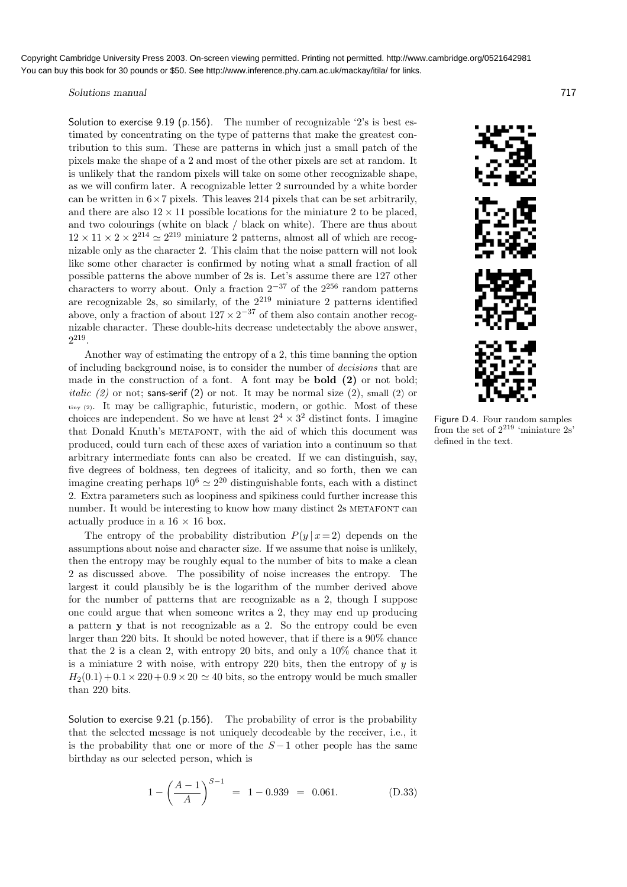Solution to exercise 9.19 (p.156). The number of recognizable '2's is best estimated by concentrating on the type of patterns that make the greatest contribution to this sum. These are patterns in which just a small patch of the pixels make the shape of a 2 and most of the other pixels are set at random. It is unlikely that the random pixels will take on some other recognizable shape, as we will confirm later. A recognizable letter 2 surrounded by a white border can be written in $6\times7$ pixels. This leaves 214 pixels that can be set arbitrarily, and there are also $12 \times 11$ possible locations for the miniature 2 to be placed, and two colourings (white on black / black on white). There are thus about $12 \times 11 \times 2 \times 2^{214} \simeq 2^{219}$ miniature 2 patterns, almost all of which are recognizable only as the character 2. This claim that the noise pattern will not look like some other character is confirmed by noting what a small fraction of all possible patterns the above number of 2s is. Let's assume there are 127 other characters to worry about. Only a fraction $2^{-37}$ of the $2^{256}$ random patterns are recognizable 2s, so similarly, of the $2^{219}$ miniature 2 patterns identified above, only a fraction of about $127 \times 2^{-37}$ of them also contain another recognizable character. These double-hits decrease undetectably the above answer, $2^{219}$.

Another way of estimating the entropy of a 2, this time banning the option of including background noise, is to consider the number of *decisions* that are made in the construction of a font. A font may be **bold (2)** or not bold; *italic (2)* or not; sans-serif (2) or not. It may be normal size (2), small (2) or tiny (2). It may be calligraphic, futuristic, modern, or gothic. Most of these choices are independent. So we have at least $2^4 \times 3^2$ distinct fonts. I imagine that Donald Knuth's METAFONT, with the aid of which this document was produced, could turn each of these axes of variation into a continuum so that arbitrary intermediate fonts can also be created. If we can distinguish, say, five degrees of boldness, ten degrees of italicity, and so forth, then we can imagine creating perhaps $10^6 \simeq 2^{20}$ distinguishable fonts, each with a distinct 2. Extra parameters such as loopiness and spikiness could further increase this number. It would be interesting to know how many distinct 2s METAFONT can actually produce in a $16 \times 16$ box.

The entropy of the probability distribution $P(y \,|\, x=2)$ depends on the assumptions about noise and character size. If we assume that noise is unlikely, then the entropy may be roughly equal to the number of bits to make a clean 2 as discussed above. The possibility of noise increases the entropy. The largest it could plausibly be is the logarithm of the number derived above for the number of patterns that are recognizable as a 2, though I suppose one could argue that when someone writes a 2, they may end up producing a pattern $\mathbf{y}$ that is not recognizable as a 2. So the entropy could be even larger than 220 bits. It should be noted however, that if there is a 90% chance that the 2 is a clean 2, with entropy 20 bits, and only a 10% chance that it is a miniature 2 with noise, with entropy 220 bits, then the entropy of $y$ is $H_2(0.1) + 0.1 \times 220 + 0.9 \times 20 \simeq 40$ bits, so the entropy would be much smaller than 220 bits.

Figure D.4. Four random samples from the set of $2^{219}$ 'miniature 2s' defined in the text.

Solution to exercise 9.21 (p.156). The probability of error is the probability that the selected message is not uniquely decodeable by the receiver, i.e., it is the probability that one or more of the $S-1$ other people has the same birthday as our selected person, which is

$$1 - \left(\frac{A-1}{A}\right)^{S-1} \;=\; 1 - 0.939 \;=\; 0.061. \tag{D.33}$$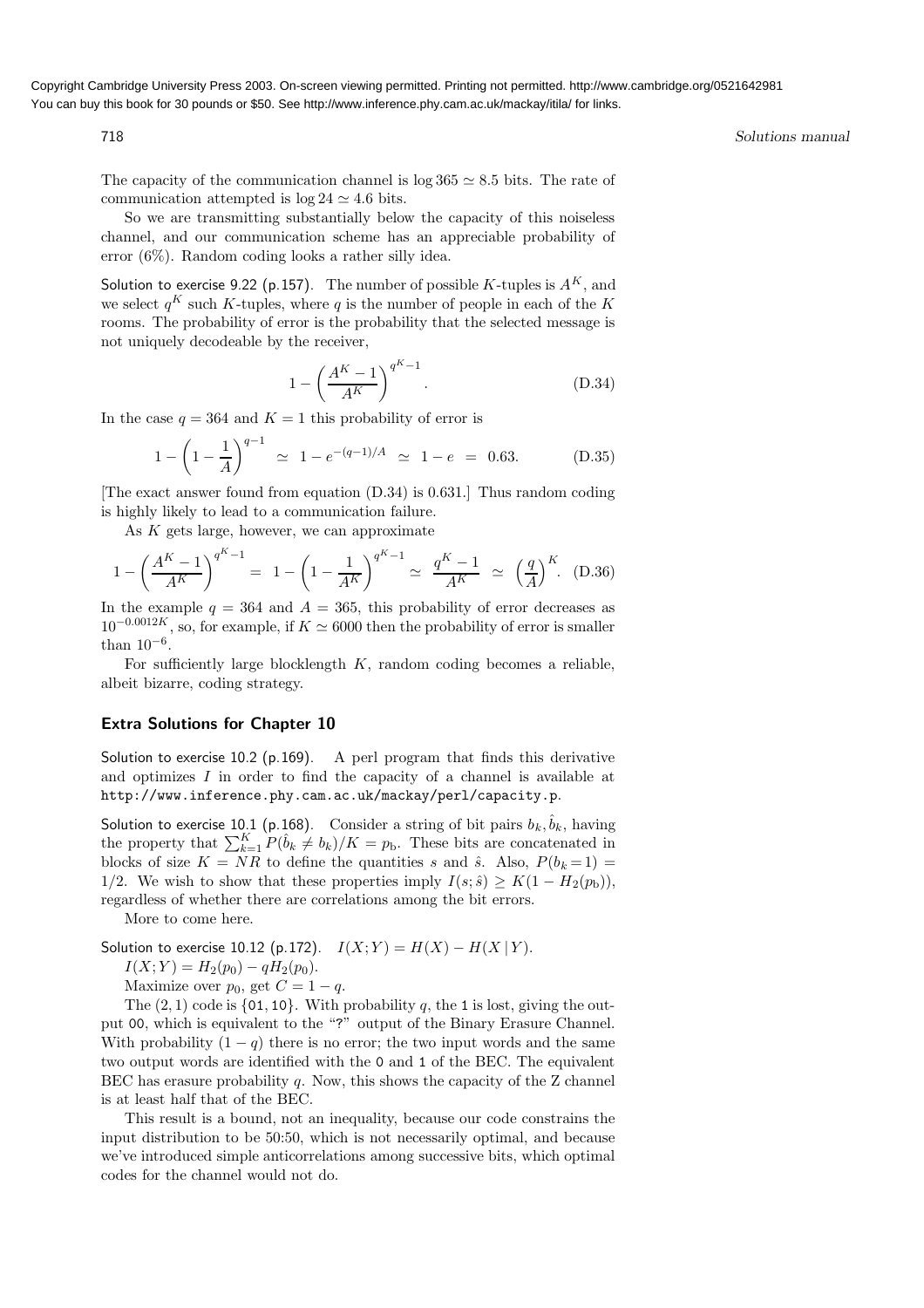The capacity of the communication channel is $\log 365 \simeq 8.5$ bits. The rate of communication attempted is $\log 24 \simeq 4.6$ bits.

So we are transmitting substantially below the capacity of this noiseless channel, and our communication scheme has an appreciable probability of error (6%). Random coding looks a rather silly idea.

Solution to exercise 9.22 (p.157). The number of possible $K$-tuples is $A^K$, and we select $q^K$ such $K$-tuples, where $q$ is the number of people in each of the $K$ rooms. The probability of error is the probability that the selected message is not uniquely decodeable by the receiver,

$$1 - \left(\frac{A^K - 1}{A^K}\right)^{q^K - 1}. \tag{D.34}$$

In the case $q = 364$ and $K = 1$ this probability of error is

$$1 - \left(1 - \frac{1}{A}\right)^{q-1} \simeq 1 - e^{-(q-1)/A} \simeq 1 - e = 0.63. \tag{D.35}$$

[The exact answer found from equation (D.34) is 0.631.] Thus random coding is highly likely to lead to a communication failure.

As $K$ gets large, however, we can approximate

$$1 - \left(\frac{A^K - 1}{A^K}\right)^{q^K - 1} = 1 - \left(1 - \frac{1}{A^K}\right)^{q^K - 1} \simeq \frac{q^K - 1}{A^K} \simeq \left(\frac{q}{A}\right)^K. \tag{D.36}$$

In the example $q = 364$ and $A = 365$, this probability of error decreases as $10^{-0.0012K}$, so, for example, if $K \simeq 6000$ then the probability of error is smaller than $10^{-6}$.

For sufficiently large blocklength $K$, random coding becomes a reliable, albeit bizarre, coding strategy.

### Extra Solutions for Chapter 10

Solution to exercise 10.2 (p.169). A perl program that finds this derivative and optimizes $I$ in order to find the capacity of a channel is available at http://www.inference.phy.cam.ac.uk/mackay/perl/capacity.p.

Solution to exercise 10.1 (p.168). Consider a string of bit pairs $b_k, \hat{b}_k$, having the property that $\sum_{k=1}^{K} P(\hat{b}_k \neq b_k)/K = p_b$. These bits are concatenated in blocks of size $K = NR$ to define the quantities $s$ and $\hat{s}$. Also, $P(b_k = 1) = 1/2$. We wish to show that these properties imply $I(s; \hat{s}) \geq K(1 - H_2(p_b))$, regardless of whether there are correlations among the bit errors.

More to come here.

Solution to exercise 10.12 (p.172). $I(X;Y) = H(X) - H(X \mid Y)$.

$I(X;Y) = H_2(p_0) - qH_2(p_0)$.

Maximize over $p_0$, get $C = 1 - q$.

The $(2, 1)$ code is $\{01, 10\}$. With probability $q$, the 1 is lost, giving the output 00, which is equivalent to the "?" output of the Binary Erasure Channel. With probability $(1 - q)$ there is no error; the two input words and the same two output words are identified with the 0 and 1 of the BEC. The equivalent BEC has erasure probability $q$. Now, this shows the capacity of the Z channel is at least half that of the BEC.

This result is a bound, not an inequality, because our code constrains the input distribution to be 50:50, which is not necessarily optimal, and because we've introduced simple anticorrelations among successive bits, which optimal codes for the channel would not do.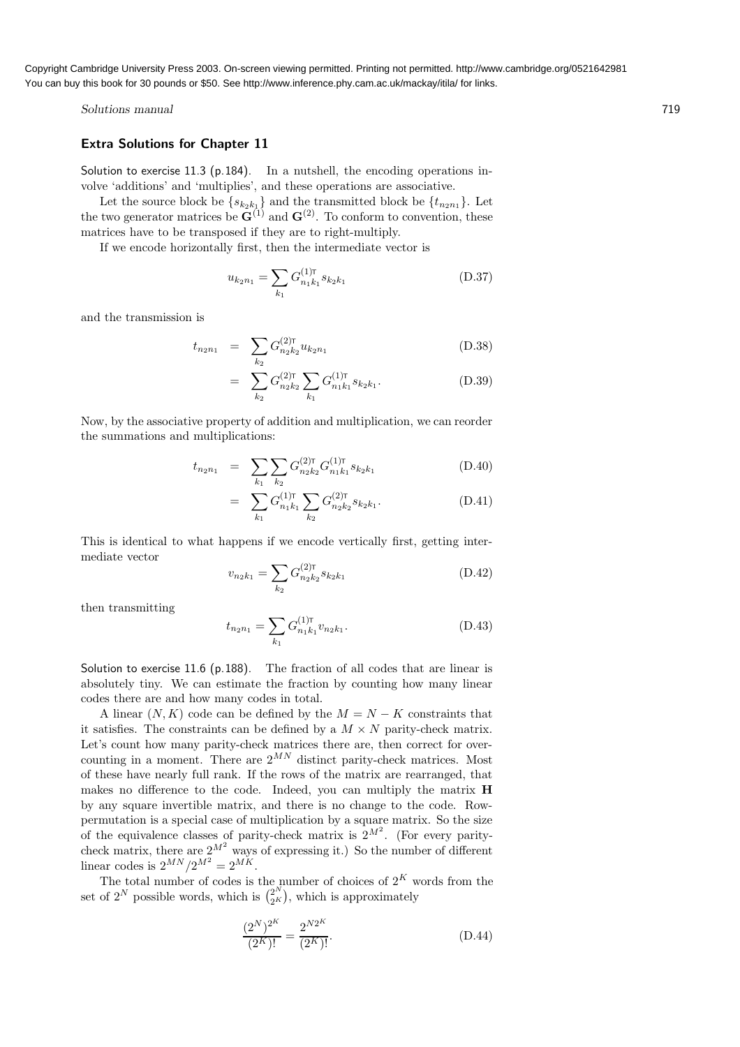## Extra Solutions for Chapter 11

Solution to exercise 11.3 (p.184). In a nutshell, the encoding operations involve 'additions' and 'multiplies', and these operations are associative.

Let the source block be $\{s_{k_2k_1}\}$ and the transmitted block be $\{t_{n_2n_1}\}$. Let the two generator matrices be $\mathbf{G}^{(1)}$ and $\mathbf{G}^{(2)}$. To conform to convention, these matrices have to be transposed if they are to right-multiply.

If we encode horizontally first, then the intermediate vector is

$$u_{k_2n_1} = \sum_{k_1} G^{(1)\mathsf{T}}_{n_1k_1} s_{k_2k_1} \tag{D.37}$$

and the transmission is

$$t_{n_2n_1} = \sum_{k_2} G^{(2)\mathsf{T}}_{n_2k_2} u_{k_2n_1} \tag{D.38}$$

$$= \sum_{k_2} G^{(2)\mathsf{T}}_{n_2k_2} \sum_{k_1} G^{(1)\mathsf{T}}_{n_1k_1} s_{k_2k_1}. \tag{D.39}$$

Now, by the associative property of addition and multiplication, we can reorder the summations and multiplications:

$$t_{n_2n_1} = \sum_{k_1} \sum_{k_2} G^{(2)\mathsf{T}}_{n_2k_2} G^{(1)\mathsf{T}}_{n_1k_1} s_{k_2k_1} \tag{D.40}$$

$$= \sum_{k_1} G^{(1)\mathsf{T}}_{n_1k_1} \sum_{k_2} G^{(2)\mathsf{T}}_{n_2k_2} s_{k_2k_1}. \tag{D.41}$$

This is identical to what happens if we encode vertically first, getting intermediate vector

$$v_{n_2k_1} = \sum_{k_2} G^{(2)\mathsf{T}}_{n_2k_2} s_{k_2k_1} \tag{D.42}$$

then transmitting

$$t_{n_2n_1} = \sum_{k_1} G^{(1)\mathsf{T}}_{n_1k_1} v_{n_2k_1}. \tag{D.43}$$

Solution to exercise 11.6 (p.188). The fraction of all codes that are linear is absolutely tiny. We can estimate the fraction by counting how many linear codes there are and how many codes in total.

A linear $(N, K)$ code can be defined by the $M = N - K$ constraints that it satisfies. The constraints can be defined by a $M \times N$ parity-check matrix. Let's count how many parity-check matrices there are, then correct for overcounting in a moment. There are $2^{MN}$ distinct parity-check matrices. Most of these have nearly full rank. If the rows of the matrix are rearranged, that makes no difference to the code. Indeed, you can multiply the matrix $\mathbf{H}$ by any square invertible matrix, and there is no change to the code. Row-permutation is a special case of multiplication by a square matrix. So the size of the equivalence classes of parity-check matrix is $2^{M^2}$. (For every parity-check matrix, there are $2^{M^2}$ ways of expressing it.) So the number of different linear codes is $2^{MN}/2^{M^2} = 2^{MK}$.

The total number of codes is the number of choices of $2^K$ words from the set of $2^N$ possible words, which is $\binom{2^N}{2^K}$, which is approximately

$$\frac{(2^N)^{2^K}}{(2^K)!} = \frac{2^{N2^K}}{(2^K)!}. \tag{D.44}$$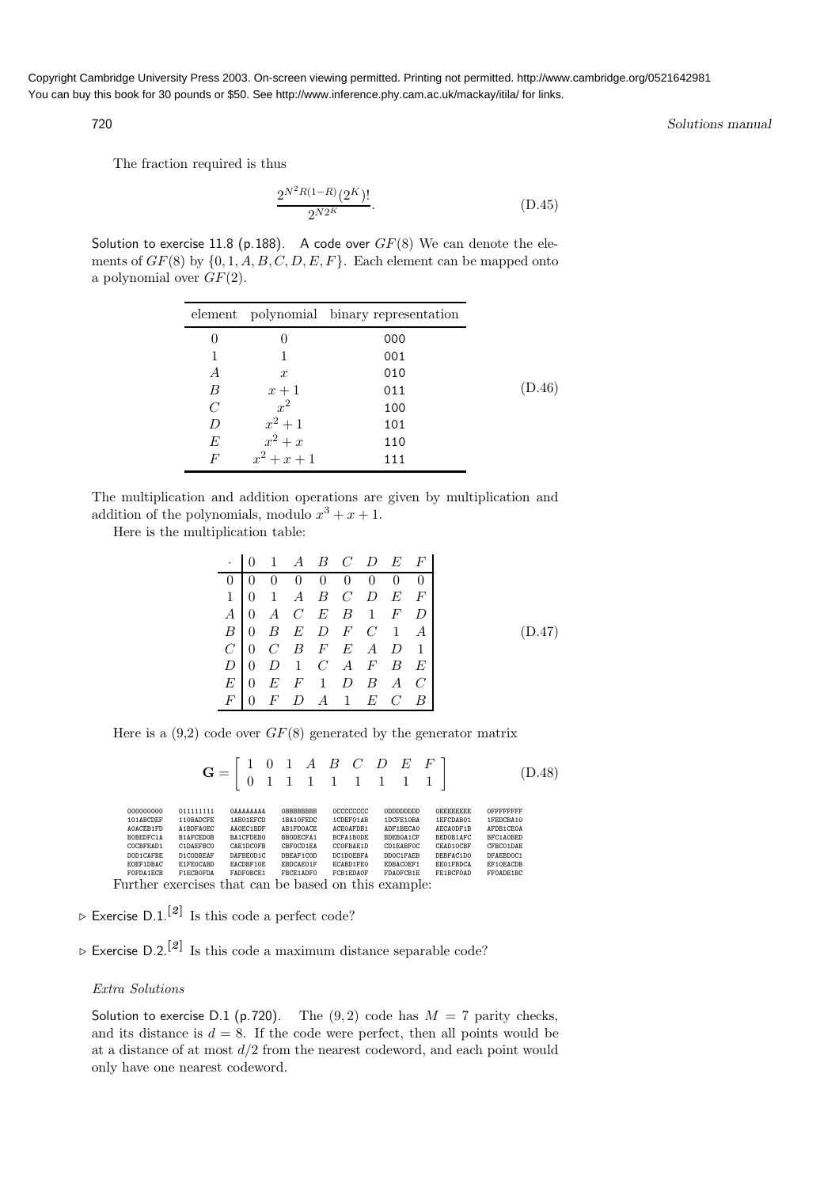The fraction required is thus

$$\frac{2^{N^2 R(1-R)}(2^K)!}{2^{N 2^K}}. \tag{D.45}$$

Solution to exercise 11.8 (p.188). A code over $GF(8)$ We can denote the elements of $GF(8)$ by $\{0, 1, A, B, C, D, E, F\}$. Each element can be mapped onto a polynomial over $GF(2)$.

| element | polynomial | binary representation |
|---|---|---|
| 0 | 0 | 000 |
| 1 | 1 | 001 |
| $A$ | $x$ | 010 |
| $B$ | $x+1$ | 011 |
| $C$ | $x^2$ | 100 |
| $D$ | $x^2+1$ | 101 |
| $E$ | $x^2+x$ | 110 |
| $F$ | $x^2+x+1$ | 111 |

(D.46)

The multiplication and addition operations are given by multiplication and addition of the polynomials, modulo $x^3 + x + 1$.

Here is the multiplication table:

| $\cdot$ | 0 | 1 | $A$ | $B$ | $C$ | $D$ | $E$ | $F$ |
|---|---|---|---|---|---|---|---|---|
| 0 | 0 | 0 | 0 | 0 | 0 | 0 | 0 | 0 |
| 1 | 0 | 1 | $A$ | $B$ | $C$ | $D$ | $E$ | $F$ |
| $A$ | 0 | $A$ | $C$ | $E$ | $B$ | 1 | $F$ | $D$ |
| $B$ | 0 | $B$ | $E$ | $D$ | $F$ | $C$ | 1 | $A$ |
| $C$ | 0 | $C$ | $B$ | $F$ | $E$ | $A$ | $D$ | 1 |
| $D$ | 0 | $D$ | 1 | $C$ | $A$ | $F$ | $B$ | $E$ |
| $E$ | 0 | $E$ | $F$ | 1 | $D$ | $B$ | $A$ | $C$ |
| $F$ | 0 | $F$ | $D$ | $A$ | 1 | $E$ | $C$ | $B$ |

(D.47)

Here is a (9,2) code over $GF(8)$ generated by the generator matrix

$$\mathbf{G} = \begin{bmatrix} 1 & 0 & 1 & A & B & C & D & E & F \\ 0 & 1 & 1 & 1 & 1 & 1 & 1 & 1 & 1 \end{bmatrix} \tag{D.48}$$

```
000000000  011111111  0AAAAAAAA  0BBBBBBBB  0CCCCCCCC  0DDDDDDDD  0EEEEEEEE  0FFFFFFFF
101ABCDEF  110BADCFE  1AB01EFCD  1BA10FEDC  1CDEF01AB  1DCFE10BA  1EFCDAB01  1FEDCBA10
A0ACEB1FD  A1BDFA0EC  AA0EC1BDF  AB1FD0ACE  ACE0AFDB1  ADF1BECA0  AECA0DF1B  AFDB1CE0A
B0BEDFC1A  B1AFCED0B  BA1CFDEB0  BB0EDCFA1  BCFA1B0DE  BDEB0A1CF  BED0B1AFC  BFC1A0BED
C0CBFEAD1  C1DAEFBC0  CAE1DC0FB  CBF0CD1EA  CC0FBAE1D  CD1EABF0C  CEAD1C0BF  CFBC01DAE
D0D1CAFBE  D1C0DBEAF  DAFBE0D1C  DBEAF1C0D  DC1D0EBFA  DD0C1FAEB  DEBFAC1D0  DFAEBD0C1
E0EF1DBAC  E1FE0CABD  EACDBF10E  EBDCAE01F  ECABD1FE0  EDBAC0EF1  EE01FBDCA  EF10EACDB
F0FDA1ECB  F1ECB0FDA  FADF0BCE1  FBCE1ADF0  FCB1EDA0F  FDA0FCB1E  FE1BCF0AD  FF0ADE1BC
```

Further exercises that can be based on this example:

▷ Exercise D.1.[2] Is this code a perfect code?

▷ Exercise D.2.[2] Is this code a maximum distance separable code?

*Extra Solutions*

Solution to exercise D.1 (p.720). The $(9, 2)$ code has $M = 7$ parity checks, and its distance is $d = 8$. If the code were perfect, then all points would be at a distance of at most $d/2$ from the nearest codeword, and each point would only have one nearest codeword.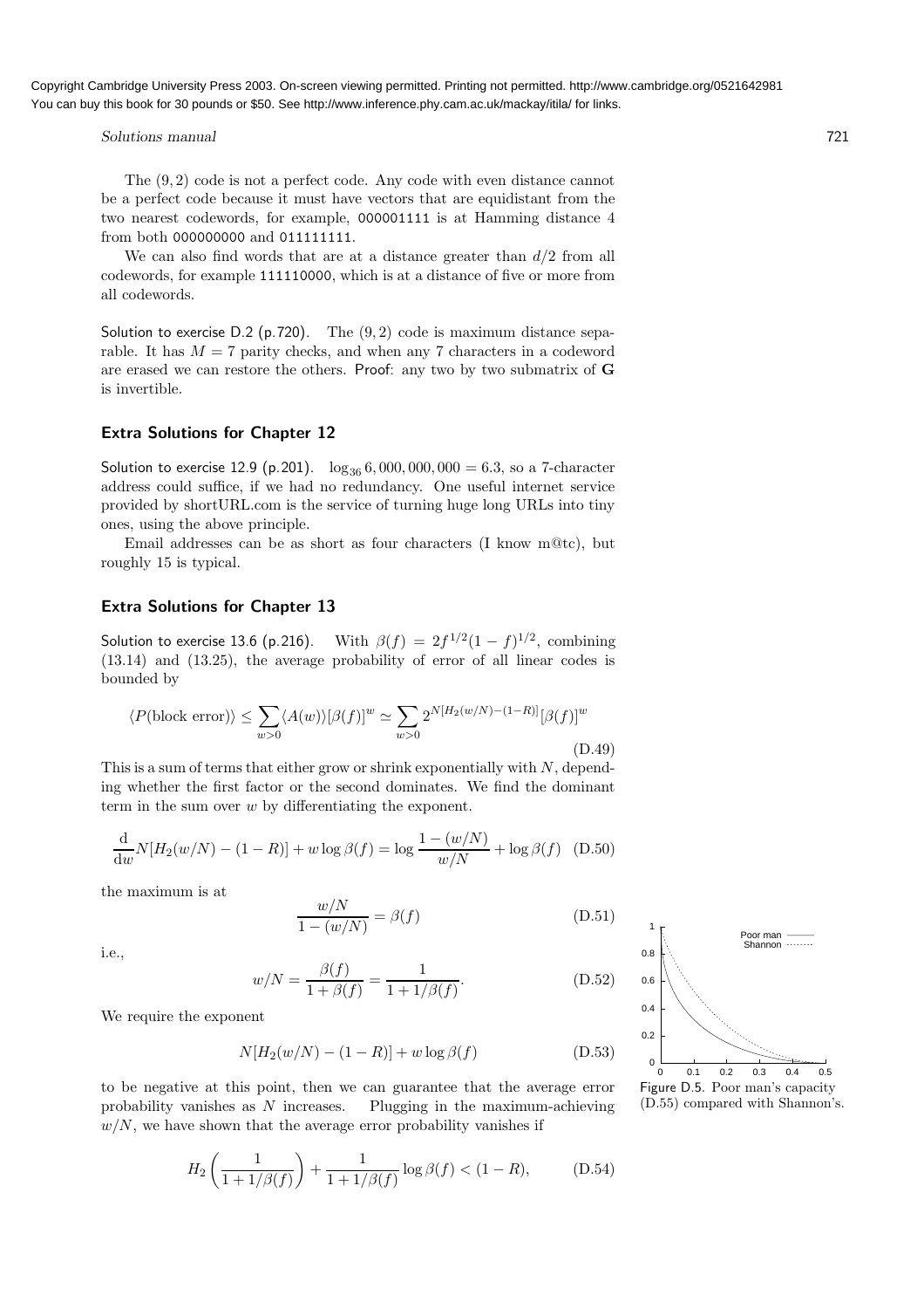The $(9, 2)$ code is not a perfect code. Any code with even distance cannot be a perfect code because it must have vectors that are equidistant from the two nearest codewords, for example, 000001111 is at Hamming distance 4 from both 000000000 and 011111111.

We can also find words that are at a distance greater than $d/2$ from all codewords, for example 111110000, which is at a distance of five or more from all codewords.

Solution to exercise D.2 (p.720). The $(9, 2)$ code is maximum distance separable. It has $M = 7$ parity checks, and when any 7 characters in a codeword are erased we can restore the others. Proof: any two by two submatrix of $\mathbf{G}$ is invertible.

## Extra Solutions for Chapter 12

Solution to exercise 12.9 (p.201). $\log_{36} 6,000,000,000 = 6.3$, so a 7-character address could suffice, if we had no redundancy. One useful internet service provided by shortURL.com is the service of turning huge long URLs into tiny ones, using the above principle.

Email addresses can be as short as four characters (I know m@tc), but roughly 15 is typical.

## Extra Solutions for Chapter 13

Solution to exercise 13.6 (p.216). With $\beta(f) = 2f^{1/2}(1-f)^{1/2}$, combining (13.14) and (13.25), the average probability of error of all linear codes is bounded by

$$\langle P(\text{block error})\rangle \leq \sum_{w>0} \langle A(w)\rangle [\beta(f)]^w \simeq \sum_{w>0} 2^{N[H_2(w/N)-(1-R)]}[\beta(f)]^w \tag{D.49}$$

This is a sum of terms that either grow or shrink exponentially with $N$, depending whether the first factor or the second dominates. We find the dominant term in the sum over $w$ by differentiating the exponent.

$$\frac{\mathrm{d}}{\mathrm{d}w} N[H_2(w/N) - (1-R)] + w \log \beta(f) = \log \frac{1-(w/N)}{w/N} + \log \beta(f) \tag{D.50}$$

the maximum is at

$$\frac{w/N}{1-(w/N)} = \beta(f) \tag{D.51}$$

i.e.,

$$w/N = \frac{\beta(f)}{1+\beta(f)} = \frac{1}{1+1/\beta(f)}. \tag{D.52}$$

We require the exponent

$$N[H_2(w/N) - (1-R)] + w \log \beta(f) \tag{D.53}$$

to be negative at this point, then we can guarantee that the average error probability vanishes as $N$ increases. Plugging in the maximum-achieving $w/N$, we have shown that the average error probability vanishes if

$$H_2\left(\frac{1}{1+1/\beta(f)}\right) + \frac{1}{1+1/\beta(f)} \log \beta(f) < (1-R), \tag{D.54}$$

Figure D.5. Poor man's capacity (D.55) compared with Shannon's.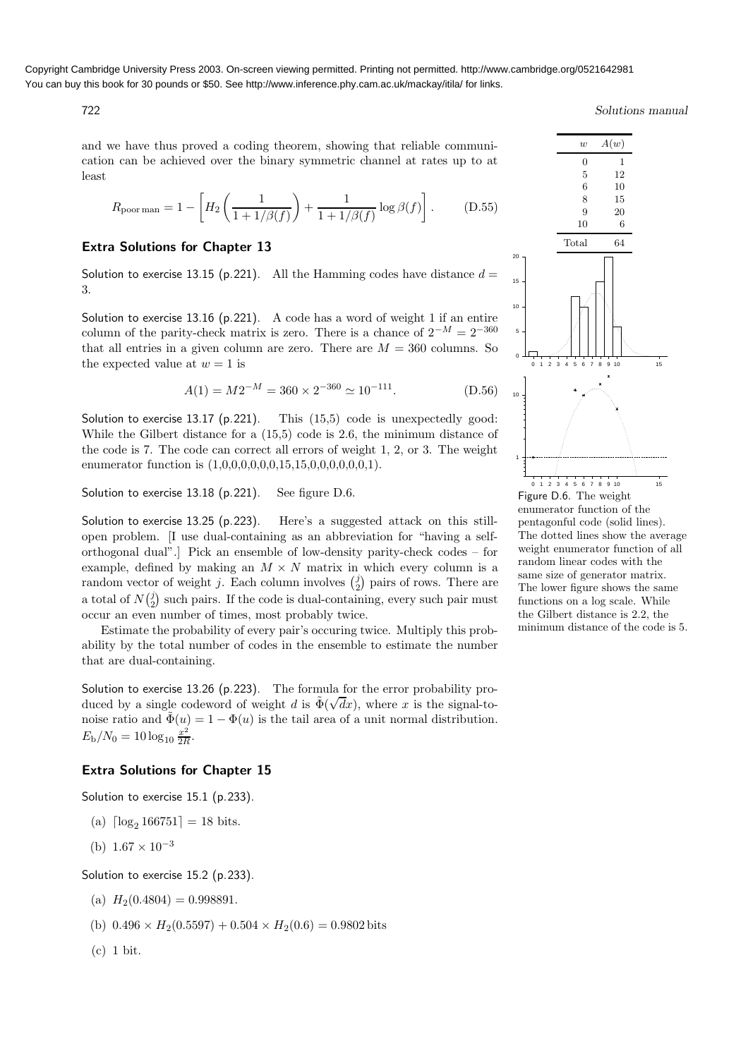and we have thus proved a coding theorem, showing that reliable communication can be achieved over the binary symmetric channel at rates up to at least

$$R_{\text{poor man}} = 1 - \left[ H_2\left(\frac{1}{1+1/\beta(f)}\right) + \frac{1}{1+1/\beta(f)} \log \beta(f) \right]. \tag{D.55}$$

## Extra Solutions for Chapter 13

Solution to exercise 13.15 (p.221). All the Hamming codes have distance $d = 3$.

Solution to exercise 13.16 (p.221). A code has a word of weight 1 if an entire column of the parity-check matrix is zero. There is a chance of $2^{-M} = 2^{-360}$ that all entries in a given column are zero. There are $M = 360$ columns. So the expected value at $w = 1$ is

$$A(1) = M 2^{-M} = 360 \times 2^{-360} \simeq 10^{-111}. \tag{D.56}$$

Solution to exercise 13.17 (p.221). This (15,5) code is unexpectedly good: While the Gilbert distance for a (15,5) code is 2.6, the minimum distance of the code is 7. The code can correct all errors of weight 1, 2, or 3. The weight enumerator function is (1,0,0,0,0,0,0,15,15,0,0,0,0,0,0,1).

Solution to exercise 13.18 (p.221). See figure D.6.

| $w$ | $A(w)$ |
|---|---|
| 0 | 1 |
| 5 | 12 |
| 6 | 10 |
| 8 | 15 |
| 9 | 20 |
| 10 | 6 |
| Total | 64 |

Figure D.6. The weight enumerator function of the pentagonful code (solid lines). The dotted lines show the average weight enumerator function of all random linear codes with the same size of generator matrix. The lower figure shows the same functions on a log scale. While the Gilbert distance is 2.2, the minimum distance of the code is 5.

Solution to exercise 13.25 (p.223). Here's a suggested attack on this still-open problem. [I use dual-containing as an abbreviation for "having a self-orthogonal dual".] Pick an ensemble of low-density parity-check codes – for example, defined by making an $M \times N$ matrix in which every column is a random vector of weight $j$. Each column involves $\binom{j}{2}$ pairs of rows. There are a total of $N\binom{j}{2}$ such pairs. If the code is dual-containing, every such pair must occur an even number of times, most probably twice.

Estimate the probability of every pair's occuring twice. Multiply this probability by the total number of codes in the ensemble to estimate the number that are dual-containing.

Solution to exercise 13.26 (p.223). The formula for the error probability produced by a single codeword of weight $d$ is $\tilde{\Phi}(\sqrt{d}x)$, where $x$ is the signal-to-noise ratio and $\tilde{\Phi}(u) = 1 - \Phi(u)$ is the tail area of a unit normal distribution. $E_{\text{b}}/N_0 = 10 \log_{10} \frac{x^2}{2R}$.

## Extra Solutions for Chapter 15

Solution to exercise 15.1 (p.233).

(a) $\lceil \log_2 166751 \rceil = 18$ bits.

(b) $1.67 \times 10^{-3}$

Solution to exercise 15.2 (p.233).

(a) $H_2(0.4804) = 0.998891$.

(b) $0.496 \times H_2(0.5597) + 0.504 \times H_2(0.6) = 0.9802$ bits

(c) 1 bit.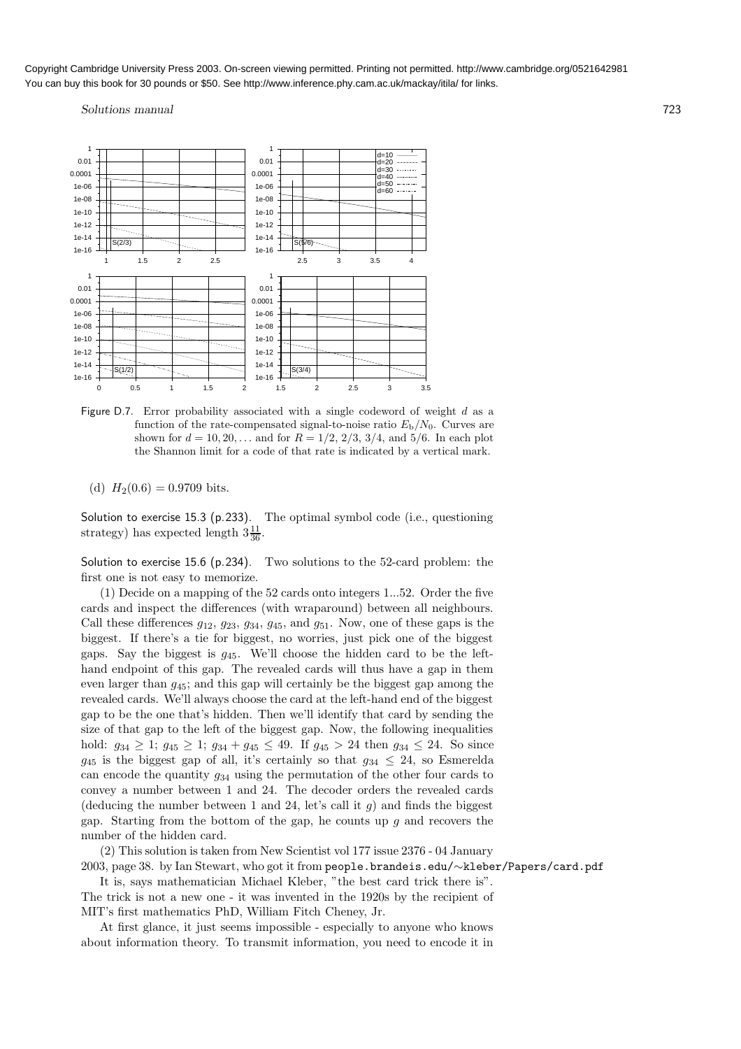Figure D.7. Error probability associated with a single codeword of weight $d$ as a function of the rate-compensated signal-to-noise ratio $E_b/N_0$. Curves are shown for $d = 10, 20, \ldots$ and for $R = 1/2$, $2/3$, $3/4$, and $5/6$. In each plot the Shannon limit for a code of that rate is indicated by a vertical mark.

(d) $H_2(0.6) = 0.9709$ bits.

Solution to exercise 15.3 (p.233). The optimal symbol code (i.e., questioning strategy) has expected length $3\frac{11}{36}$.

Solution to exercise 15.6 (p.234). Two solutions to the 52-card problem: the first one is not easy to memorize.

(1) Decide on a mapping of the 52 cards onto integers 1...52. Order the five cards and inspect the differences (with wraparound) between all neighbours. Call these differences $g_{12}$, $g_{23}$, $g_{34}$, $g_{45}$, and $g_{51}$. Now, one of these gaps is the biggest. If there's a tie for biggest, no worries, just pick one of the biggest gaps. Say the biggest is $g_{45}$. We'll choose the hidden card to be the left-hand endpoint of this gap. The revealed cards will thus have a gap in them even larger than $g_{45}$; and this gap will certainly be the biggest gap among the revealed cards. We'll always choose the card at the left-hand end of the biggest gap to be the one that's hidden. Then we'll identify that card by sending the size of that gap to the left of the biggest gap. Now, the following inequalities hold: $g_{34} \geq 1$; $g_{45} \geq 1$; $g_{34} + g_{45} \leq 49$. If $g_{45} > 24$ then $g_{34} \leq 24$. So since $g_{45}$ is the biggest gap of all, it's certainly so that $g_{34} \leq 24$, so Esmerelda can encode the quantity $g_{34}$ using the permutation of the other four cards to convey a number between 1 and 24. The decoder orders the revealed cards (deducing the number between 1 and 24, let's call it $g$) and finds the biggest gap. Starting from the bottom of the gap, he counts up $g$ and recovers the number of the hidden card.

(2) This solution is taken from New Scientist vol 177 issue 2376 - 04 January 2003, page 38. by Ian Stewart, who got it from `people.brandeis.edu/~kleber/Papers/card.pdf`

It is, says mathematician Michael Kleber, "the best card trick there is". The trick is not a new one - it was invented in the 1920s by the recipient of MIT's first mathematics PhD, William Fitch Cheney, Jr.

At first glance, it just seems impossible - especially to anyone who knows about information theory. To transmit information, you need to encode it in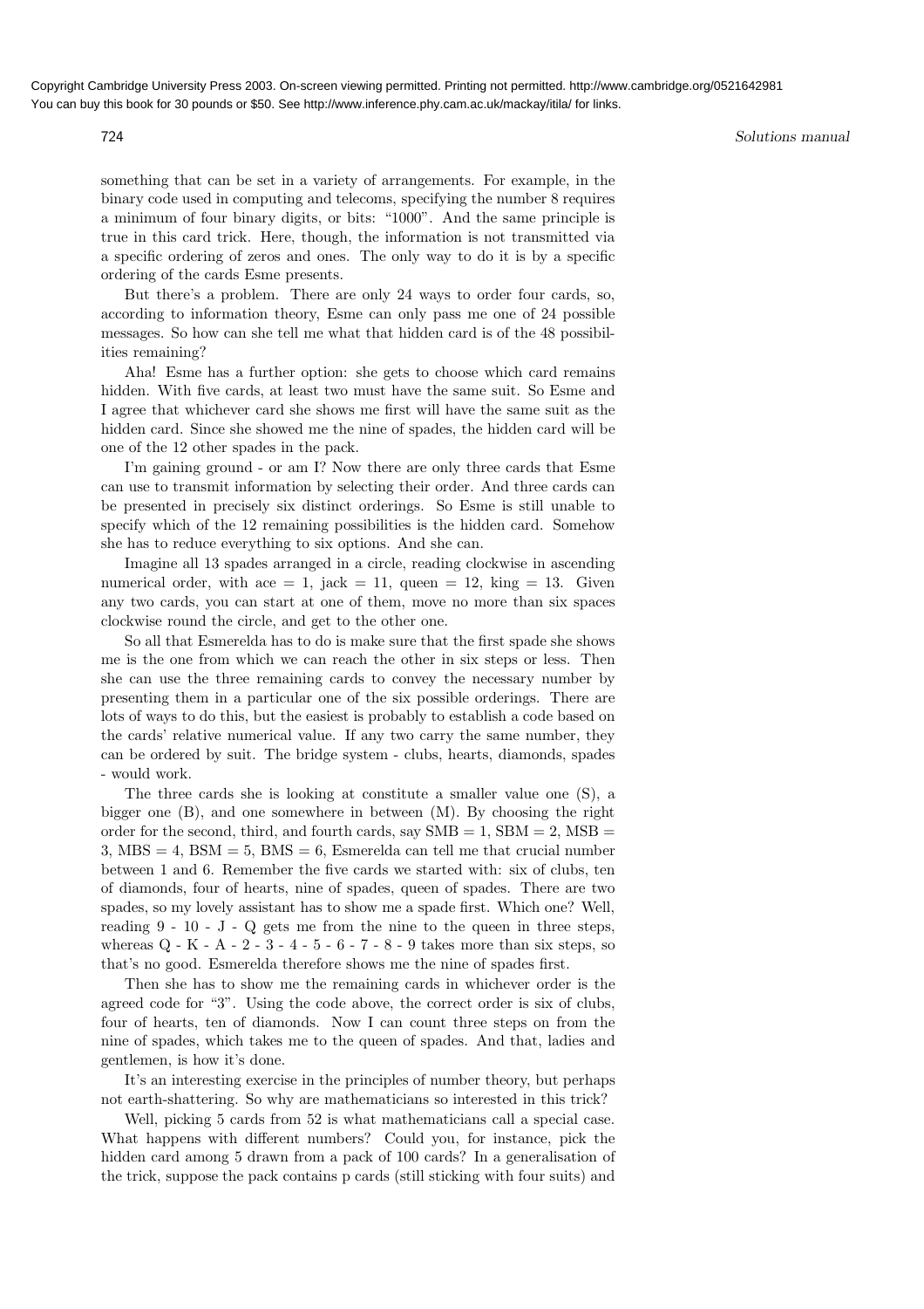something that can be set in a variety of arrangements. For example, in the binary code used in computing and telecoms, specifying the number 8 requires a minimum of four binary digits, or bits: "1000". And the same principle is true in this card trick. Here, though, the information is not transmitted via a specific ordering of zeros and ones. The only way to do it is by a specific ordering of the cards Esme presents.

But there's a problem. There are only 24 ways to order four cards, so, according to information theory, Esme can only pass me one of 24 possible messages. So how can she tell me what that hidden card is of the 48 possibilities remaining?

Aha! Esme has a further option: she gets to choose which card remains hidden. With five cards, at least two must have the same suit. So Esme and I agree that whichever card she shows me first will have the same suit as the hidden card. Since she showed me the nine of spades, the hidden card will be one of the 12 other spades in the pack.

I'm gaining ground - or am I? Now there are only three cards that Esme can use to transmit information by selecting their order. And three cards can be presented in precisely six distinct orderings. So Esme is still unable to specify which of the 12 remaining possibilities is the hidden card. Somehow she has to reduce everything to six options. And she can.

Imagine all 13 spades arranged in a circle, reading clockwise in ascending numerical order, with ace = 1, jack = 11, queen = 12, king = 13. Given any two cards, you can start at one of them, move no more than six spaces clockwise round the circle, and get to the other one.

So all that Esmerelda has to do is make sure that the first spade she shows me is the one from which we can reach the other in six steps or less. Then she can use the three remaining cards to convey the necessary number by presenting them in a particular one of the six possible orderings. There are lots of ways to do this, but the easiest is probably to establish a code based on the cards' relative numerical value. If any two carry the same number, they can be ordered by suit. The bridge system - clubs, hearts, diamonds, spades - would work.

The three cards she is looking at constitute a smaller value one (S), a bigger one (B), and one somewhere in between (M). By choosing the right order for the second, third, and fourth cards, say SMB = 1, SBM = 2, MSB = 3, MBS = 4, BSM = 5, BMS = 6, Esmerelda can tell me that crucial number between 1 and 6. Remember the five cards we started with: six of clubs, ten of diamonds, four of hearts, nine of spades, queen of spades. There are two spades, so my lovely assistant has to show me a spade first. Which one? Well, reading 9 - 10 - J - Q gets me from the nine to the queen in three steps, whereas Q - K - A - 2 - 3 - 4 - 5 - 6 - 7 - 8 - 9 takes more than six steps, so that's no good. Esmerelda therefore shows me the nine of spades first.

Then she has to show me the remaining cards in whichever order is the agreed code for "3". Using the code above, the correct order is six of clubs, four of hearts, ten of diamonds. Now I can count three steps on from the nine of spades, which takes me to the queen of spades. And that, ladies and gentlemen, is how it's done.

It's an interesting exercise in the principles of number theory, but perhaps not earth-shattering. So why are mathematicians so interested in this trick?

Well, picking 5 cards from 52 is what mathematicians call a special case. What happens with different numbers? Could you, for instance, pick the hidden card among 5 drawn from a pack of 100 cards? In a generalisation of the trick, suppose the pack contains p cards (still sticking with four suits) and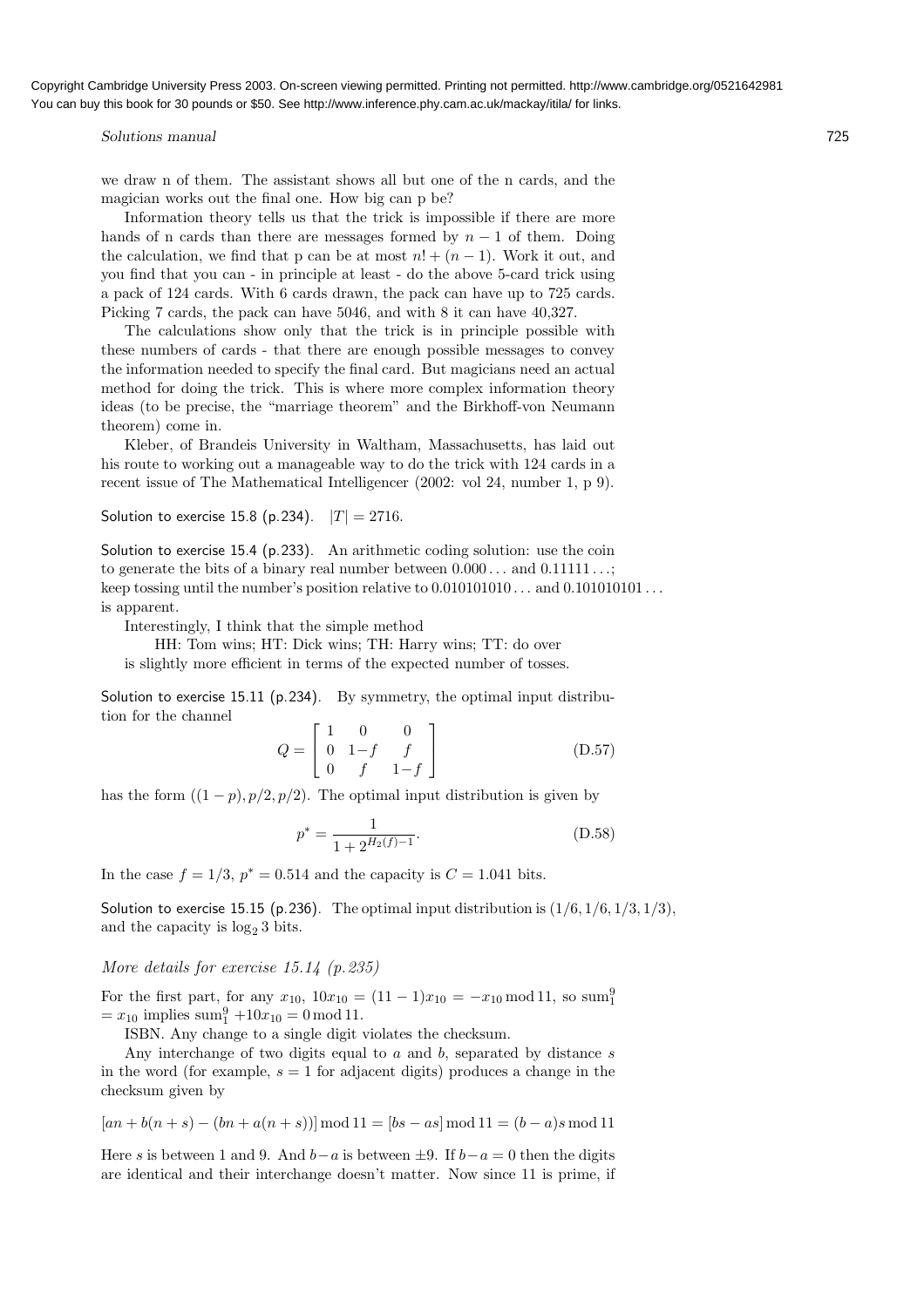we draw n of them. The assistant shows all but one of the n cards, and the magician works out the final one. How big can p be?

Information theory tells us that the trick is impossible if there are more hands of n cards than there are messages formed by $n-1$ of them. Doing the calculation, we find that p can be at most $n! + (n-1)$. Work it out, and you find that you can - in principle at least - do the above 5-card trick using a pack of 124 cards. With 6 cards drawn, the pack can have up to 725 cards. Picking 7 cards, the pack can have 5046, and with 8 it can have 40,327.

The calculations show only that the trick is in principle possible with these numbers of cards - that there are enough possible messages to convey the information needed to specify the final card. But magicians need an actual method for doing the trick. This is where more complex information theory ideas (to be precise, the "marriage theorem" and the Birkhoff-von Neumann theorem) come in.

Kleber, of Brandeis University in Waltham, Massachusetts, has laid out his route to working out a manageable way to do the trick with 124 cards in a recent issue of The Mathematical Intelligencer (2002: vol 24, number 1, p 9).

Solution to exercise 15.8 (p.234). $|T| = 2716$.

Solution to exercise 15.4 (p.233). An arithmetic coding solution: use the coin to generate the bits of a binary real number between $0.000\ldots$ and $0.11111\ldots$; keep tossing until the number's position relative to $0.010101010\ldots$ and $0.101010101\ldots$ is apparent.

Interestingly, I think that the simple method

HH: Tom wins; HT: Dick wins; TH: Harry wins; TT: do over

is slightly more efficient in terms of the expected number of tosses.

Solution to exercise 15.11 (p.234). By symmetry, the optimal input distribution for the channel

$$Q = \begin{bmatrix} 1 & 0 & 0 \\ 0 & 1-f & f \\ 0 & f & 1-f \end{bmatrix} \tag{D.57}$$

has the form $((1-p), p/2, p/2)$. The optimal input distribution is given by

$$p^* = \frac{1}{1 + 2^{H_2(f)-1}}. \tag{D.58}$$

In the case $f = 1/3$, $p^* = 0.514$ and the capacity is $C = 1.041$ bits.

Solution to exercise 15.15 (p.236). The optimal input distribution is $(1/6, 1/6, 1/3, 1/3)$, and the capacity is $\log_2 3$ bits.

*More details for exercise 15.14 (p.235)*

For the first part, for any $x_{10}$, $10x_{10} = (11-1)x_{10} = -x_{10} \bmod 11$, so $\text{sum}_1^9 = x_{10}$ implies $\text{sum}_1^9 + 10x_{10} = 0 \bmod 11$.

ISBN. Any change to a single digit violates the checksum.

Any interchange of two digits equal to $a$ and $b$, separated by distance $s$ in the word (for example, $s = 1$ for adjacent digits) produces a change in the checksum given by

$$[an + b(n+s) - (bn + a(n+s))] \bmod 11 = [bs - as] \bmod 11 = (b-a)s \bmod 11$$

Here $s$ is between 1 and 9. And $b-a$ is between $\pm 9$. If $b-a = 0$ then the digits are identical and their interchange doesn't matter. Now since 11 is prime, if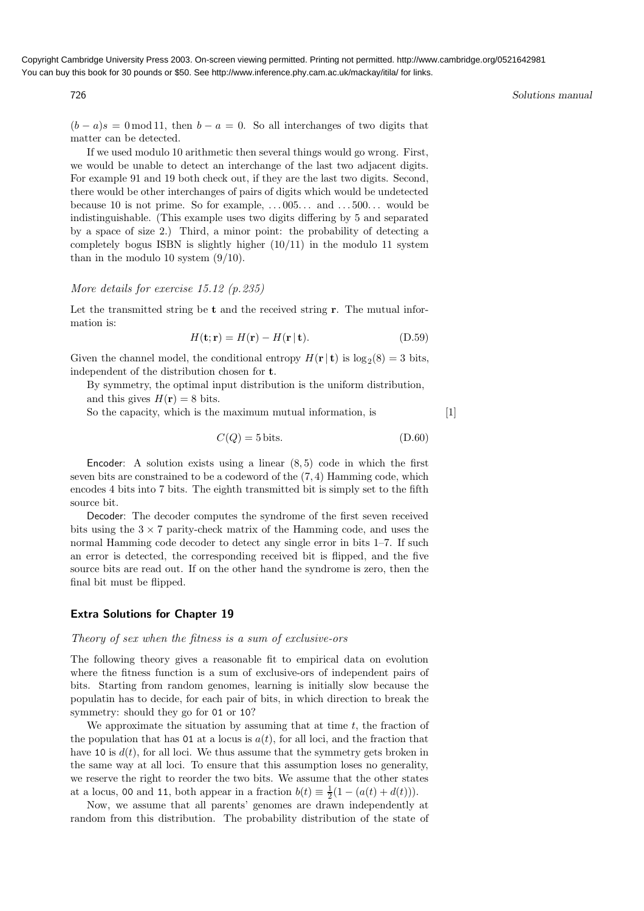$(b - a)s = 0 \bmod 11$, then $b - a = 0$. So all interchanges of two digits that matter can be detected.

If we used modulo 10 arithmetic then several things would go wrong. First, we would be unable to detect an interchange of the last two adjacent digits. For example 91 and 19 both check out, if they are the last two digits. Second, there would be other interchanges of pairs of digits which would be undetected because 10 is not prime. So for example, ...005... and ...500... would be indistinguishable. (This example uses two digits differing by 5 and separated by a space of size 2.) Third, a minor point: the probability of detecting a completely bogus ISBN is slightly higher (10/11) in the modulo 11 system than in the modulo 10 system (9/10).

*More details for exercise 15.12 (p. 235)*

Let the transmitted string be $\mathbf{t}$ and the received string $\mathbf{r}$. The mutual information is:

$$H(\mathbf{t}; \mathbf{r}) = H(\mathbf{r}) - H(\mathbf{r} \mid \mathbf{t}). \tag{D.59}$$

Given the channel model, the conditional entropy $H(\mathbf{r} \mid \mathbf{t})$ is $\log_2(8) = 3$ bits, independent of the distribution chosen for $\mathbf{t}$.

By symmetry, the optimal input distribution is the uniform distribution, and this gives $H(\mathbf{r}) = 8$ bits.

So the capacity, which is the maximum mutual information, is [1]

$$C(Q) = 5\,\text{bits}. \tag{D.60}$$

Encoder: A solution exists using a linear $(8, 5)$ code in which the first seven bits are constrained to be a codeword of the $(7, 4)$ Hamming code, which encodes 4 bits into 7 bits. The eighth transmitted bit is simply set to the fifth source bit.

Decoder: The decoder computes the syndrome of the first seven received bits using the $3 \times 7$ parity-check matrix of the Hamming code, and uses the normal Hamming code decoder to detect any single error in bits 1–7. If such an error is detected, the corresponding received bit is flipped, and the five source bits are read out. If on the other hand the syndrome is zero, then the final bit must be flipped.

## Extra Solutions for Chapter 19

*Theory of sex when the fitness is a sum of exclusive-ors*

The following theory gives a reasonable fit to empirical data on evolution where the fitness function is a sum of exclusive-ors of independent pairs of bits. Starting from random genomes, learning is initially slow because the populatin has to decide, for each pair of bits, in which direction to break the symmetry: should they go for `01` or `10`?

We approximate the situation by assuming that at time $t$, the fraction of the population that has `01` at a locus is $a(t)$, for all loci, and the fraction that have `10` is $d(t)$, for all loci. We thus assume that the symmetry gets broken in the same way at all loci. To ensure that this assumption loses no generality, we reserve the right to reorder the two bits. We assume that the other states at a locus, `00` and `11`, both appear in a fraction $b(t) \equiv \frac{1}{2}(1 - (a(t) + d(t)))$.

Now, we assume that all parents' genomes are drawn independently at random from this distribution. The probability distribution of the state of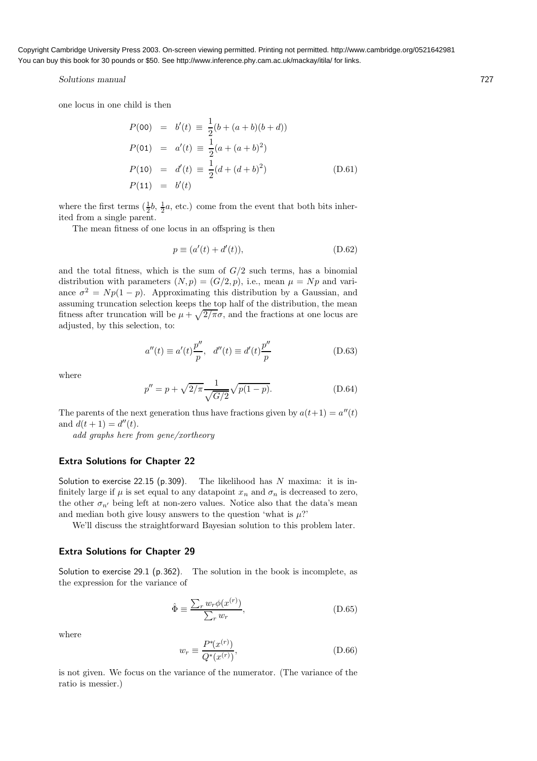one locus in one child is then

$$\begin{aligned}
P(\texttt{00}) &= b'(t) \equiv \frac{1}{2}(b + (a+b)(b+d)) \\
P(\texttt{01}) &= a'(t) \equiv \frac{1}{2}(a + (a+b)^2) \\
P(\texttt{10}) &= d'(t) \equiv \frac{1}{2}(d + (d+b)^2) \\
P(\texttt{11}) &= b'(t)
\end{aligned} \tag{D.61}$$

where the first terms ($\frac{1}{2}b$, $\frac{1}{2}a$, etc.) come from the event that both bits inherited from a single parent.

The mean fitness of one locus in an offspring is then

$$p \equiv (a'(t) + d'(t)), \tag{D.62}$$

and the total fitness, which is the sum of $G/2$ such terms, has a binomial distribution with parameters $(N, p) = (G/2, p)$, i.e., mean $\mu = Np$ and variance $\sigma^2 = Np(1-p)$. Approximating this distribution by a Gaussian, and assuming truncation selection keeps the top half of the distribution, the mean fitness after truncation will be $\mu + \sqrt{2/\pi}\sigma$, and the fractions at one locus are adjusted, by this selection, to:

$$a''(t) \equiv a'(t)\frac{p''}{p}, \quad d''(t) \equiv d'(t)\frac{p''}{p} \tag{D.63}$$

where

$$p'' = p + \sqrt{2/\pi}\frac{1}{\sqrt{G/2}}\sqrt{p(1-p)}. \tag{D.64}$$

The parents of the next generation thus have fractions given by $a(t+1) = a''(t)$ and $d(t+1) = d''(t)$.

*add graphs here from gene/xortheory*

## Extra Solutions for Chapter 22

Solution to exercise 22.15 (p.309). The likelihood has $N$ maxima: it is infinitely large if $\mu$ is set equal to any datapoint $x_n$ and $\sigma_n$ is decreased to zero, the other $\sigma_{n'}$ being left at non-zero values. Notice also that the data's mean and median both give lousy answers to the question 'what is $\mu$?'

We'll discuss the straightforward Bayesian solution to this problem later.

## Extra Solutions for Chapter 29

Solution to exercise 29.1 (p.362). The solution in the book is incomplete, as the expression for the variance of

$$\hat{\Phi} \equiv \frac{\sum_r w_r \phi(x^{(r)})}{\sum_r w_r}, \tag{D.65}$$

where

$$w_r \equiv \frac{P^*(x^{(r)})}{Q^*(x^{(r)})}, \tag{D.66}$$

is not given. We focus on the variance of the numerator. (The variance of the ratio is messier.)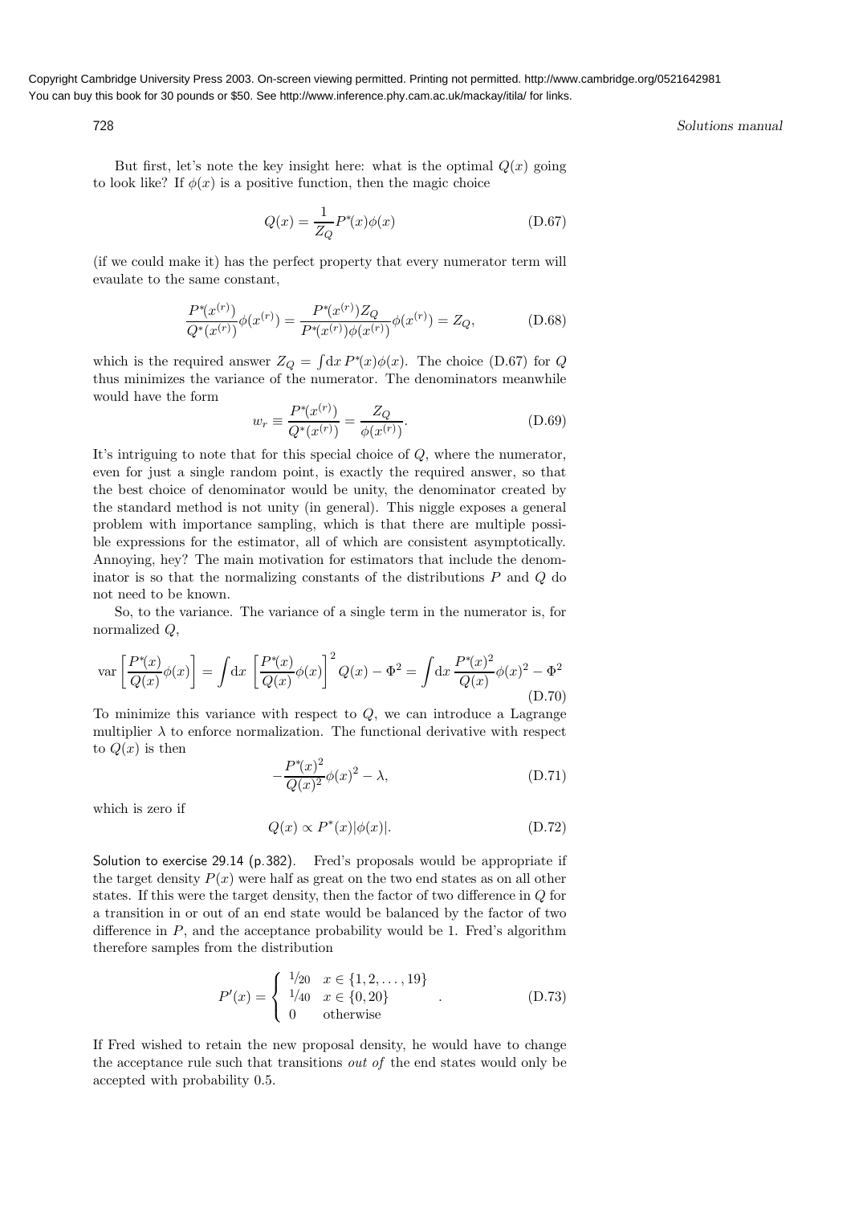But first, let's note the key insight here: what is the optimal $Q(x)$ going to look like? If $\phi(x)$ is a positive function, then the magic choice

$$Q(x) = \frac{1}{Z_Q} P^*(x)\phi(x) \tag{D.67}$$

(if we could make it) has the perfect property that every numerator term will evaulate to the same constant,

$$\frac{P^*(x^{(r)})}{Q^*(x^{(r)})}\phi(x^{(r)}) = \frac{P^*(x^{(r)})Z_Q}{P^*(x^{(r)})\phi(x^{(r)})}\phi(x^{(r)}) = Z_Q, \tag{D.68}$$

which is the required answer $Z_Q = \int \mathrm{d}x\, P^*(x)\phi(x)$. The choice (D.67) for $Q$ thus minimizes the variance of the numerator. The denominators meanwhile would have the form

$$w_r \equiv \frac{P^*(x^{(r)})}{Q^*(x^{(r)})} = \frac{Z_Q}{\phi(x^{(r)})}. \tag{D.69}$$

It's intriguing to note that for this special choice of $Q$, where the numerator, even for just a single random point, is exactly the required answer, so that the best choice of denominator would be unity, the denominator created by the standard method is not unity (in general). This niggle exposes a general problem with importance sampling, which is that there are multiple possible expressions for the estimator, all of which are consistent asymptotically. Annoying, hey? The main motivation for estimators that include the denominator is so that the normalizing constants of the distributions $P$ and $Q$ do not need to be known.

So, to the variance. The variance of a single term in the numerator is, for normalized $Q$,

$$\mathrm{var}\left[\frac{P^*(x)}{Q(x)}\phi(x)\right] = \int \mathrm{d}x \left[\frac{P^*(x)}{Q(x)}\phi(x)\right]^2 Q(x) - \Phi^2 = \int \mathrm{d}x\, \frac{P^*(x)^2}{Q(x)}\phi(x)^2 - \Phi^2 \tag{D.70}$$

To minimize this variance with respect to $Q$, we can introduce a Lagrange multiplier $\lambda$ to enforce normalization. The functional derivative with respect to $Q(x)$ is then

$$-\frac{P^*(x)^2}{Q(x)^2}\phi(x)^2 - \lambda, \tag{D.71}$$

which is zero if

$$Q(x) \propto P^*(x)|\phi(x)|. \tag{D.72}$$

Solution to exercise 29.14 (p.382). Fred's proposals would be appropriate if the target density $P(x)$ were half as great on the two end states as on all other states. If this were the target density, then the factor of two difference in $Q$ for a transition in or out of an end state would be balanced by the factor of two difference in $P$, and the acceptance probability would be 1. Fred's algorithm therefore samples from the distribution

$$P'(x) = \begin{cases} 1/20 & x \in \{1, 2, \ldots, 19\} \\ 1/40 & x \in \{0, 20\} \\ 0 & \text{otherwise} \end{cases} . \tag{D.73}$$

If Fred wished to retain the new proposal density, he would have to change the acceptance rule such that transitions *out of* the end states would only be accepted with probability 0.5.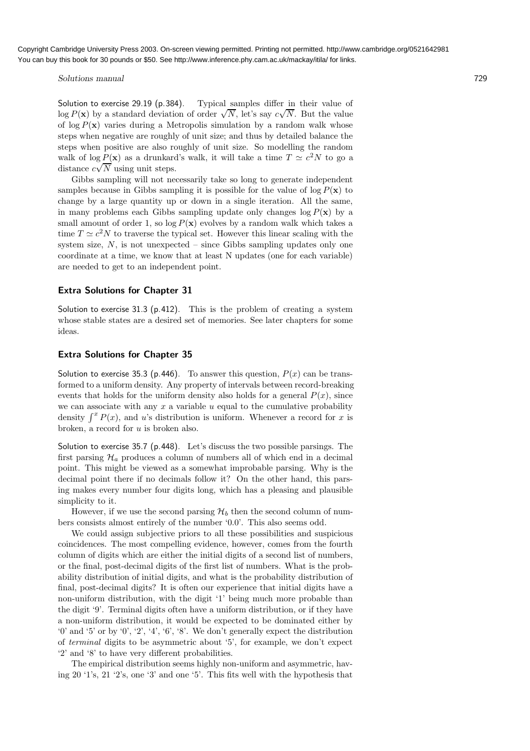Solution to exercise 29.19 (p.384). Typical samples differ in their value of $\log P(\mathbf{x})$ by a standard deviation of order $\sqrt{N}$, let's say $c\sqrt{N}$. But the value of $\log P(\mathbf{x})$ varies during a Metropolis simulation by a random walk whose steps when negative are roughly of unit size; and thus by detailed balance the steps when positive are also roughly of unit size. So modelling the random walk of $\log P(\mathbf{x})$ as a drunkard's walk, it will take a time $T \simeq c^2 N$ to go a distance $c\sqrt{N}$ using unit steps.

Gibbs sampling will not necessarily take so long to generate independent samples because in Gibbs sampling it is possible for the value of $\log P(\mathbf{x})$ to change by a large quantity up or down in a single iteration. All the same, in many problems each Gibbs sampling update only changes $\log P(\mathbf{x})$ by a small amount of order 1, so $\log P(\mathbf{x})$ evolves by a random walk which takes a time $T \simeq c^2 N$ to traverse the typical set. However this linear scaling with the system size, $N$, is not unexpected – since Gibbs sampling updates only one coordinate at a time, we know that at least N updates (one for each variable) are needed to get to an independent point.

## Extra Solutions for Chapter 31

Solution to exercise 31.3 (p.412). This is the problem of creating a system whose stable states are a desired set of memories. See later chapters for some ideas.

## Extra Solutions for Chapter 35

Solution to exercise 35.3 (p.446). To answer this question, $P(x)$ can be transformed to a uniform density. Any property of intervals between record-breaking events that holds for the uniform density also holds for a general $P(x)$, since we can associate with any $x$ a variable $u$ equal to the cumulative probability density $\int^x P(x)$, and $u$'s distribution is uniform. Whenever a record for $x$ is broken, a record for $u$ is broken also.

Solution to exercise 35.7 (p.448). Let's discuss the two possible parsings. The first parsing $\mathcal{H}_a$ produces a column of numbers all of which end in a decimal point. This might be viewed as a somewhat improbable parsing. Why is the decimal point there if no decimals follow it? On the other hand, this parsing makes every number four digits long, which has a pleasing and plausible simplicity to it.

However, if we use the second parsing $\mathcal{H}_b$ then the second column of numbers consists almost entirely of the number '0.0'. This also seems odd.

We could assign subjective priors to all these possibilities and suspicious coincidences. The most compelling evidence, however, comes from the fourth column of digits which are either the initial digits of a second list of numbers, or the final, post-decimal digits of the first list of numbers. What is the probability distribution of initial digits, and what is the probability distribution of final, post-decimal digits? It is often our experience that initial digits have a non-uniform distribution, with the digit '1' being much more probable than the digit '9'. Terminal digits often have a uniform distribution, or if they have a non-uniform distribution, it would be expected to be dominated either by '0' and '5' or by '0', '2', '4', '6', '8'. We don't generally expect the distribution of *terminal* digits to be asymmetric about '5', for example, we don't expect '2' and '8' to have very different probabilities.

The empirical distribution seems highly non-uniform and asymmetric, having 20 '1's, 21 '2's, one '3' and one '5'. This fits well with the hypothesis that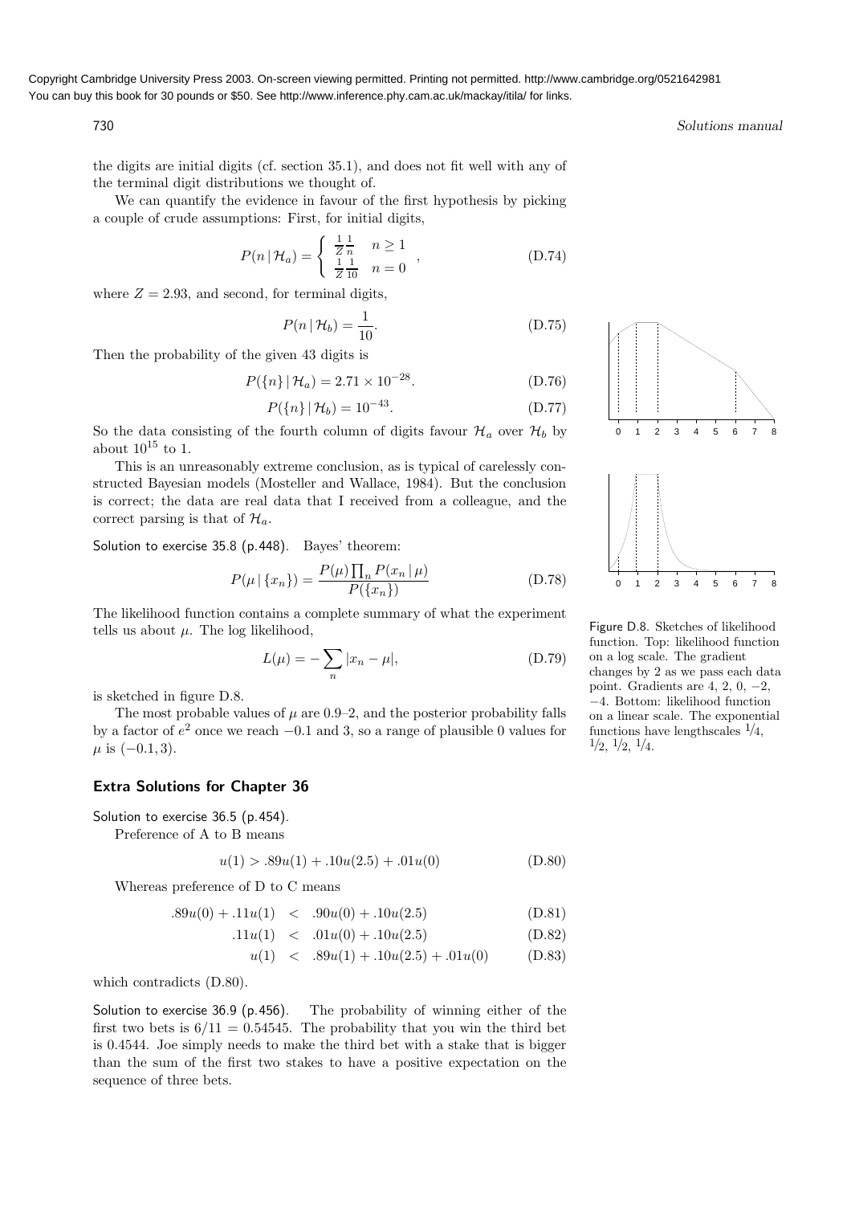the digits are initial digits (cf. section 35.1), and does not fit well with any of the terminal digit distributions we thought of.

We can quantify the evidence in favour of the first hypothesis by picking a couple of crude assumptions: First, for initial digits,

$$P(n \mid \mathcal{H}_a) = \begin{cases} \frac{1}{Z}\frac{1}{n} & n \geq 1 \\ \frac{1}{Z}\frac{1}{10} & n = 0 \end{cases}, \tag{D.74}$$

where $Z = 2.93$, and second, for terminal digits,

$$P(n \mid \mathcal{H}_b) = \frac{1}{10}. \tag{D.75}$$

Then the probability of the given 43 digits is

$$P(\{n\} \mid \mathcal{H}_a) = 2.71 \times 10^{-28}. \tag{D.76}$$

$$P(\{n\} \mid \mathcal{H}_b) = 10^{-43}. \tag{D.77}$$

So the data consisting of the fourth column of digits favour $\mathcal{H}_a$ over $\mathcal{H}_b$ by about $10^{15}$ to 1.

This is an unreasonably extreme conclusion, as is typical of carelessly constructed Bayesian models (Mosteller and Wallace, 1984). But the conclusion is correct; the data are real data that I received from a colleague, and the correct parsing is that of $\mathcal{H}_a$.

Solution to exercise 35.8 (p.448). Bayes' theorem:

$$P(\mu \mid \{x_n\}) = \frac{P(\mu)\prod_n P(x_n \mid \mu)}{P(\{x_n\})} \tag{D.78}$$

The likelihood function contains a complete summary of what the experiment tells us about $\mu$. The log likelihood,

$$L(\mu) = -\sum_n |x_n - \mu|, \tag{D.79}$$

is sketched in figure D.8.

The most probable values of $\mu$ are 0.9–2, and the posterior probability falls by a factor of $e^2$ once we reach $-0.1$ and 3, so a range of plausible 0 values for $\mu$ is $(-0.1, 3)$.

Figure D.8. Sketches of likelihood function. Top: likelihood function on a log scale. The gradient changes by 2 as we pass each data point. Gradients are 4, 2, 0, $-2$, $-4$. Bottom: likelihood function on a linear scale. The exponential functions have lengthscales $1/4$, $1/2$, $1/2$, $1/4$.

## Extra Solutions for Chapter 36

Solution to exercise 36.5 (p.454).

Preference of A to B means

$$u(1) > .89u(1) + .10u(2.5) + .01u(0) \tag{D.80}$$

Whereas preference of D to C means

$$.89u(0) + .11u(1) < .90u(0) + .10u(2.5) \tag{D.81}$$

$$.11u(1) < .01u(0) + .10u(2.5) \tag{D.82}$$

$$u(1) < .89u(1) + .10u(2.5) + .01u(0) \tag{D.83}$$

which contradicts (D.80).

Solution to exercise 36.9 (p.456). The probability of winning either of the first two bets is $6/11 = 0.54545$. The probability that you win the third bet is 0.4544. Joe simply needs to make the third bet with a stake that is bigger than the sum of the first two stakes to have a positive expectation on the sequence of three bets.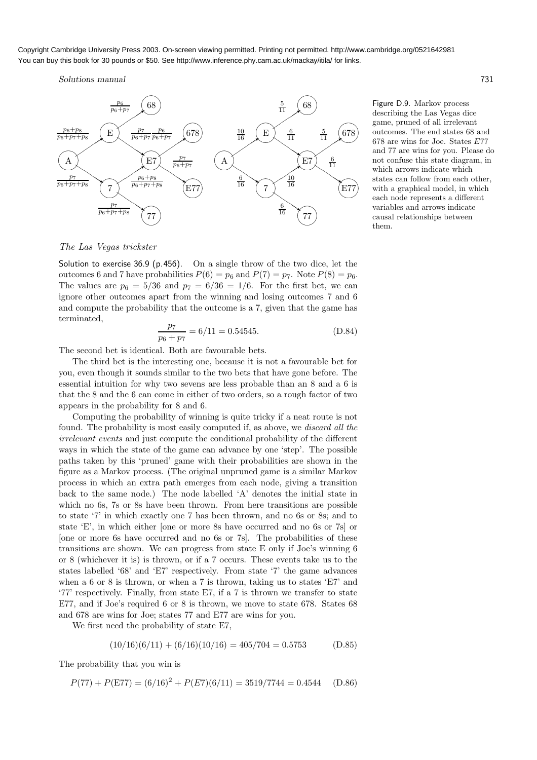Figure D.9. Markov process describing the Las Vegas dice game, pruned of all irrelevant outcomes. The end states 68 and 678 are wins for Joe. States $E77$ and 77 are wins for you. Please do not confuse this state diagram, in which arrows indicate which states can follow from each other, with a graphical model, in which each node represents a different variables and arrows indicate causal relationships between them.

*The Las Vegas trickster*

Solution to exercise 36.9 (p.456). On a single throw of the two dice, let the outcomes 6 and 7 have probabilities $P(6) = p_6$ and $P(7) = p_7$. Note $P(8) = p_6$. The values are $p_6 = 5/36$ and $p_7 = 6/36 = 1/6$. For the first bet, we can ignore other outcomes apart from the winning and losing outcomes 7 and 6 and compute the probability that the outcome is a 7, given that the game has terminated,

$$\frac{p_7}{p_6 + p_7} = 6/11 = 0.54545. \tag{D.84}$$

The second bet is identical. Both are favourable bets.

The third bet is the interesting one, because it is not a favourable bet for you, even though it sounds similar to the two bets that have gone before. The essential intuition for why two sevens are less probable than an 8 and a 6 is that the 8 and the 6 can come in either of two orders, so a rough factor of two appears in the probability for 8 and 6.

Computing the probability of winning is quite tricky if a neat route is not found. The probability is most easily computed if, as above, we *discard all the irrelevant events* and just compute the conditional probability of the different ways in which the state of the game can advance by one 'step'. The possible paths taken by this 'pruned' game with their probabilities are shown in the figure as a Markov process. (The original unpruned game is a similar Markov process in which an extra path emerges from each node, giving a transition back to the same node.) The node labelled 'A' denotes the initial state in which no 6s, 7s or 8s have been thrown. From here transitions are possible to state '7' in which exactly one 7 has been thrown, and no 6s or 8s; and to state 'E', in which either [one or more 8s have occurred and no 6s or 7s] or [one or more 6s have occurred and no 6s or 7s]. The probabilities of these transitions are shown. We can progress from state E only if Joe's winning 6 or 8 (whichever it is) is thrown, or if a 7 occurs. These events take us to the states labelled '68' and 'E7' respectively. From state '7' the game advances when a 6 or 8 is thrown, or when a 7 is thrown, taking us to states 'E7' and '77' respectively. Finally, from state E7, if a 7 is thrown we transfer to state E77, and if Joe's required 6 or 8 is thrown, we move to state 678. States 68 and 678 are wins for Joe; states 77 and E77 are wins for you.

We first need the probability of state E7,

$$(10/16)(6/11) + (6/16)(10/16) = 405/704 = 0.5753 \tag{D.85}$$

The probability that you win is

$$P(77) + P(\text{E77}) = (6/16)^2 + P(E7)(6/11) = 3519/7744 = 0.4544 \tag{D.86}$$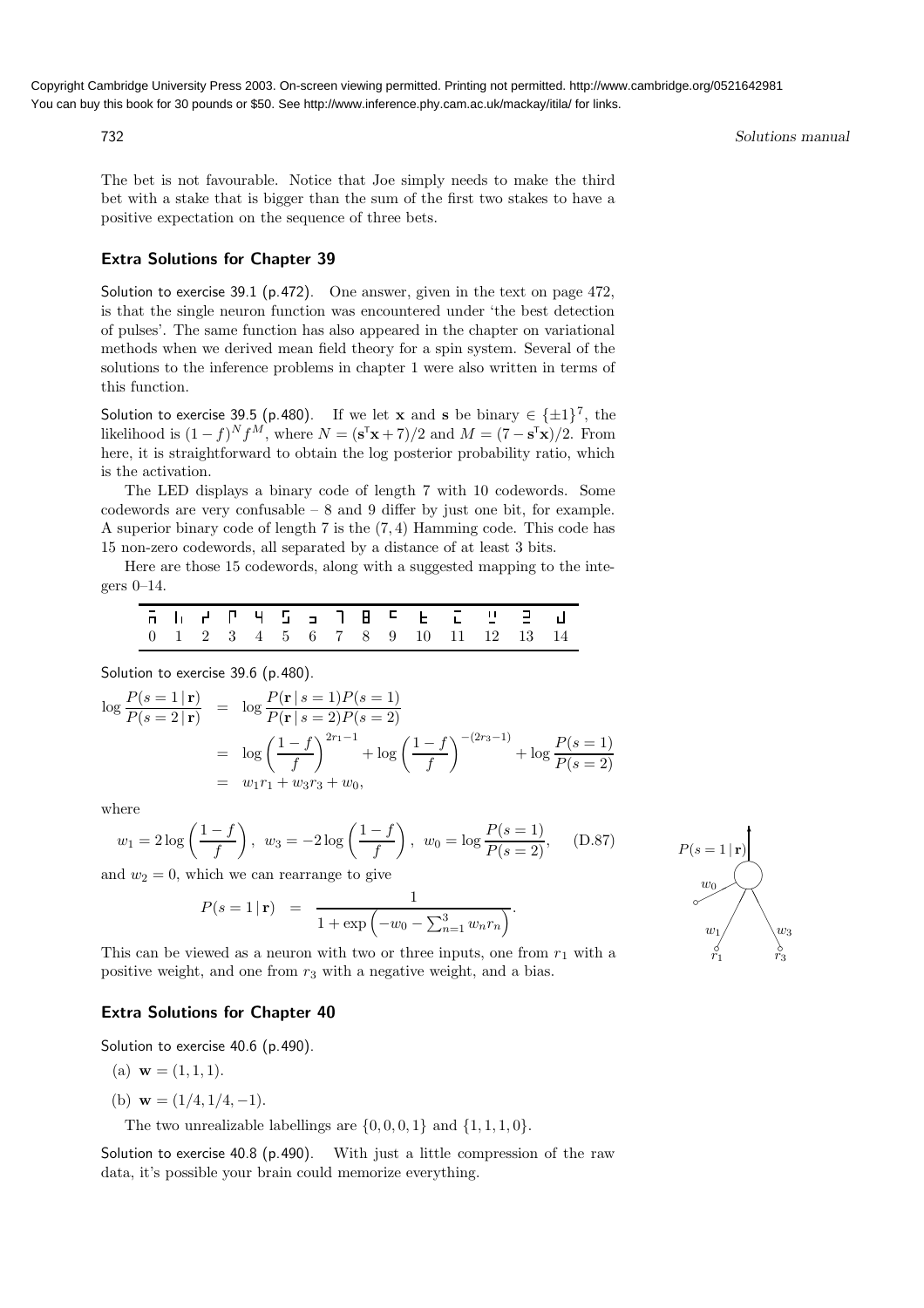The bet is not favourable. Notice that Joe simply needs to make the third bet with a stake that is bigger than the sum of the first two stakes to have a positive expectation on the sequence of three bets.

### Extra Solutions for Chapter 39

Solution to exercise 39.1 (p.472). One answer, given in the text on page 472, is that the single neuron function was encountered under 'the best detection of pulses'. The same function has also appeared in the chapter on variational methods when we derived mean field theory for a spin system. Several of the solutions to the inference problems in chapter 1 were also written in terms of this function.

Solution to exercise 39.5 (p.480). If we let $\mathbf{x}$ and $\mathbf{s}$ be binary $\in \{\pm 1\}^7$, the likelihood is $(1-f)^N f^M$, where $N = (\mathbf{s}^{\mathsf{T}}\mathbf{x} + 7)/2$ and $M = (7 - \mathbf{s}^{\mathsf{T}}\mathbf{x})/2$. From here, it is straightforward to obtain the log posterior probability ratio, which is the activation.

The LED displays a binary code of length 7 with 10 codewords. Some codewords are very confusable – 8 and 9 differ by just one bit, for example. A superior binary code of length 7 is the $(7,4)$ Hamming code. This code has 15 non-zero codewords, all separated by a distance of at least 3 bits.

Here are those 15 codewords, along with a suggested mapping to the integers 0–14.

| (codeword) | (codeword) | (codeword) | (codeword) | (codeword) | (codeword) | (codeword) | (codeword) | (codeword) | (codeword) | (codeword) | (codeword) | (codeword) | (codeword) | (codeword) |
|---|---|---|---|---|---|---|---|---|---|---|---|---|---|---|
| 0 | 1 | 2 | 3 | 4 | 5 | 6 | 7 | 8 | 9 | 10 | 11 | 12 | 13 | 14 |

Solution to exercise 39.6 (p.480).

$$\begin{aligned}
\log \frac{P(s=1\,|\,\mathbf{r})}{P(s=2\,|\,\mathbf{r})} &= \log \frac{P(\mathbf{r}\,|\,s=1)P(s=1)}{P(\mathbf{r}\,|\,s=2)P(s=2)} \\
&= \log \left(\frac{1-f}{f}\right)^{2r_1-1} + \log \left(\frac{1-f}{f}\right)^{-(2r_3-1)} + \log \frac{P(s=1)}{P(s=2)} \\
&= w_1 r_1 + w_3 r_3 + w_0,
\end{aligned}$$

where

$$w_1 = 2\log\left(\frac{1-f}{f}\right), \;\; w_3 = -2\log\left(\frac{1-f}{f}\right), \;\; w_0 = \log\frac{P(s=1)}{P(s=2)}, \qquad \text{(D.87)}$$

and $w_2 = 0$, which we can rearrange to give

$$P(s=1\,|\,\mathbf{r}) \;=\; \frac{1}{1+\exp\left(-w_0 - \sum_{n=1}^{3} w_n r_n\right)}.$$

This can be viewed as a neuron with two or three inputs, one from $r_1$ with a positive weight, and one from $r_3$ with a negative weight, and a bias.

### Extra Solutions for Chapter 40

Solution to exercise 40.6 (p.490).

(a) $\mathbf{w} = (1,1,1)$.

(b) $\mathbf{w} = (1/4, 1/4, -1)$.

The two unrealizable labellings are $\{0,0,0,1\}$ and $\{1,1,1,0\}$.

Solution to exercise 40.8 (p.490). With just a little compression of the raw data, it's possible your brain could memorize everything.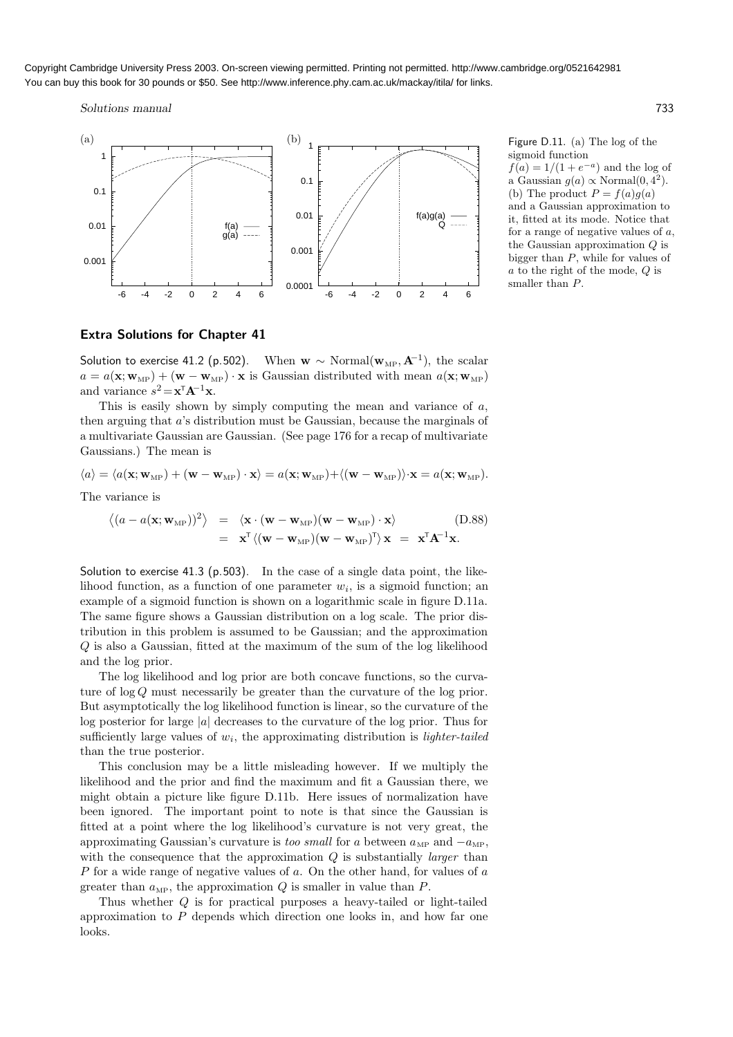Figure D.11. (a) The log of the sigmoid function $f(a) = 1/(1 + e^{-a})$ and the log of a Gaussian $g(a) \propto \text{Normal}(0, 4^2)$. (b) The product $P = f(a)g(a)$ and a Gaussian approximation to it, fitted at its mode. Notice that for a range of negative values of $a$, the Gaussian approximation $Q$ is bigger than $P$, while for values of $a$ to the right of the mode, $Q$ is smaller than $P$.

## Extra Solutions for Chapter 41

Solution to exercise 41.2 (p.502). When $\mathbf{w} \sim \text{Normal}(\mathbf{w}_{\text{MP}}, \mathbf{A}^{-1})$, the scalar $a = a(\mathbf{x}; \mathbf{w}_{\text{MP}}) + (\mathbf{w} - \mathbf{w}_{\text{MP}}) \cdot \mathbf{x}$ is Gaussian distributed with mean $a(\mathbf{x}; \mathbf{w}_{\text{MP}})$ and variance $s^2 = \mathbf{x}^{\mathsf{T}}\mathbf{A}^{-1}\mathbf{x}$.

This is easily shown by simply computing the mean and variance of $a$, then arguing that $a$'s distribution must be Gaussian, because the marginals of a multivariate Gaussian are Gaussian. (See page 176 for a recap of multivariate Gaussians.) The mean is

$$\langle a \rangle = \langle a(\mathbf{x}; \mathbf{w}_{\text{MP}}) + (\mathbf{w} - \mathbf{w}_{\text{MP}}) \cdot \mathbf{x} \rangle = a(\mathbf{x}; \mathbf{w}_{\text{MP}}) + \langle (\mathbf{w} - \mathbf{w}_{\text{MP}}) \rangle \cdot \mathbf{x} = a(\mathbf{x}; \mathbf{w}_{\text{MP}}).$$

The variance is

$$\begin{aligned} \left\langle (a - a(\mathbf{x}; \mathbf{w}_{\text{MP}}))^2 \right\rangle &= \langle \mathbf{x} \cdot (\mathbf{w} - \mathbf{w}_{\text{MP}})(\mathbf{w} - \mathbf{w}_{\text{MP}}) \cdot \mathbf{x} \rangle \qquad \text{(D.88)} \\ &= \mathbf{x}^{\mathsf{T}} \left\langle (\mathbf{w} - \mathbf{w}_{\text{MP}})(\mathbf{w} - \mathbf{w}_{\text{MP}})^{\mathsf{T}} \right\rangle \mathbf{x} \;=\; \mathbf{x}^{\mathsf{T}}\mathbf{A}^{-1}\mathbf{x}. \end{aligned}$$

Solution to exercise 41.3 (p.503). In the case of a single data point, the likelihood function, as a function of one parameter $w_i$, is a sigmoid function; an example of a sigmoid function is shown on a logarithmic scale in figure D.11a. The same figure shows a Gaussian distribution on a log scale. The prior distribution in this problem is assumed to be Gaussian; and the approximation $Q$ is also a Gaussian, fitted at the maximum of the sum of the log likelihood and the log prior.

The log likelihood and log prior are both concave functions, so the curvature of $\log Q$ must necessarily be greater than the curvature of the log prior. But asymptotically the log likelihood function is linear, so the curvature of the log posterior for large $|a|$ decreases to the curvature of the log prior. Thus for sufficiently large values of $w_i$, the approximating distribution is *lighter-tailed* than the true posterior.

This conclusion may be a little misleading however. If we multiply the likelihood and the prior and find the maximum and fit a Gaussian there, we might obtain a picture like figure D.11b. Here issues of normalization have been ignored. The important point to note is that since the Gaussian is fitted at a point where the log likelihood's curvature is not very great, the approximating Gaussian's curvature is *too small* for $a$ between $a_{\text{MP}}$ and $-a_{\text{MP}}$, with the consequence that the approximation $Q$ is substantially *larger* than $P$ for a wide range of negative values of $a$. On the other hand, for values of $a$ greater than $a_{\text{MP}}$, the approximation $Q$ is smaller in value than $P$.

Thus whether $Q$ is for practical purposes a heavy-tailed or light-tailed approximation to $P$ depends which direction one looks in, and how far one looks.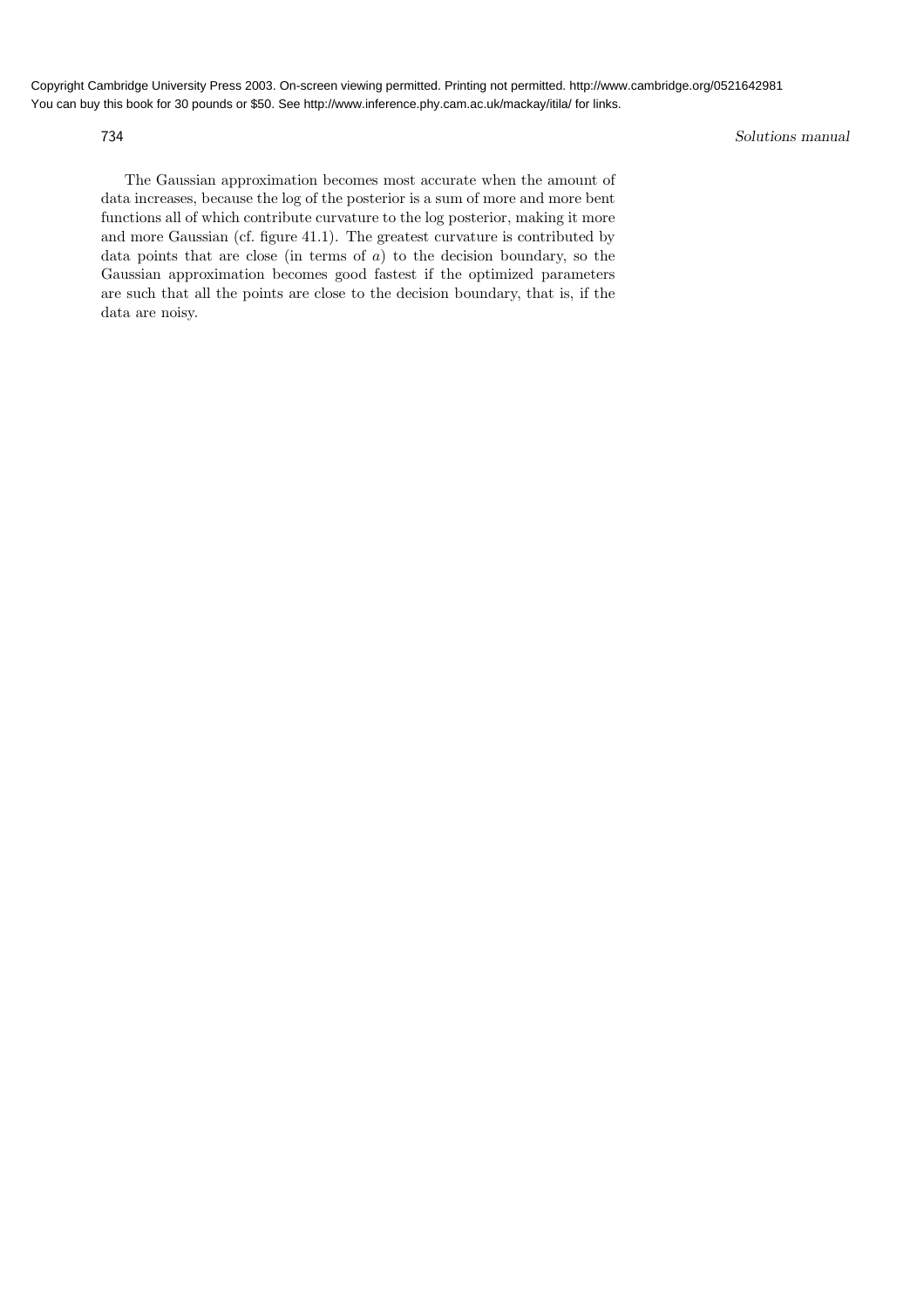The Gaussian approximation becomes most accurate when the amount of data increases, because the log of the posterior is a sum of more and more bent functions all of which contribute curvature to the log posterior, making it more and more Gaussian (cf. figure 41.1). The greatest curvature is contributed by data points that are close (in terms of $a$) to the decision boundary, so the Gaussian approximation becomes good fastest if the optimized parameters are such that all the points are close to the decision boundary, that is, if the data are noisy.